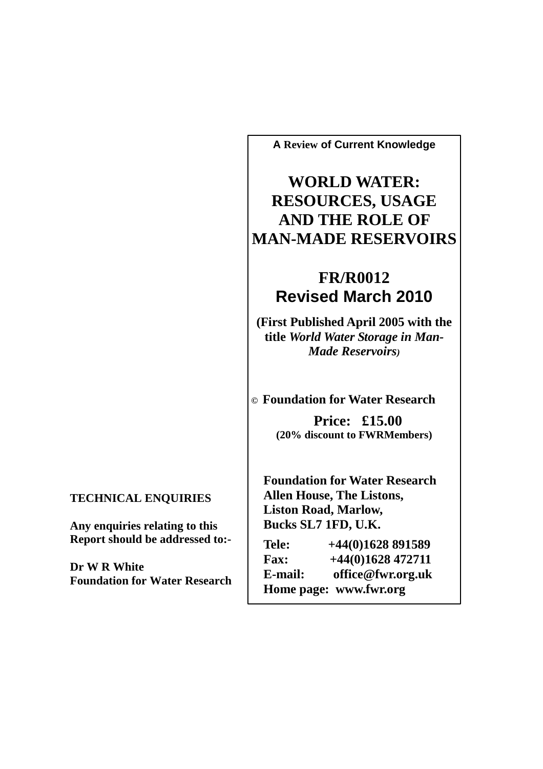**A Review of Current Knowledge**

# WORLD WATER: RESOURCES, USAGE AND THE ROLE OF MAN-MADE RESERVOIRS

## FR/R0012
## Revised March 2010

**(First Published April 2005 with the title *World Water Storage in Man-Made Reservoirs*)**

© **Foundation for Water Research**

**Price: £15.00**
**(20% discount to FWRMembers)**

**Foundation for Water Research**
**Allen House, The Listons,**
**Liston Road, Marlow,**
**Bucks SL7 1FD, U.K.**

**Tele:** +44(0)1628 891589
**Fax:** +44(0)1628 472711
**E-mail:** office@fwr.org.uk
**Home page:** www.fwr.org

**TECHNICAL ENQUIRIES**

**Any enquiries relating to this Report should be addressed to:-**

**Dr W R White**
**Foundation for Water Research**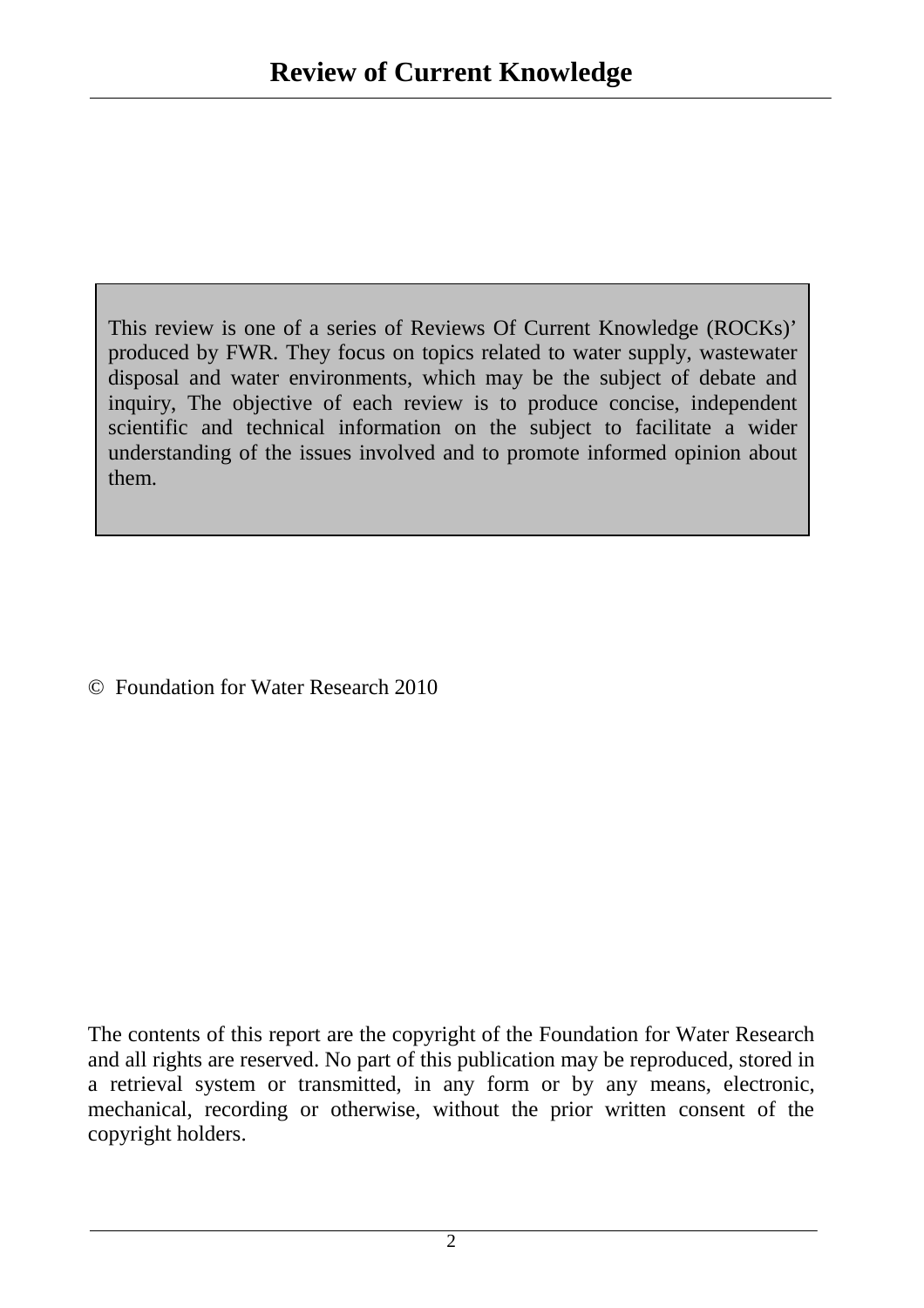# Review of Current Knowledge

This review is one of a series of Reviews Of Current Knowledge (ROCKs)' produced by FWR. They focus on topics related to water supply, wastewater disposal and water environments, which may be the subject of debate and inquiry, The objective of each review is to produce concise, independent scientific and technical information on the subject to facilitate a wider understanding of the issues involved and to promote informed opinion about them.

© Foundation for Water Research 2010

The contents of this report are the copyright of the Foundation for Water Research and all rights are reserved. No part of this publication may be reproduced, stored in a retrieval system or transmitted, in any form or by any means, electronic, mechanical, recording or otherwise, without the prior written consent of the copyright holders.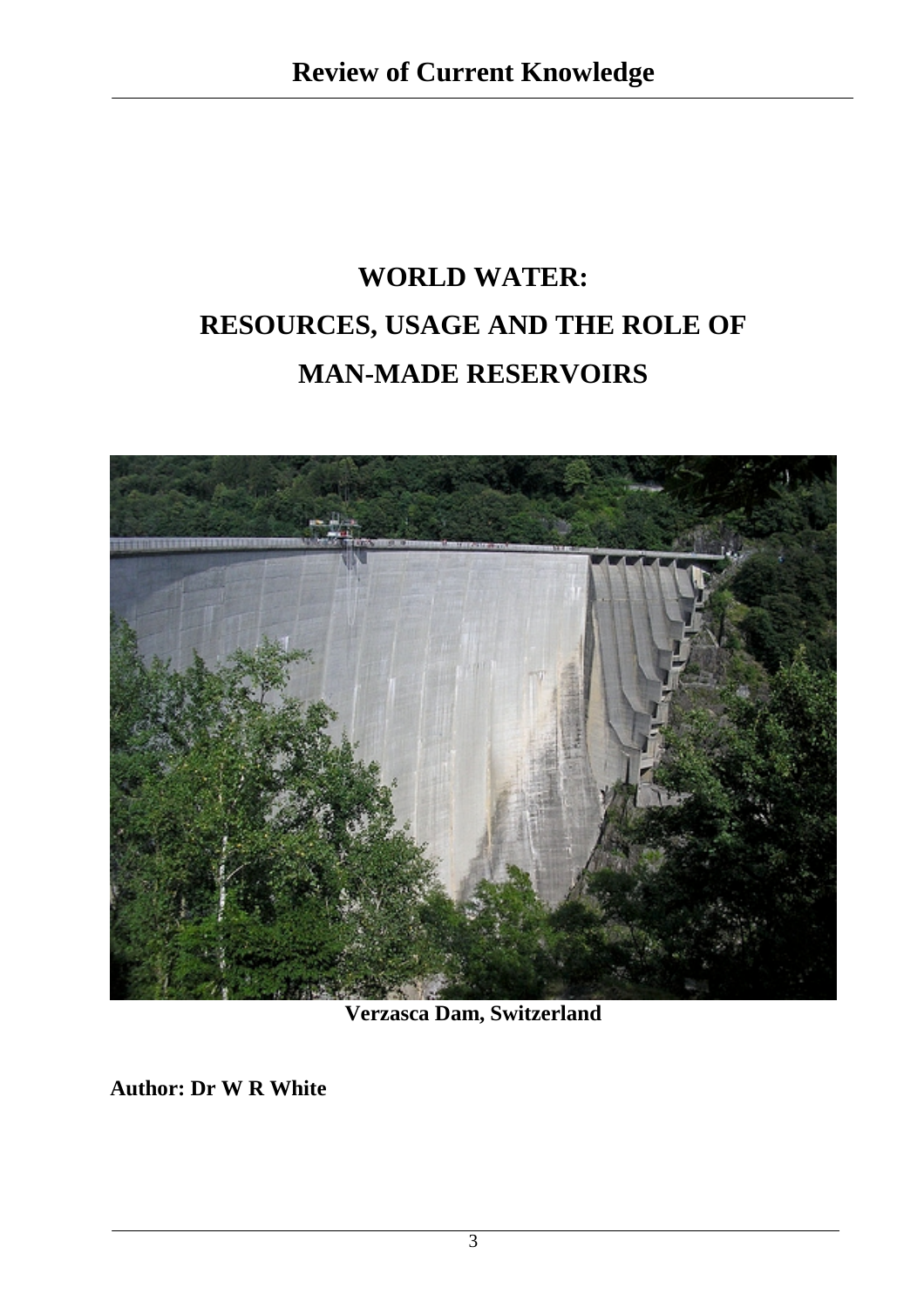# WORLD WATER:

# RESOURCES, USAGE AND THE ROLE OF MAN-MADE RESERVOIRS

**Verzasca Dam, Switzerland**

**Author: Dr W R White**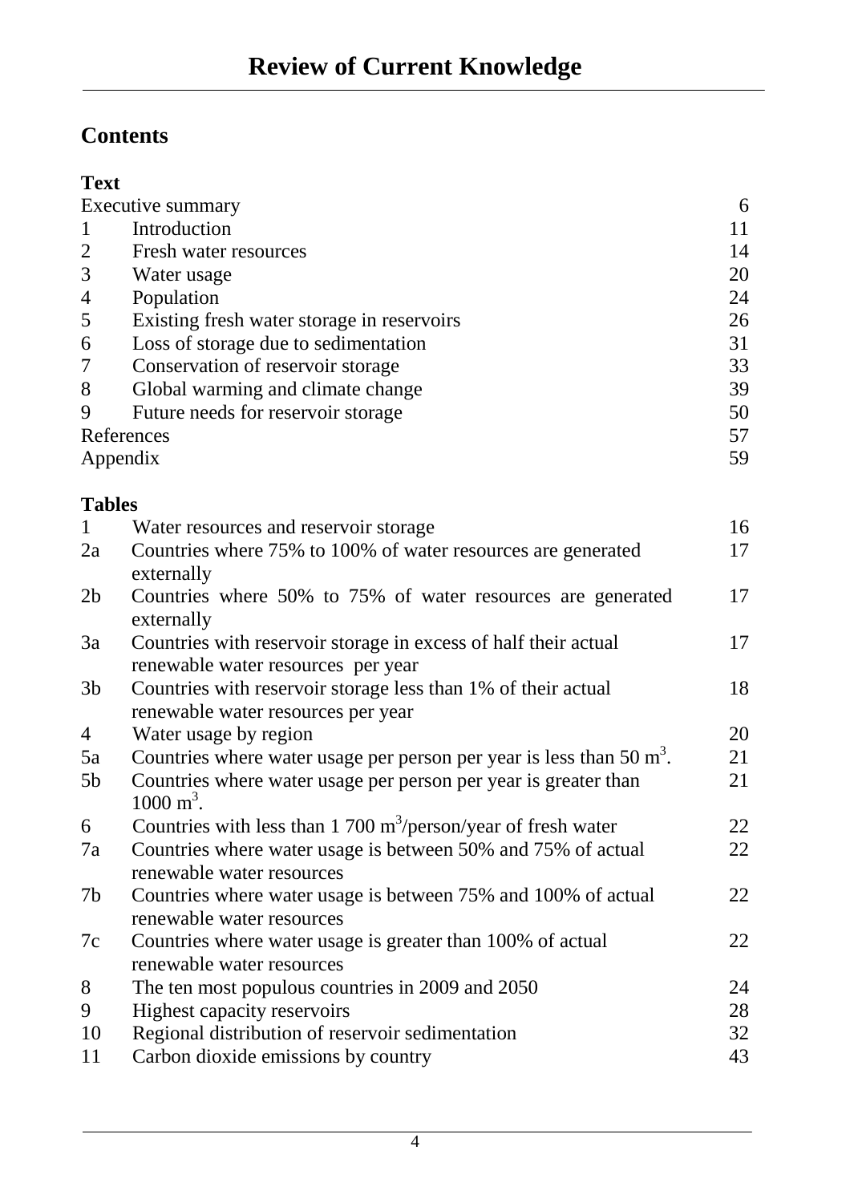# Review of Current Knowledge

## Contents

### Text

| | | |
|---|---|---|
| Executive summary | | 6 |
| 1 | Introduction | 11 |
| 2 | Fresh water resources | 14 |
| 3 | Water usage | 20 |
| 4 | Population | 24 |
| 5 | Existing fresh water storage in reservoirs | 26 |
| 6 | Loss of storage due to sedimentation | 31 |
| 7 | Conservation of reservoir storage | 33 |
| 8 | Global warming and climate change | 39 |
| 9 | Future needs for reservoir storage | 50 |
| References | | 57 |
| Appendix | | 59 |

### Tables

| | | |
|---|---|---|
| 1 | Water resources and reservoir storage | 16 |
| 2a | Countries where 75% to 100% of water resources are generated externally | 17 |
| 2b | Countries where 50% to 75% of water resources are generated externally | 17 |
| 3a | Countries with reservoir storage in excess of half their actual renewable water resources per year | 17 |
| 3b | Countries with reservoir storage less than 1% of their actual renewable water resources per year | 18 |
| 4 | Water usage by region | 20 |
| 5a | Countries where water usage per person per year is less than 50 $m^3$. | 21 |
| 5b | Countries where water usage per person per year is greater than 1000 $m^3$. | 21 |
| 6 | Countries with less than 1 700 $m^3$/person/year of fresh water | 22 |
| 7a | Countries where water usage is between 50% and 75% of actual renewable water resources | 22 |
| 7b | Countries where water usage is between 75% and 100% of actual renewable water resources | 22 |
| 7c | Countries where water usage is greater than 100% of actual renewable water resources | 22 |
| 8 | The ten most populous countries in 2009 and 2050 | 24 |
| 9 | Highest capacity reservoirs | 28 |
| 10 | Regional distribution of reservoir sedimentation | 32 |
| 11 | Carbon dioxide emissions by country | 43 |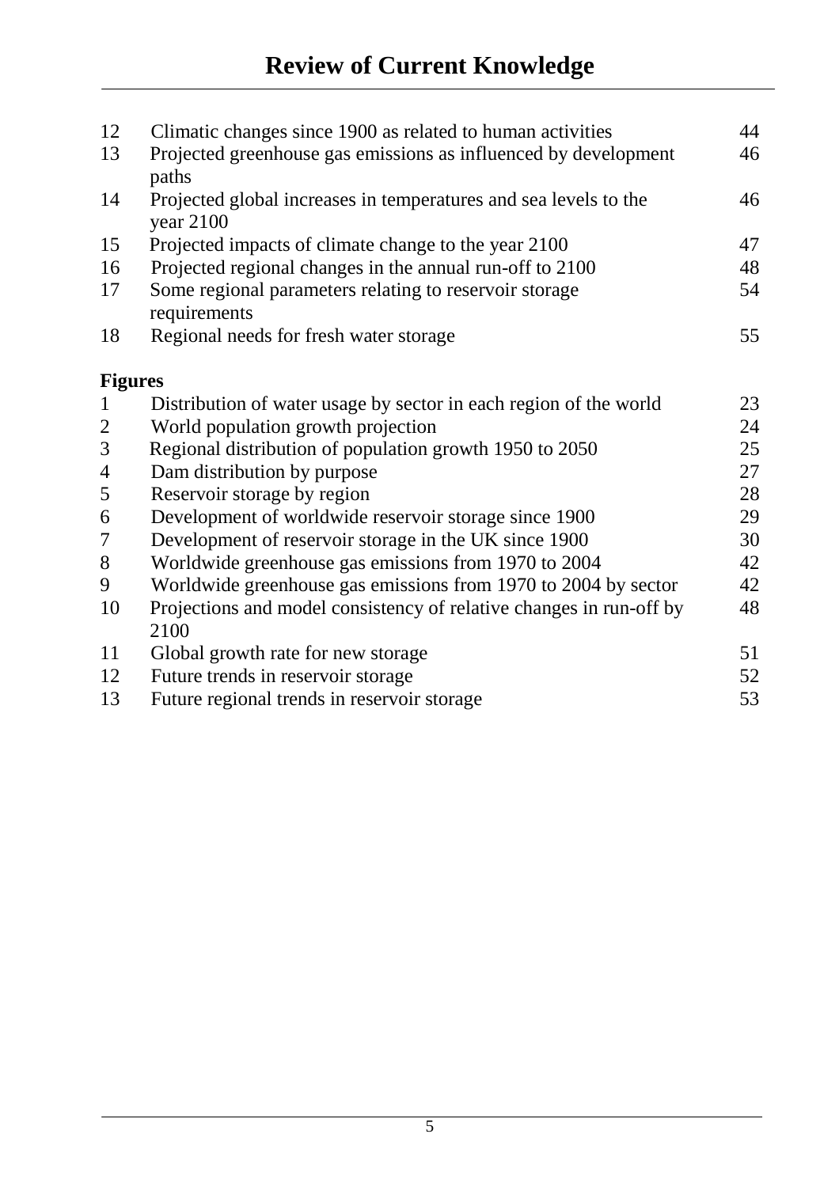| | | |
|---|---|---|
| 12 | Climatic changes since 1900 as related to human activities | 44 |
| 13 | Projected greenhouse gas emissions as influenced by development paths | 46 |
| 14 | Projected global increases in temperatures and sea levels to the year 2100 | 46 |
| 15 | Projected impacts of climate change to the year 2100 | 47 |
| 16 | Projected regional changes in the annual run-off to 2100 | 48 |
| 17 | Some regional parameters relating to reservoir storage requirements | 54 |
| 18 | Regional needs for fresh water storage | 55 |

**Figures**

| | | |
|---|---|---|
| 1 | Distribution of water usage by sector in each region of the world | 23 |
| 2 | World population growth projection | 24 |
| 3 | Regional distribution of population growth 1950 to 2050 | 25 |
| 4 | Dam distribution by purpose | 27 |
| 5 | Reservoir storage by region | 28 |
| 6 | Development of worldwide reservoir storage since 1900 | 29 |
| 7 | Development of reservoir storage in the UK since 1900 | 30 |
| 8 | Worldwide greenhouse gas emissions from 1970 to 2004 | 42 |
| 9 | Worldwide greenhouse gas emissions from 1970 to 2004 by sector | 42 |
| 10 | Projections and model consistency of relative changes in run-off by 2100 | 48 |
| 11 | Global growth rate for new storage | 51 |
| 12 | Future trends in reservoir storage | 52 |
| 13 | Future regional trends in reservoir storage | 53 |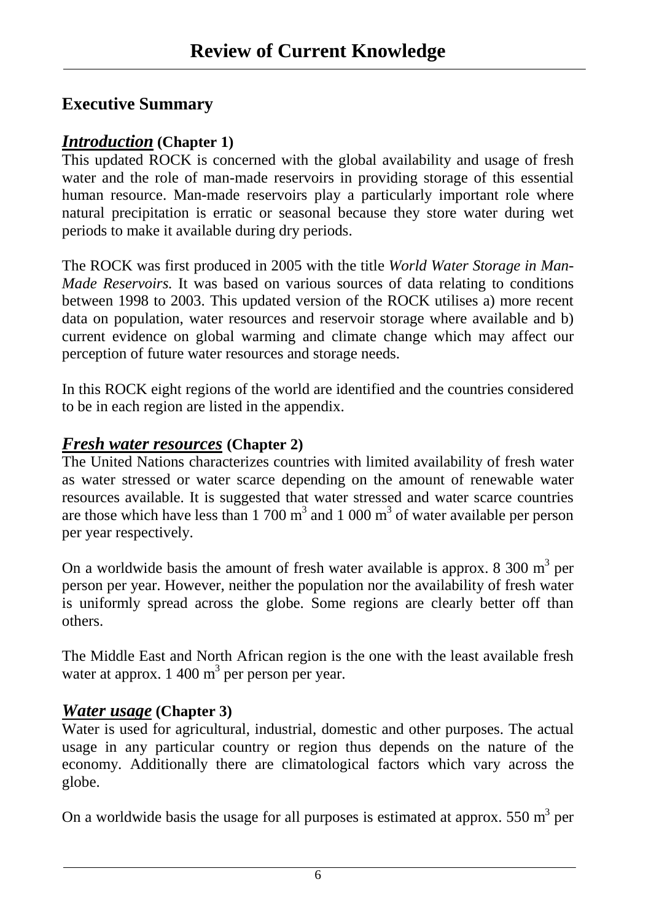# Review of Current Knowledge

## Executive Summary

### ***Introduction*** **(Chapter 1)**

This updated ROCK is concerned with the global availability and usage of fresh water and the role of man-made reservoirs in providing storage of this essential human resource. Man-made reservoirs play a particularly important role where natural precipitation is erratic or seasonal because they store water during wet periods to make it available during dry periods.

The ROCK was first produced in 2005 with the title *World Water Storage in Man-Made Reservoirs.* It was based on various sources of data relating to conditions between 1998 to 2003. This updated version of the ROCK utilises a) more recent data on population, water resources and reservoir storage where available and b) current evidence on global warming and climate change which may affect our perception of future water resources and storage needs.

In this ROCK eight regions of the world are identified and the countries considered to be in each region are listed in the appendix.

### ***Fresh water resources*** **(Chapter 2)**

The United Nations characterizes countries with limited availability of fresh water as water stressed or water scarce depending on the amount of renewable water resources available. It is suggested that water stressed and water scarce countries are those which have less than 1 700 $m^3$ and 1 000 $m^3$ of water available per person per year respectively.

On a worldwide basis the amount of fresh water available is approx. 8 300 $m^3$ per person per year. However, neither the population nor the availability of fresh water is uniformly spread across the globe. Some regions are clearly better off than others.

The Middle East and North African region is the one with the least available fresh water at approx. 1 400 $m^3$ per person per year.

### ***Water usage*** **(Chapter 3)**

Water is used for agricultural, industrial, domestic and other purposes. The actual usage in any particular country or region thus depends on the nature of the economy. Additionally there are climatological factors which vary across the globe.

On a worldwide basis the usage for all purposes is estimated at approx. 550 $m^3$ per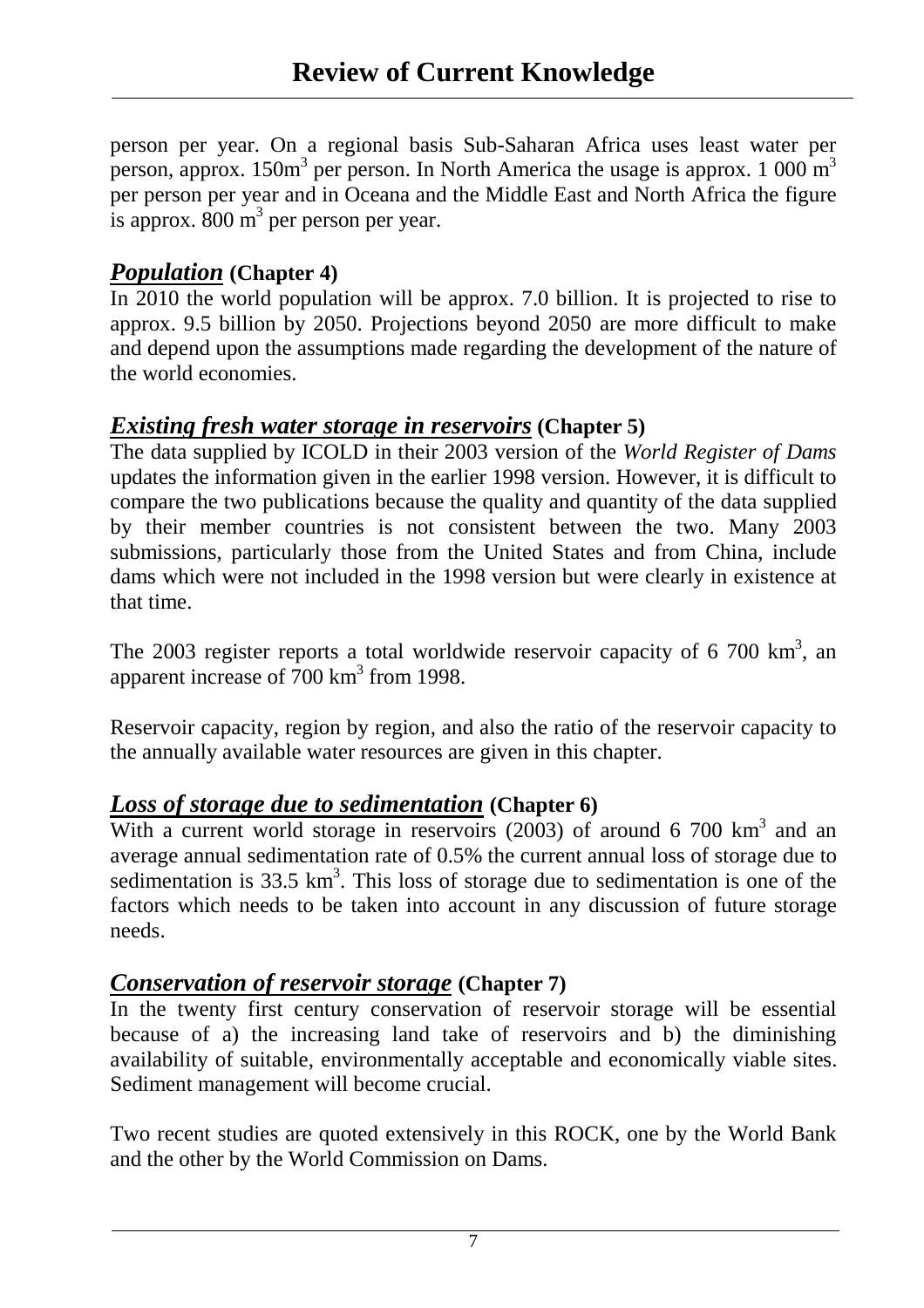person per year. On a regional basis Sub-Saharan Africa uses least water per person, approx. 150m$^3$ per person. In North America the usage is approx. 1 000 m$^3$ per person per year and in Oceana and the Middle East and North Africa the figure is approx. 800 m$^3$ per person per year.

## ***Population*** **(Chapter 4)**

In 2010 the world population will be approx. 7.0 billion. It is projected to rise to approx. 9.5 billion by 2050. Projections beyond 2050 are more difficult to make and depend upon the assumptions made regarding the development of the nature of the world economies.

## ***Existing fresh water storage in reservoirs*** **(Chapter 5)**

The data supplied by ICOLD in their 2003 version of the *World Register of Dams* updates the information given in the earlier 1998 version. However, it is difficult to compare the two publications because the quality and quantity of the data supplied by their member countries is not consistent between the two. Many 2003 submissions, particularly those from the United States and from China, include dams which were not included in the 1998 version but were clearly in existence at that time.

The 2003 register reports a total worldwide reservoir capacity of 6 700 km$^3$, an apparent increase of 700 km$^3$ from 1998.

Reservoir capacity, region by region, and also the ratio of the reservoir capacity to the annually available water resources are given in this chapter.

## ***Loss of storage due to sedimentation*** **(Chapter 6)**

With a current world storage in reservoirs (2003) of around 6 700 km$^3$ and an average annual sedimentation rate of 0.5% the current annual loss of storage due to sedimentation is 33.5 km$^3$. This loss of storage due to sedimentation is one of the factors which needs to be taken into account in any discussion of future storage needs.

## ***Conservation of reservoir storage*** **(Chapter 7)**

In the twenty first century conservation of reservoir storage will be essential because of a) the increasing land take of reservoirs and b) the diminishing availability of suitable, environmentally acceptable and economically viable sites. Sediment management will become crucial.

Two recent studies are quoted extensively in this ROCK, one by the World Bank and the other by the World Commission on Dams.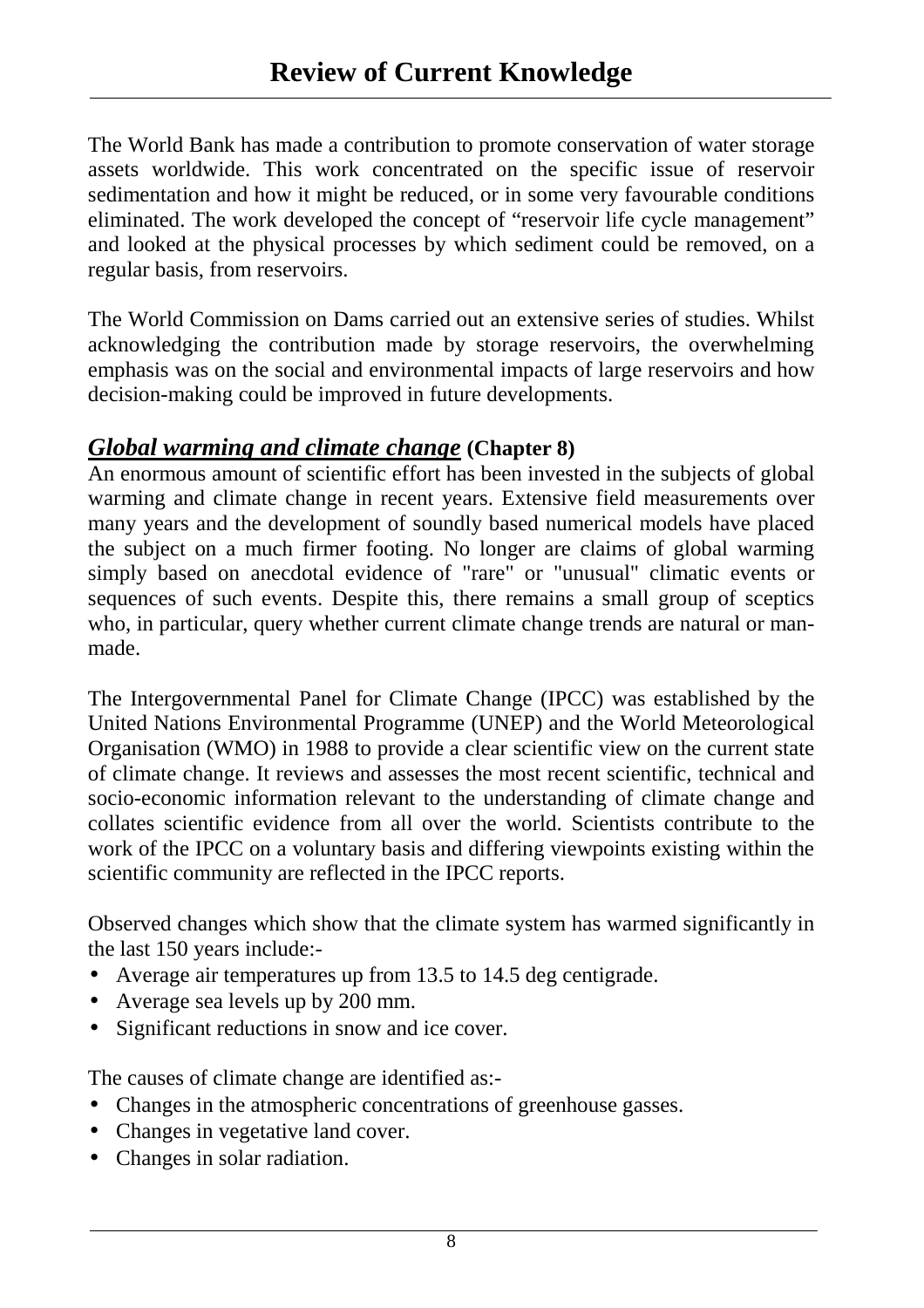# Review of Current Knowledge

The World Bank has made a contribution to promote conservation of water storage assets worldwide. This work concentrated on the specific issue of reservoir sedimentation and how it might be reduced, or in some very favourable conditions eliminated. The work developed the concept of "reservoir life cycle management" and looked at the physical processes by which sediment could be removed, on a regular basis, from reservoirs.

The World Commission on Dams carried out an extensive series of studies. Whilst acknowledging the contribution made by storage reservoirs, the overwhelming emphasis was on the social and environmental impacts of large reservoirs and how decision-making could be improved in future developments.

## ***Global warming and climate change*** (Chapter 8)

An enormous amount of scientific effort has been invested in the subjects of global warming and climate change in recent years. Extensive field measurements over many years and the development of soundly based numerical models have placed the subject on a much firmer footing. No longer are claims of global warming simply based on anecdotal evidence of "rare" or "unusual" climatic events or sequences of such events. Despite this, there remains a small group of sceptics who, in particular, query whether current climate change trends are natural or man-made.

The Intergovernmental Panel for Climate Change (IPCC) was established by the United Nations Environmental Programme (UNEP) and the World Meteorological Organisation (WMO) in 1988 to provide a clear scientific view on the current state of climate change. It reviews and assesses the most recent scientific, technical and socio-economic information relevant to the understanding of climate change and collates scientific evidence from all over the world. Scientists contribute to the work of the IPCC on a voluntary basis and differing viewpoints existing within the scientific community are reflected in the IPCC reports.

Observed changes which show that the climate system has warmed significantly in the last 150 years include:-

- Average air temperatures up from 13.5 to 14.5 deg centigrade.
- Average sea levels up by 200 mm.
- Significant reductions in snow and ice cover.

The causes of climate change are identified as:-

- Changes in the atmospheric concentrations of greenhouse gasses.
- Changes in vegetative land cover.
- Changes in solar radiation.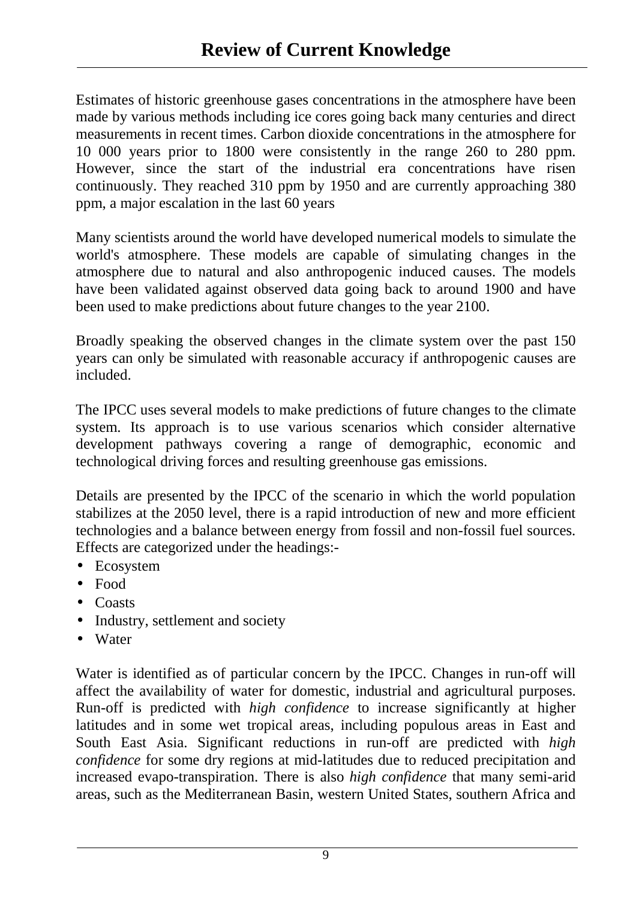# Review of Current Knowledge

Estimates of historic greenhouse gases concentrations in the atmosphere have been made by various methods including ice cores going back many centuries and direct measurements in recent times. Carbon dioxide concentrations in the atmosphere for 10 000 years prior to 1800 were consistently in the range 260 to 280 ppm. However, since the start of the industrial era concentrations have risen continuously. They reached 310 ppm by 1950 and are currently approaching 380 ppm, a major escalation in the last 60 years

Many scientists around the world have developed numerical models to simulate the world's atmosphere. These models are capable of simulating changes in the atmosphere due to natural and also anthropogenic induced causes. The models have been validated against observed data going back to around 1900 and have been used to make predictions about future changes to the year 2100.

Broadly speaking the observed changes in the climate system over the past 150 years can only be simulated with reasonable accuracy if anthropogenic causes are included.

The IPCC uses several models to make predictions of future changes to the climate system. Its approach is to use various scenarios which consider alternative development pathways covering a range of demographic, economic and technological driving forces and resulting greenhouse gas emissions.

Details are presented by the IPCC of the scenario in which the world population stabilizes at the 2050 level, there is a rapid introduction of new and more efficient technologies and a balance between energy from fossil and non-fossil fuel sources. Effects are categorized under the headings:-

- Ecosystem
- Food
- Coasts
- Industry, settlement and society
- Water

Water is identified as of particular concern by the IPCC. Changes in run-off will affect the availability of water for domestic, industrial and agricultural purposes. Run-off is predicted with *high confidence* to increase significantly at higher latitudes and in some wet tropical areas, including populous areas in East and South East Asia. Significant reductions in run-off are predicted with *high confidence* for some dry regions at mid-latitudes due to reduced precipitation and increased evapo-transpiration. There is also *high confidence* that many semi-arid areas, such as the Mediterranean Basin, western United States, southern Africa and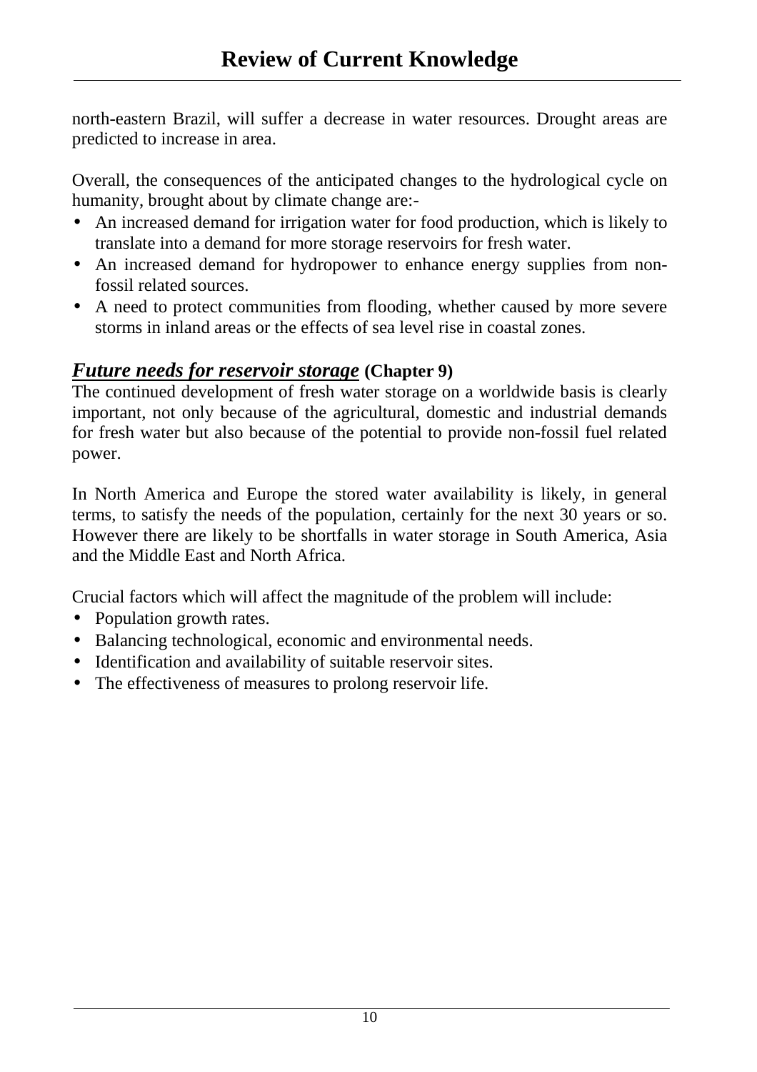north-eastern Brazil, will suffer a decrease in water resources. Drought areas are predicted to increase in area.

Overall, the consequences of the anticipated changes to the hydrological cycle on humanity, brought about by climate change are:-

- An increased demand for irrigation water for food production, which is likely to translate into a demand for more storage reservoirs for fresh water.
- An increased demand for hydropower to enhance energy supplies from non-fossil related sources.
- A need to protect communities from flooding, whether caused by more severe storms in inland areas or the effects of sea level rise in coastal zones.

### ***Future needs for reservoir storage*** **(Chapter 9)**

The continued development of fresh water storage on a worldwide basis is clearly important, not only because of the agricultural, domestic and industrial demands for fresh water but also because of the potential to provide non-fossil fuel related power.

In North America and Europe the stored water availability is likely, in general terms, to satisfy the needs of the population, certainly for the next 30 years or so. However there are likely to be shortfalls in water storage in South America, Asia and the Middle East and North Africa.

Crucial factors which will affect the magnitude of the problem will include:

- Population growth rates.
- Balancing technological, economic and environmental needs.
- Identification and availability of suitable reservoir sites.
- The effectiveness of measures to prolong reservoir life.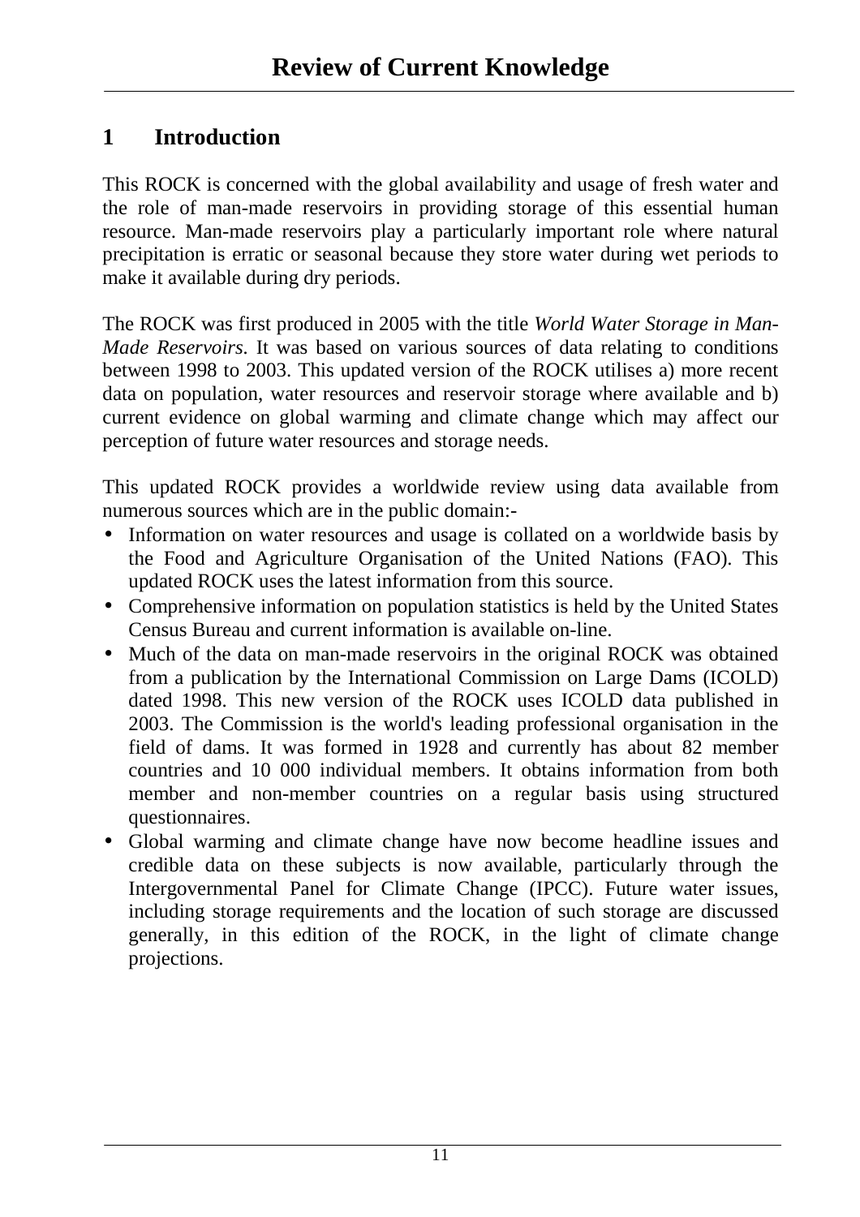# Review of Current Knowledge

## 1 Introduction

This ROCK is concerned with the global availability and usage of fresh water and the role of man-made reservoirs in providing storage of this essential human resource. Man-made reservoirs play a particularly important role where natural precipitation is erratic or seasonal because they store water during wet periods to make it available during dry periods.

The ROCK was first produced in 2005 with the title *World Water Storage in Man-Made Reservoirs*. It was based on various sources of data relating to conditions between 1998 to 2003. This updated version of the ROCK utilises a) more recent data on population, water resources and reservoir storage where available and b) current evidence on global warming and climate change which may affect our perception of future water resources and storage needs.

This updated ROCK provides a worldwide review using data available from numerous sources which are in the public domain:-

- Information on water resources and usage is collated on a worldwide basis by the Food and Agriculture Organisation of the United Nations (FAO). This updated ROCK uses the latest information from this source.
- Comprehensive information on population statistics is held by the United States Census Bureau and current information is available on-line.
- Much of the data on man-made reservoirs in the original ROCK was obtained from a publication by the International Commission on Large Dams (ICOLD) dated 1998. This new version of the ROCK uses ICOLD data published in 2003. The Commission is the world's leading professional organisation in the field of dams. It was formed in 1928 and currently has about 82 member countries and 10 000 individual members. It obtains information from both member and non-member countries on a regular basis using structured questionnaires.
- Global warming and climate change have now become headline issues and credible data on these subjects is now available, particularly through the Intergovernmental Panel for Climate Change (IPCC). Future water issues, including storage requirements and the location of such storage are discussed generally, in this edition of the ROCK, in the light of climate change projections.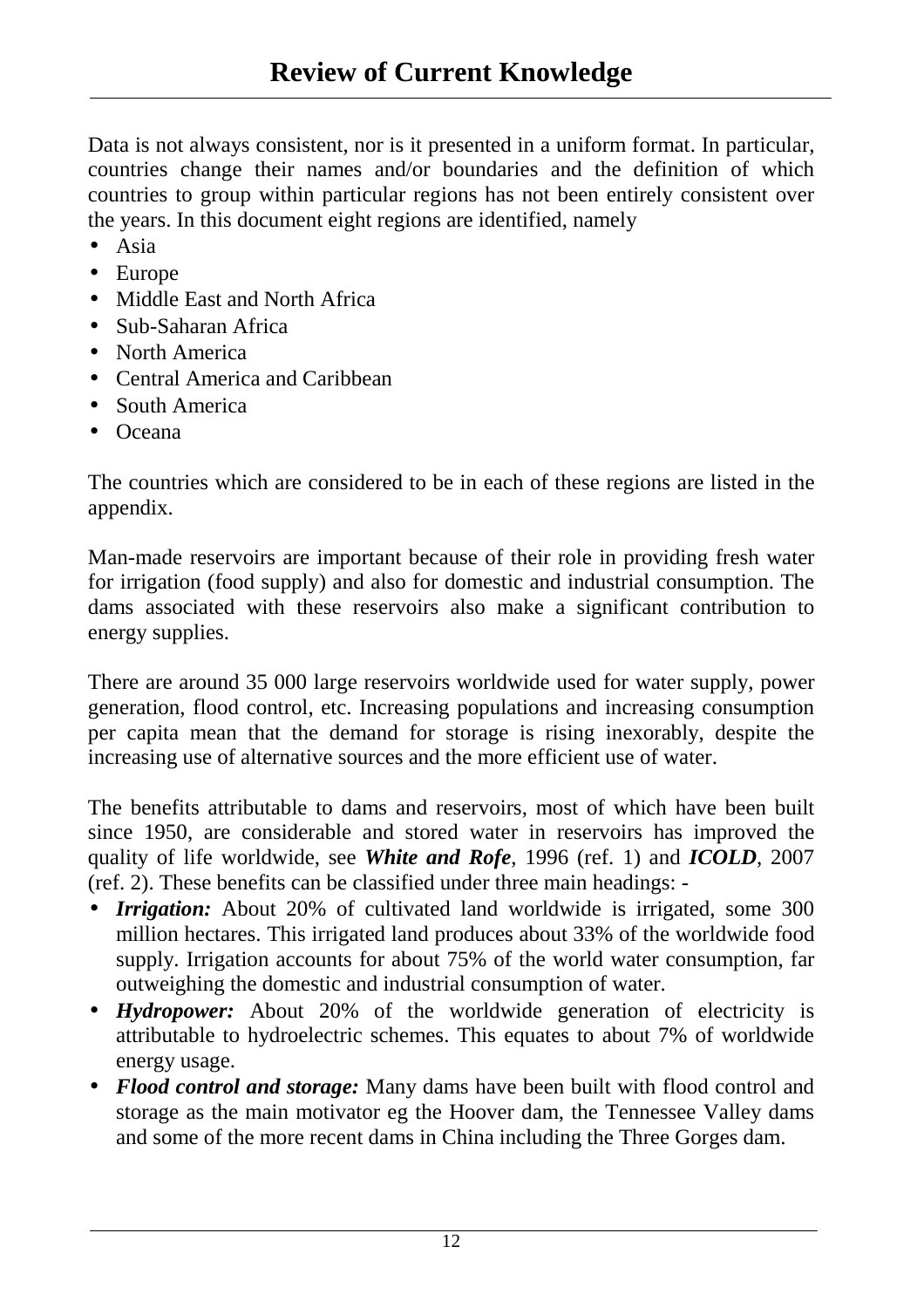# Review of Current Knowledge

Data is not always consistent, nor is it presented in a uniform format. In particular, countries change their names and/or boundaries and the definition of which countries to group within particular regions has not been entirely consistent over the years. In this document eight regions are identified, namely

- Asia
- Europe
- Middle East and North Africa
- Sub-Saharan Africa
- North America
- Central America and Caribbean
- South America
- Oceana

The countries which are considered to be in each of these regions are listed in the appendix.

Man-made reservoirs are important because of their role in providing fresh water for irrigation (food supply) and also for domestic and industrial consumption. The dams associated with these reservoirs also make a significant contribution to energy supplies.

There are around 35 000 large reservoirs worldwide used for water supply, power generation, flood control, etc. Increasing populations and increasing consumption per capita mean that the demand for storage is rising inexorably, despite the increasing use of alternative sources and the more efficient use of water.

The benefits attributable to dams and reservoirs, most of which have been built since 1950, are considerable and stored water in reservoirs has improved the quality of life worldwide, see ***White and Rofe***, 1996 (ref. 1) and ***ICOLD***, 2007 (ref. 2). These benefits can be classified under three main headings: -

- ***Irrigation:*** About 20% of cultivated land worldwide is irrigated, some 300 million hectares. This irrigated land produces about 33% of the worldwide food supply. Irrigation accounts for about 75% of the world water consumption, far outweighing the domestic and industrial consumption of water.
- ***Hydropower:*** About 20% of the worldwide generation of electricity is attributable to hydroelectric schemes. This equates to about 7% of worldwide energy usage.
- ***Flood control and storage:*** Many dams have been built with flood control and storage as the main motivator eg the Hoover dam, the Tennessee Valley dams and some of the more recent dams in China including the Three Gorges dam.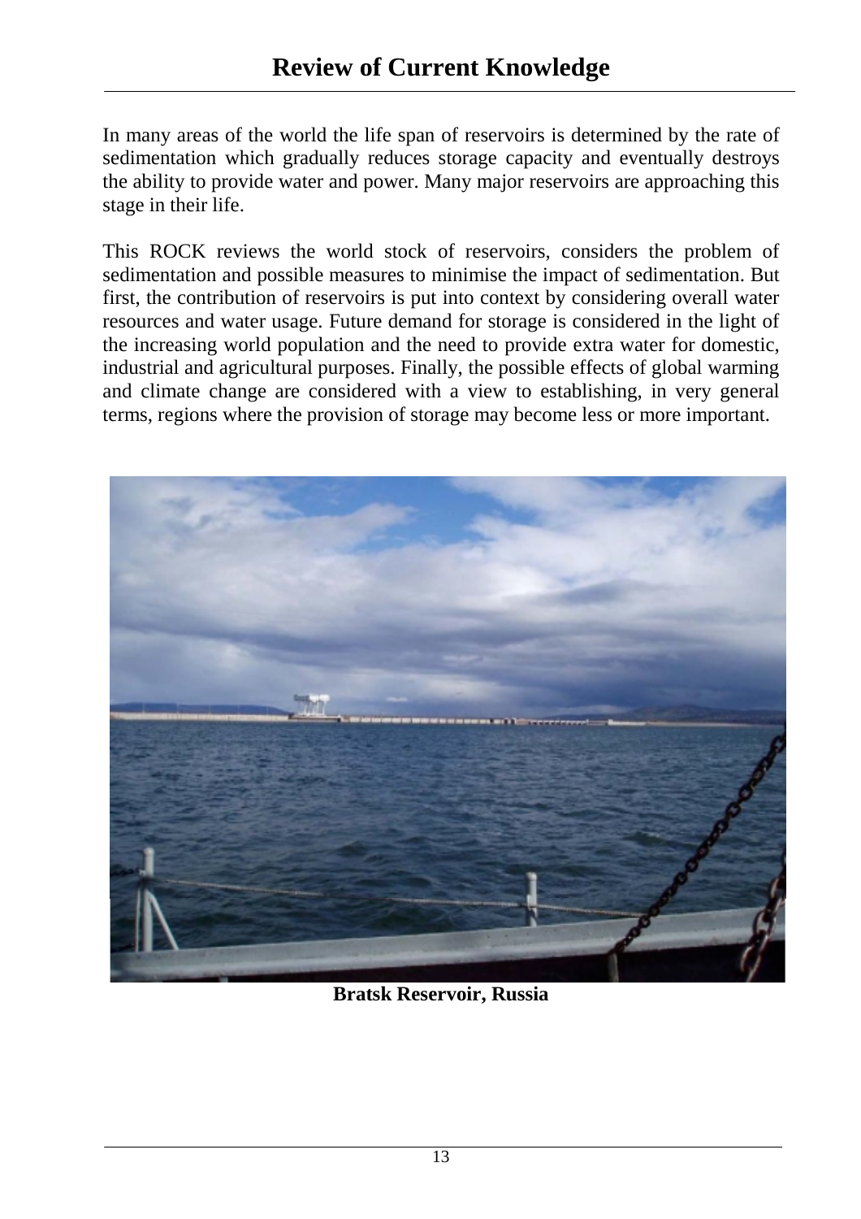# Review of Current Knowledge

In many areas of the world the life span of reservoirs is determined by the rate of sedimentation which gradually reduces storage capacity and eventually destroys the ability to provide water and power. Many major reservoirs are approaching this stage in their life.

This ROCK reviews the world stock of reservoirs, considers the problem of sedimentation and possible measures to minimise the impact of sedimentation. But first, the contribution of reservoirs is put into context by considering overall water resources and water usage. Future demand for storage is considered in the light of the increasing world population and the need to provide extra water for domestic, industrial and agricultural purposes. Finally, the possible effects of global warming and climate change are considered with a view to establishing, in very general terms, regions where the provision of storage may become less or more important.

**Bratsk Reservoir, Russia**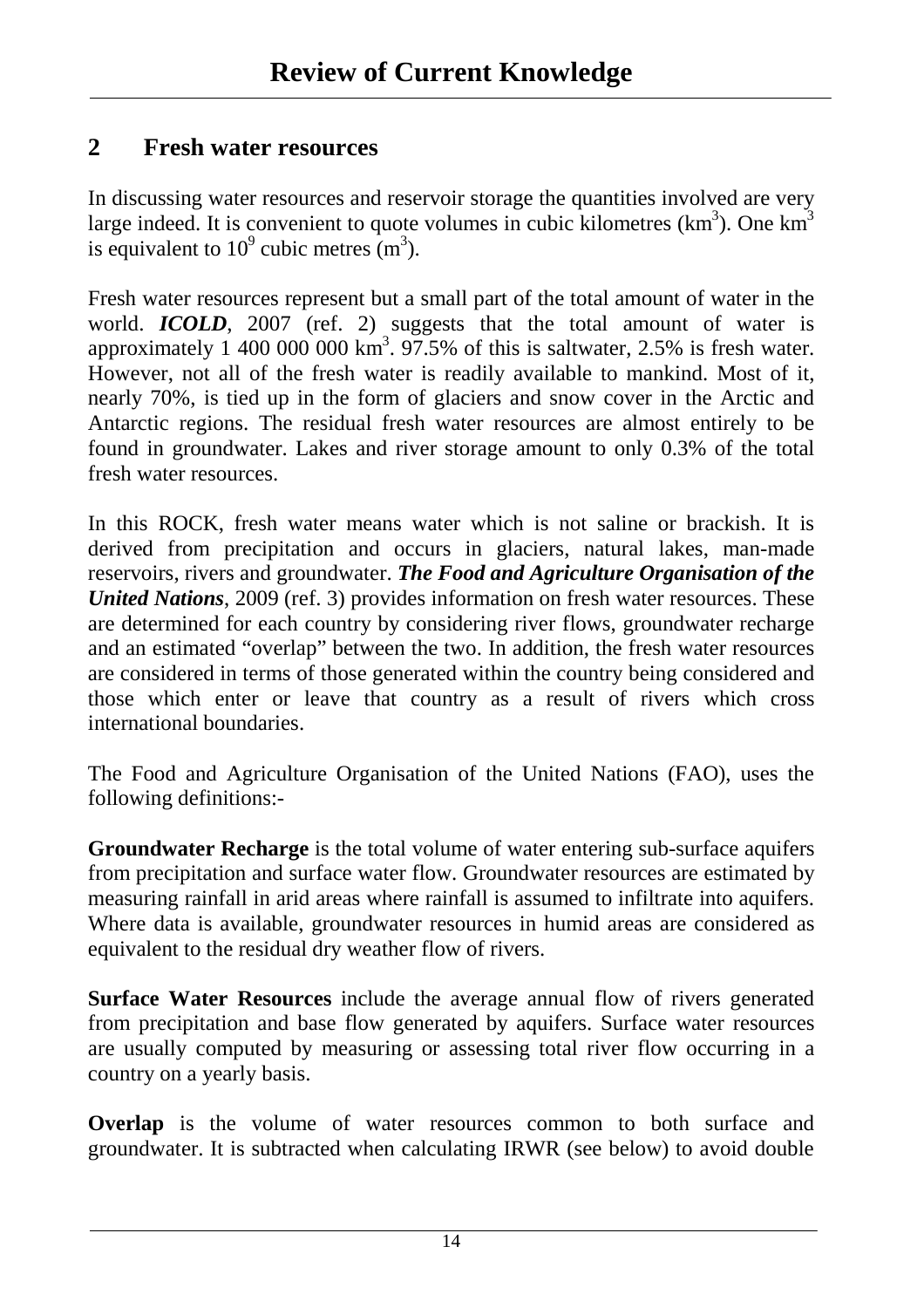# Review of Current Knowledge

## 2 Fresh water resources

In discussing water resources and reservoir storage the quantities involved are very large indeed. It is convenient to quote volumes in cubic kilometres ($km^3$). One $km^3$ is equivalent to $10^9$ cubic metres ($m^3$).

Fresh water resources represent but a small part of the total amount of water in the world. ***ICOLD***, 2007 (ref. 2) suggests that the total amount of water is approximately 1 400 000 000 $km^3$. 97.5% of this is saltwater, 2.5% is fresh water. However, not all of the fresh water is readily available to mankind. Most of it, nearly 70%, is tied up in the form of glaciers and snow cover in the Arctic and Antarctic regions. The residual fresh water resources are almost entirely to be found in groundwater. Lakes and river storage amount to only 0.3% of the total fresh water resources.

In this ROCK, fresh water means water which is not saline or brackish. It is derived from precipitation and occurs in glaciers, natural lakes, man-made reservoirs, rivers and groundwater. ***The Food and Agriculture Organisation of the United Nations***, 2009 (ref. 3) provides information on fresh water resources. These are determined for each country by considering river flows, groundwater recharge and an estimated "overlap" between the two. In addition, the fresh water resources are considered in terms of those generated within the country being considered and those which enter or leave that country as a result of rivers which cross international boundaries.

The Food and Agriculture Organisation of the United Nations (FAO), uses the following definitions:-

**Groundwater Recharge** is the total volume of water entering sub-surface aquifers from precipitation and surface water flow. Groundwater resources are estimated by measuring rainfall in arid areas where rainfall is assumed to infiltrate into aquifers. Where data is available, groundwater resources in humid areas are considered as equivalent to the residual dry weather flow of rivers.

**Surface Water Resources** include the average annual flow of rivers generated from precipitation and base flow generated by aquifers. Surface water resources are usually computed by measuring or assessing total river flow occurring in a country on a yearly basis.

**Overlap** is the volume of water resources common to both surface and groundwater. It is subtracted when calculating IRWR (see below) to avoid double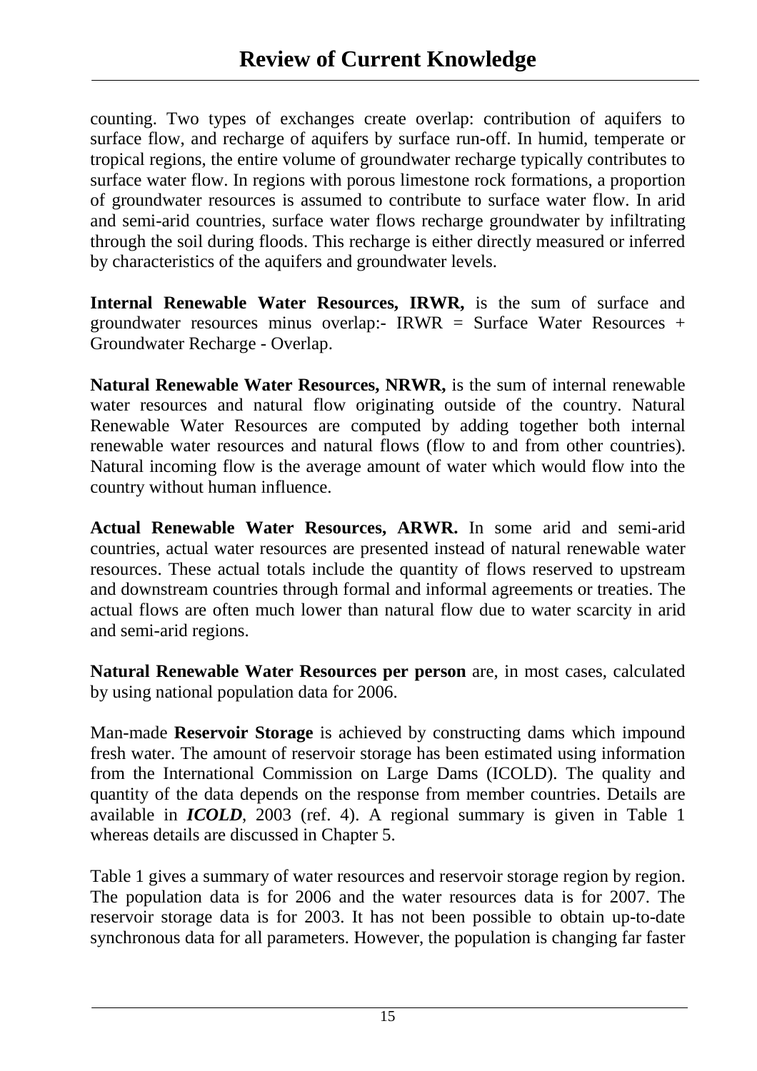counting. Two types of exchanges create overlap: contribution of aquifers to surface flow, and recharge of aquifers by surface run-off. In humid, temperate or tropical regions, the entire volume of groundwater recharge typically contributes to surface water flow. In regions with porous limestone rock formations, a proportion of groundwater resources is assumed to contribute to surface water flow. In arid and semi-arid countries, surface water flows recharge groundwater by infiltrating through the soil during floods. This recharge is either directly measured or inferred by characteristics of the aquifers and groundwater levels.

**Internal Renewable Water Resources, IRWR,** is the sum of surface and groundwater resources minus overlap:- IRWR = Surface Water Resources + Groundwater Recharge - Overlap.

**Natural Renewable Water Resources, NRWR,** is the sum of internal renewable water resources and natural flow originating outside of the country. Natural Renewable Water Resources are computed by adding together both internal renewable water resources and natural flows (flow to and from other countries). Natural incoming flow is the average amount of water which would flow into the country without human influence.

**Actual Renewable Water Resources, ARWR.** In some arid and semi-arid countries, actual water resources are presented instead of natural renewable water resources. These actual totals include the quantity of flows reserved to upstream and downstream countries through formal and informal agreements or treaties. The actual flows are often much lower than natural flow due to water scarcity in arid and semi-arid regions.

**Natural Renewable Water Resources per person** are, in most cases, calculated by using national population data for 2006.

Man-made **Reservoir Storage** is achieved by constructing dams which impound fresh water. The amount of reservoir storage has been estimated using information from the International Commission on Large Dams (ICOLD). The quality and quantity of the data depends on the response from member countries. Details are available in ***ICOLD***, 2003 (ref. 4). A regional summary is given in Table 1 whereas details are discussed in Chapter 5.

Table 1 gives a summary of water resources and reservoir storage region by region. The population data is for 2006 and the water resources data is for 2007. The reservoir storage data is for 2003. It has not been possible to obtain up-to-date synchronous data for all parameters. However, the population is changing far faster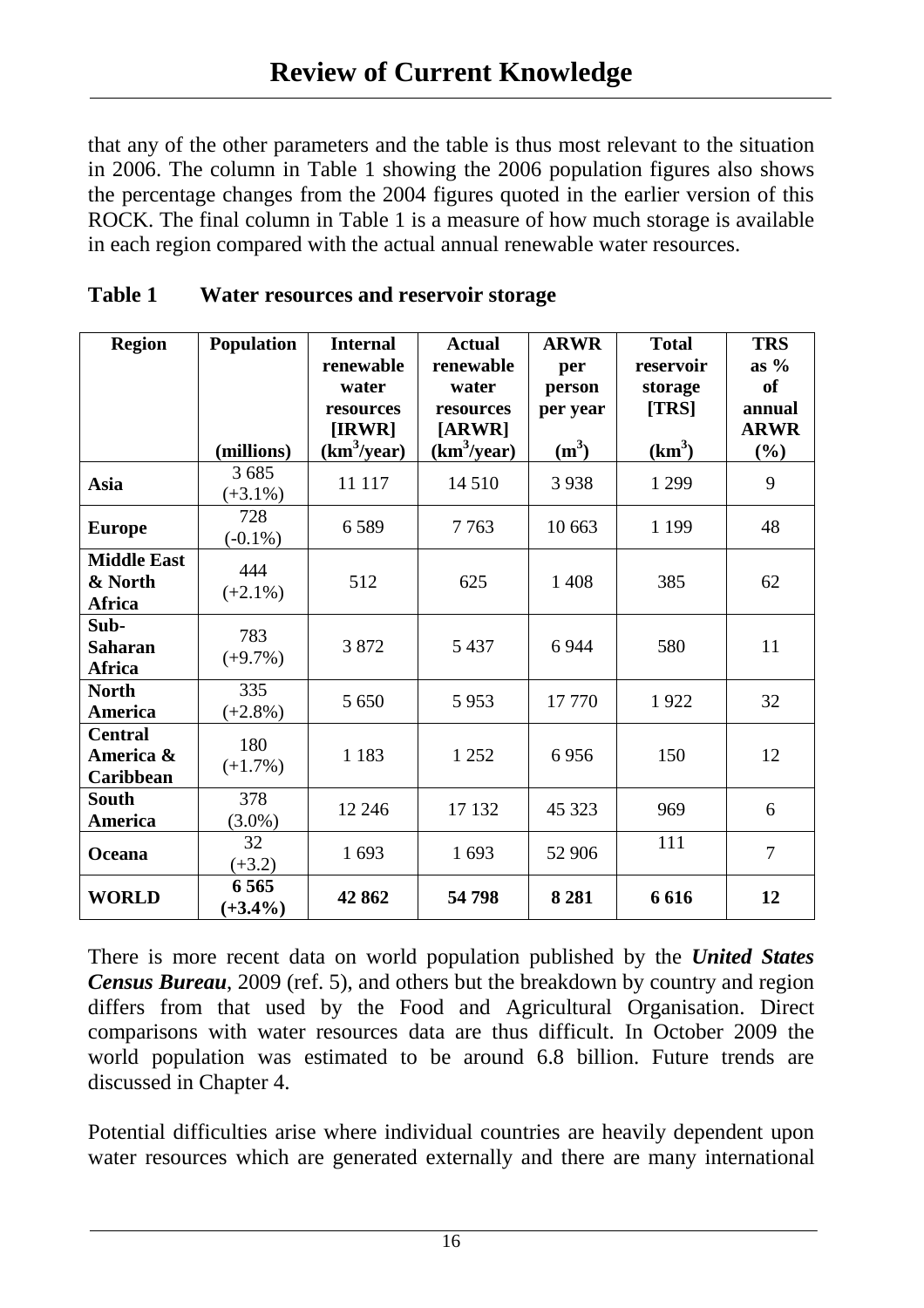that any of the other parameters and the table is thus most relevant to the situation in 2006. The column in Table 1 showing the 2006 population figures also shows the percentage changes from the 2004 figures quoted in the earlier version of this ROCK. The final column in Table 1 is a measure of how much storage is available in each region compared with the actual annual renewable water resources.

**Table 1 Water resources and reservoir storage**

| Region | Population (millions) | Internal renewable water resources [IRWR] ($km^3$/year) | Actual renewable water resources [ARWR] ($km^3$/year) | ARWR per person per year ($m^3$) | Total reservoir storage [TRS] ($km^3$) | TRS as % of annual ARWR (%) |
|---|---|---|---|---|---|---|
| **Asia** | 3 685 (+3.1%) | 11 117 | 14 510 | 3 938 | 1 299 | 9 |
| **Europe** | 728 (-0.1%) | 6 589 | 7 763 | 10 663 | 1 199 | 48 |
| **Middle East & North Africa** | 444 (+2.1%) | 512 | 625 | 1 408 | 385 | 62 |
| **Sub-Saharan Africa** | 783 (+9.7%) | 3 872 | 5 437 | 6 944 | 580 | 11 |
| **North America** | 335 (+2.8%) | 5 650 | 5 953 | 17 770 | 1 922 | 32 |
| **Central America & Caribbean** | 180 (+1.7%) | 1 183 | 1 252 | 6 956 | 150 | 12 |
| **South America** | 378 (3.0%) | 12 246 | 17 132 | 45 323 | 969 | 6 |
| **Oceana** | 32 (+3.2) | 1 693 | 1 693 | 52 906 | 111 | 7 |
| **WORLD** | **6 565 (+3.4%)** | **42 862** | **54 798** | **8 281** | **6 616** | **12** |

There is more recent data on world population published by the ***United States Census Bureau***, 2009 (ref. 5), and others but the breakdown by country and region differs from that used by the Food and Agricultural Organisation. Direct comparisons with water resources data are thus difficult. In October 2009 the world population was estimated to be around 6.8 billion. Future trends are discussed in Chapter 4.

Potential difficulties arise where individual countries are heavily dependent upon water resources which are generated externally and there are many international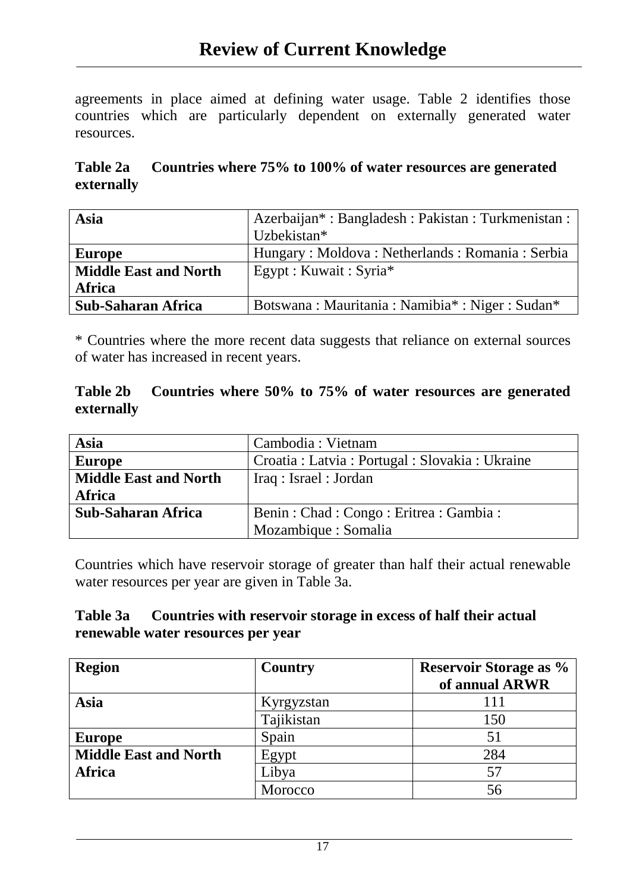agreements in place aimed at defining water usage. Table 2 identifies those countries which are particularly dependent on externally generated water resources.

**Table 2a Countries where 75% to 100% of water resources are generated externally**

| | |
|---|---|
| **Asia** | Azerbaijan* : Bangladesh : Pakistan : Turkmenistan : Uzbekistan* |
| **Europe** | Hungary : Moldova : Netherlands : Romania : Serbia |
| **Middle East and North Africa** | Egypt : Kuwait : Syria* |
| **Sub-Saharan Africa** | Botswana : Mauritania : Namibia* : Niger : Sudan* |

* Countries where the more recent data suggests that reliance on external sources of water has increased in recent years.

**Table 2b Countries where 50% to 75% of water resources are generated externally**

| | |
|---|---|
| **Asia** | Cambodia : Vietnam |
| **Europe** | Croatia : Latvia : Portugal : Slovakia : Ukraine |
| **Middle East and North Africa** | Iraq : Israel : Jordan |
| **Sub-Saharan Africa** | Benin : Chad : Congo : Eritrea : Gambia : Mozambique : Somalia |

Countries which have reservoir storage of greater than half their actual renewable water resources per year are given in Table 3a.

**Table 3a Countries with reservoir storage in excess of half their actual renewable water resources per year**

| Region | Country | Reservoir Storage as % of annual ARWR |
|---|---|---|
| **Asia** | Kyrgyzstan | 111 |
| | Tajikistan | 150 |
| **Europe** | Spain | 51 |
| **Middle East and North Africa** | Egypt | 284 |
| | Libya | 57 |
| | Morocco | 56 |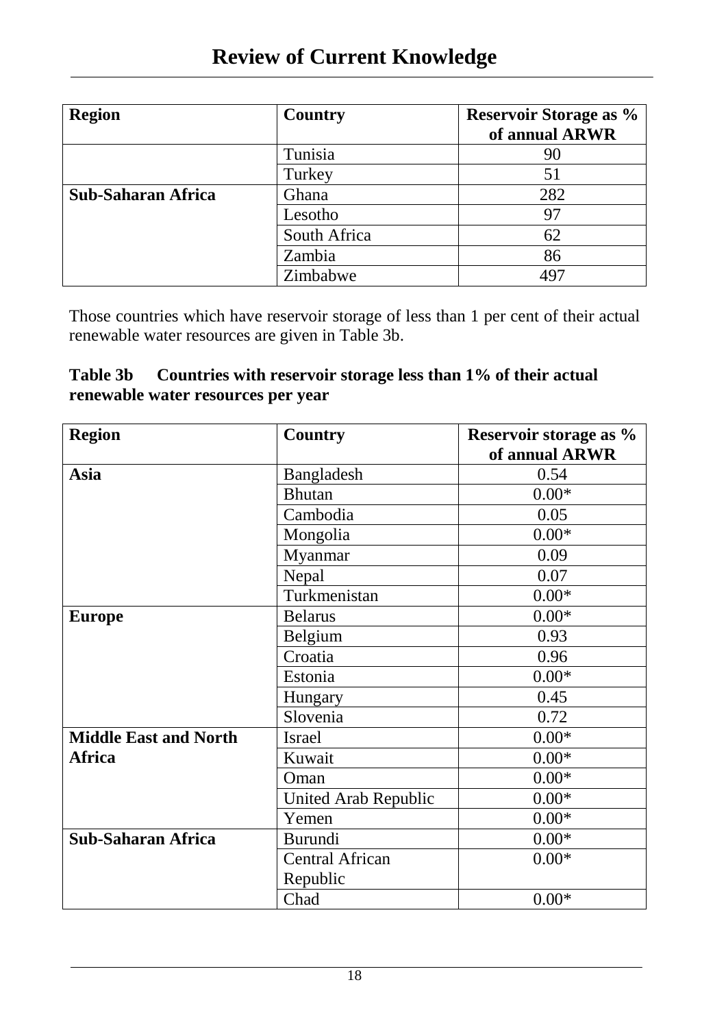| Region | Country | Reservoir Storage as % of annual ARWR |
|---|---|---|
| | Tunisia | 90 |
| | Turkey | 51 |
| **Sub-Saharan Africa** | Ghana | 282 |
| | Lesotho | 97 |
| | South Africa | 62 |
| | Zambia | 86 |
| | Zimbabwe | 497 |

Those countries which have reservoir storage of less than 1 per cent of their actual renewable water resources are given in Table 3b.

**Table 3b  Countries with reservoir storage less than 1% of their actual renewable water resources per year**

| Region | Country | Reservoir storage as % of annual ARWR |
|---|---|---|
| **Asia** | Bangladesh | 0.54 |
| | Bhutan | 0.00* |
| | Cambodia | 0.05 |
| | Mongolia | 0.00* |
| | Myanmar | 0.09 |
| | Nepal | 0.07 |
| | Turkmenistan | 0.00* |
| **Europe** | Belarus | 0.00* |
| | Belgium | 0.93 |
| | Croatia | 0.96 |
| | Estonia | 0.00* |
| | Hungary | 0.45 |
| | Slovenia | 0.72 |
| **Middle East and North Africa** | Israel | 0.00* |
| | Kuwait | 0.00* |
| | Oman | 0.00* |
| | United Arab Republic | 0.00* |
| | Yemen | 0.00* |
| **Sub-Saharan Africa** | Burundi | 0.00* |
| | Central African Republic | 0.00* |
| | Chad | 0.00* |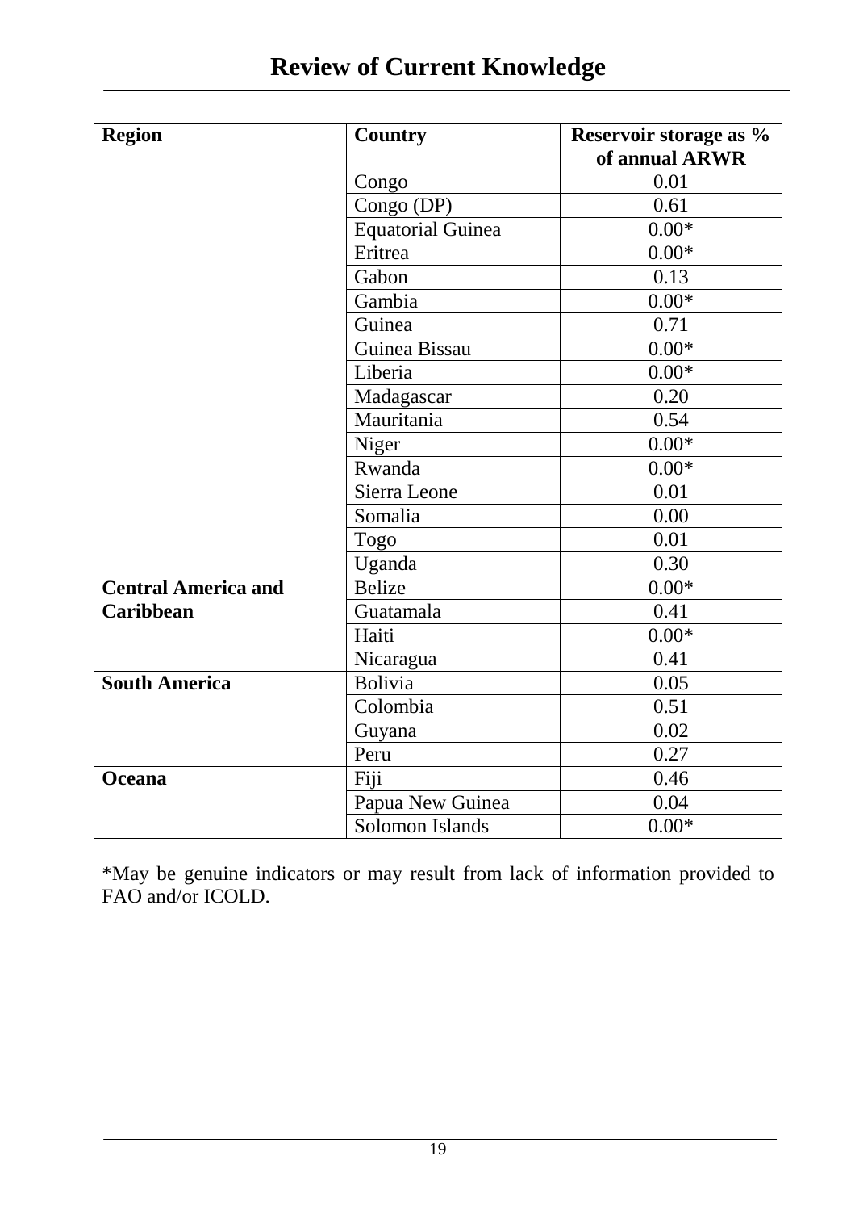| Region | Country | Reservoir storage as % of annual ARWR |
|---|---|---|
| | Congo | 0.01 |
| | Congo (DP) | 0.61 |
| | Equatorial Guinea | 0.00* |
| | Eritrea | 0.00* |
| | Gabon | 0.13 |
| | Gambia | 0.00* |
| | Guinea | 0.71 |
| | Guinea Bissau | 0.00* |
| | Liberia | 0.00* |
| | Madagascar | 0.20 |
| | Mauritania | 0.54 |
| | Niger | 0.00* |
| | Rwanda | 0.00* |
| | Sierra Leone | 0.01 |
| | Somalia | 0.00 |
| | Togo | 0.01 |
| | Uganda | 0.30 |
| **Central America and Caribbean** | Belize | 0.00* |
| | Guatamala | 0.41 |
| | Haiti | 0.00* |
| | Nicaragua | 0.41 |
| **South America** | Bolivia | 0.05 |
| | Colombia | 0.51 |
| | Guyana | 0.02 |
| | Peru | 0.27 |
| **Oceana** | Fiji | 0.46 |
| | Papua New Guinea | 0.04 |
| | Solomon Islands | 0.00* |

*May be genuine indicators or may result from lack of information provided to FAO and/or ICOLD.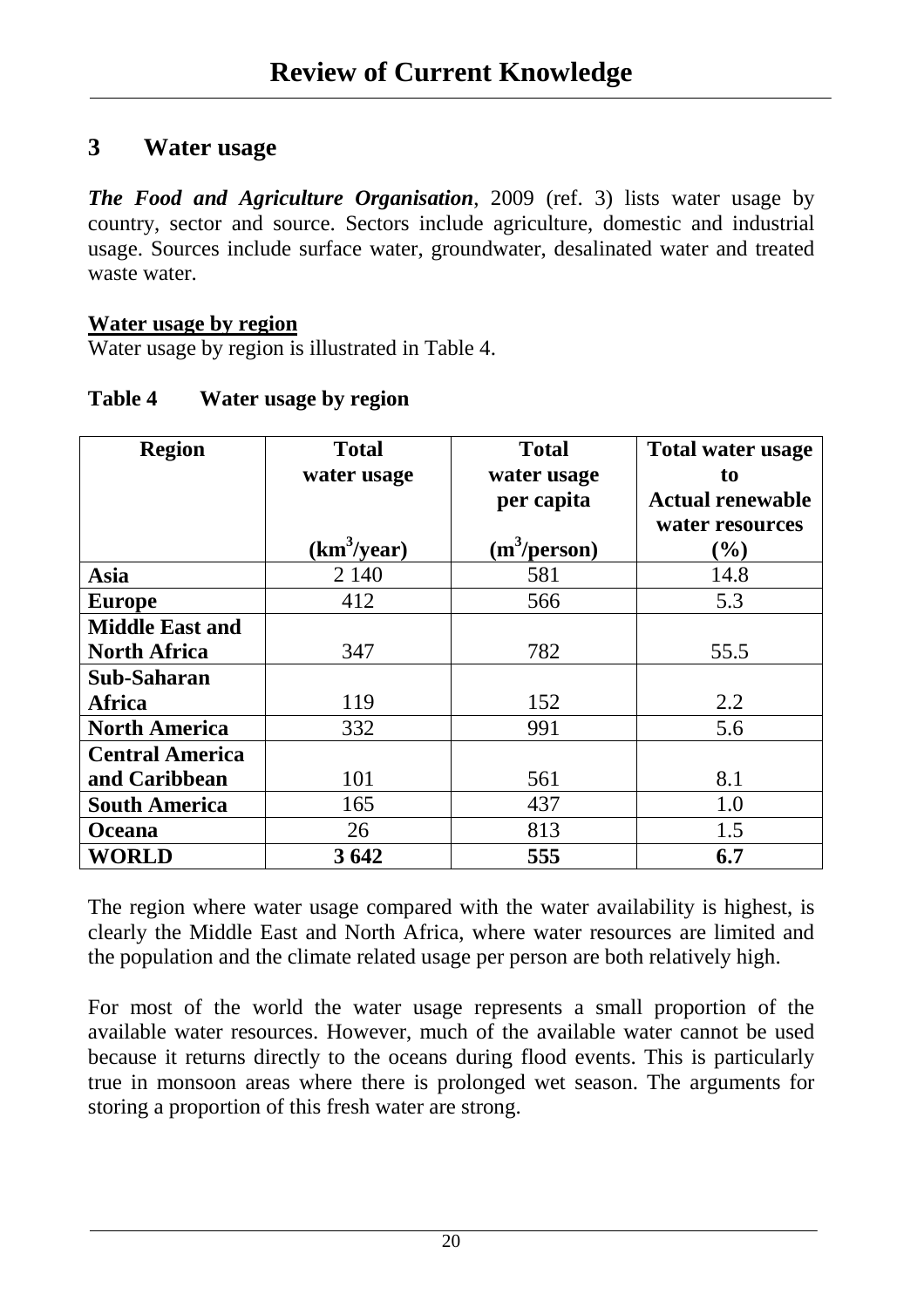## 3 Water usage

***The Food and Agriculture Organisation***, 2009 (ref. 3) lists water usage by country, sector and source. Sectors include agriculture, domestic and industrial usage. Sources include surface water, groundwater, desalinated water and treated waste water.

**Water usage by region**

Water usage by region is illustrated in Table 4.

**Table 4 Water usage by region**

| Region | Total water usage ($km^3$/year) | Total water usage per capita ($m^3$/person) | Total water usage to Actual renewable water resources (%) |
|---|---|---|---|
| **Asia** | 2 140 | 581 | 14.8 |
| **Europe** | 412 | 566 | 5.3 |
| **Middle East and North Africa** | 347 | 782 | 55.5 |
| **Sub-Saharan Africa** | 119 | 152 | 2.2 |
| **North America** | 332 | 991 | 5.6 |
| **Central America and Caribbean** | 101 | 561 | 8.1 |
| **South America** | 165 | 437 | 1.0 |
| **Oceana** | 26 | 813 | 1.5 |
| **WORLD** | **3 642** | **555** | **6.7** |

The region where water usage compared with the water availability is highest, is clearly the Middle East and North Africa, where water resources are limited and the population and the climate related usage per person are both relatively high.

For most of the world the water usage represents a small proportion of the available water resources. However, much of the available water cannot be used because it returns directly to the oceans during flood events. This is particularly true in monsoon areas where there is prolonged wet season. The arguments for storing a proportion of this fresh water are strong.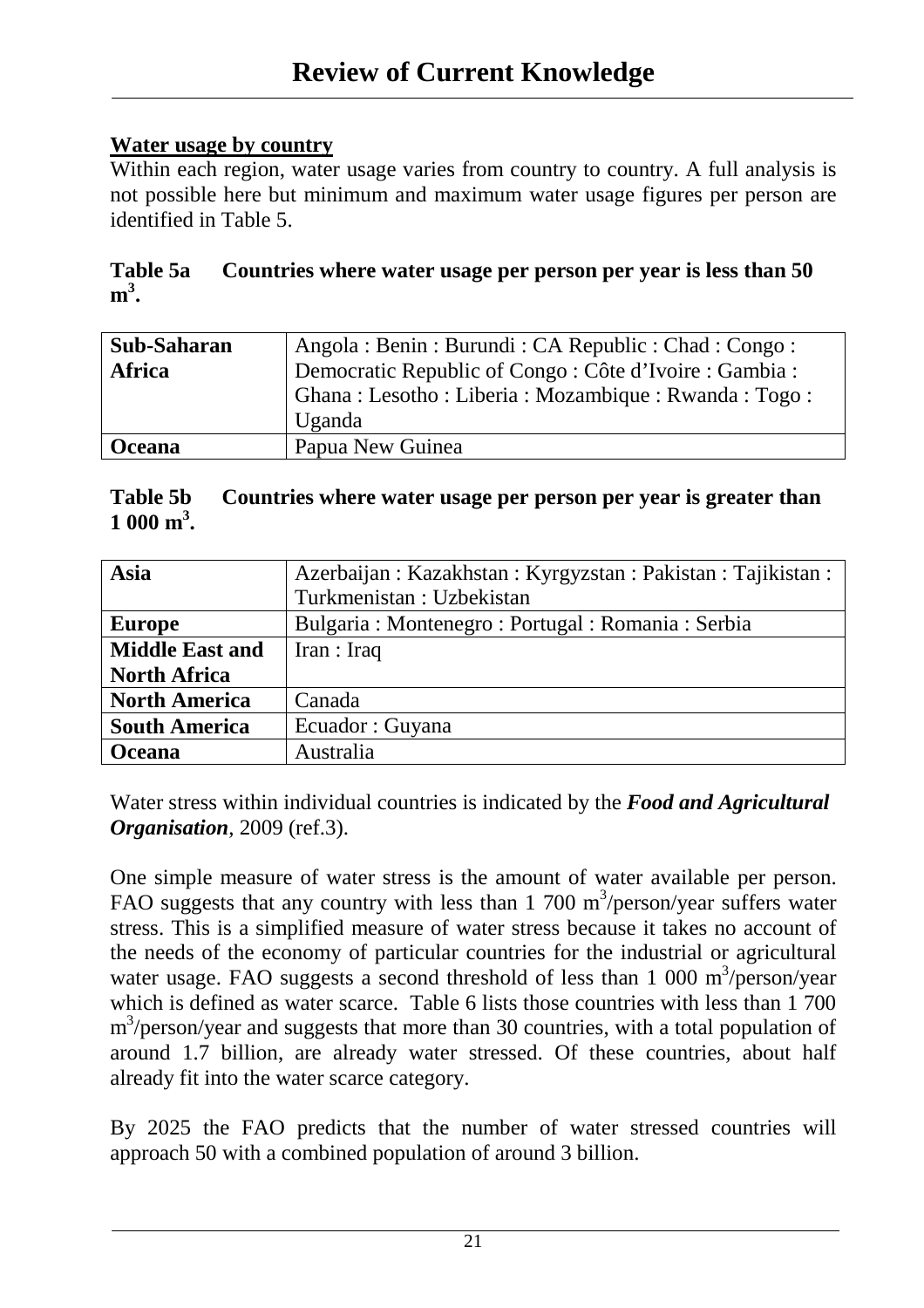# Review of Current Knowledge

**Water usage by country**

Within each region, water usage varies from country to country. A full analysis is not possible here but minimum and maximum water usage figures per person are identified in Table 5.

**Table 5a Countries where water usage per person per year is less than 50 $m^3$.**

| | |
|---|---|
| **Sub-Saharan Africa** | Angola : Benin : Burundi : CA Republic : Chad : Congo : Democratic Republic of Congo : Côte d'Ivoire : Gambia : Ghana : Lesotho : Liberia : Mozambique : Rwanda : Togo : Uganda |
| **Oceana** | Papua New Guinea |

**Table 5b Countries where water usage per person per year is greater than 1 000 $m^3$.**

| | |
|---|---|
| **Asia** | Azerbaijan : Kazakhstan : Kyrgyzstan : Pakistan : Tajikistan : Turkmenistan : Uzbekistan |
| **Europe** | Bulgaria : Montenegro : Portugal : Romania : Serbia |
| **Middle East and North Africa** | Iran : Iraq |
| **North America** | Canada |
| **South America** | Ecuador : Guyana |
| **Oceana** | Australia |

Water stress within individual countries is indicated by the ***Food and Agricultural Organisation***, 2009 (ref.3).

One simple measure of water stress is the amount of water available per person. FAO suggests that any country with less than 1 700 $m^3$/person/year suffers water stress. This is a simplified measure of water stress because it takes no account of the needs of the economy of particular countries for the industrial or agricultural water usage. FAO suggests a second threshold of less than 1 000 $m^3$/person/year which is defined as water scarce. Table 6 lists those countries with less than 1 700 $m^3$/person/year and suggests that more than 30 countries, with a total population of around 1.7 billion, are already water stressed. Of these countries, about half already fit into the water scarce category.

By 2025 the FAO predicts that the number of water stressed countries will approach 50 with a combined population of around 3 billion.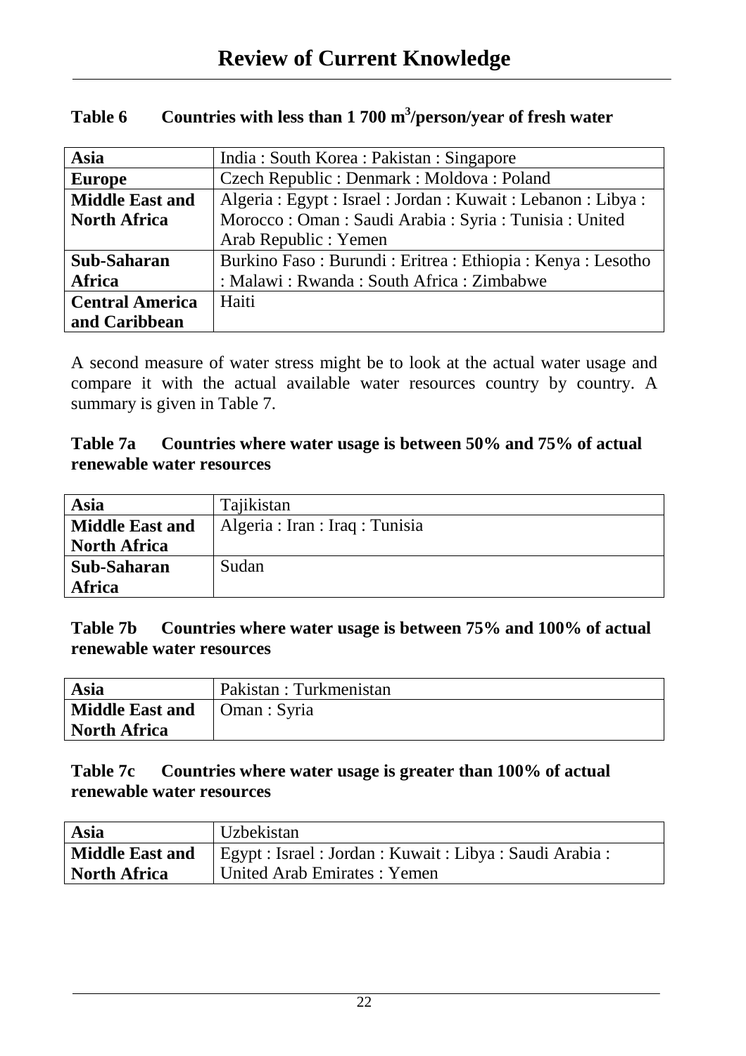**Table 6 Countries with less than 1 700 m$^3$/person/year of fresh water**

| Asia | India : South Korea : Pakistan : Singapore |
|---|---|
| **Europe** | Czech Republic : Denmark : Moldova : Poland |
| **Middle East and North Africa** | Algeria : Egypt : Israel : Jordan : Kuwait : Lebanon : Libya : Morocco : Oman : Saudi Arabia : Syria : Tunisia : United Arab Republic : Yemen |
| **Sub-Saharan Africa** | Burkino Faso : Burundi : Eritrea : Ethiopia : Kenya : Lesotho : Malawi : Rwanda : South Africa : Zimbabwe |
| **Central America and Caribbean** | Haiti |

A second measure of water stress might be to look at the actual water usage and compare it with the actual available water resources country by country. A summary is given in Table 7.

**Table 7a Countries where water usage is between 50% and 75% of actual renewable water resources**

| Asia | Tajikistan |
|---|---|
| **Middle East and North Africa** | Algeria : Iran : Iraq : Tunisia |
| **Sub-Saharan Africa** | Sudan |

**Table 7b Countries where water usage is between 75% and 100% of actual renewable water resources**

| Asia | Pakistan : Turkmenistan |
|---|---|
| **Middle East and North Africa** | Oman : Syria |

**Table 7c Countries where water usage is greater than 100% of actual renewable water resources**

| Asia | Uzbekistan |
|---|---|
| **Middle East and North Africa** | Egypt : Israel : Jordan : Kuwait : Libya : Saudi Arabia : United Arab Emirates : Yemen |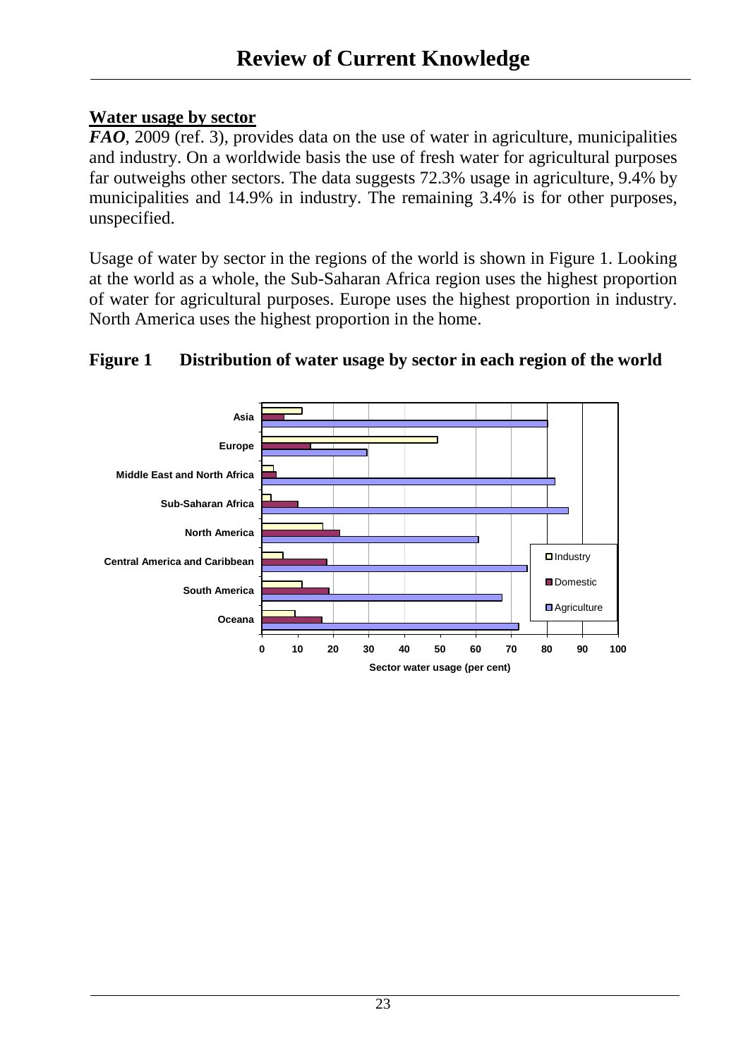# Review of Current Knowledge

**Water usage by sector**

***FAO***, 2009 (ref. 3), provides data on the use of water in agriculture, municipalities and industry. On a worldwide basis the use of fresh water for agricultural purposes far outweighs other sectors. The data suggests 72.3% usage in agriculture, 9.4% by municipalities and 14.9% in industry. The remaining 3.4% is for other purposes, unspecified.

Usage of water by sector in the regions of the world is shown in Figure 1. Looking at the world as a whole, the Sub-Saharan Africa region uses the highest proportion of water for agricultural purposes. Europe uses the highest proportion in industry. North America uses the highest proportion in the home.

**Figure 1 Distribution of water usage by sector in each region of the world**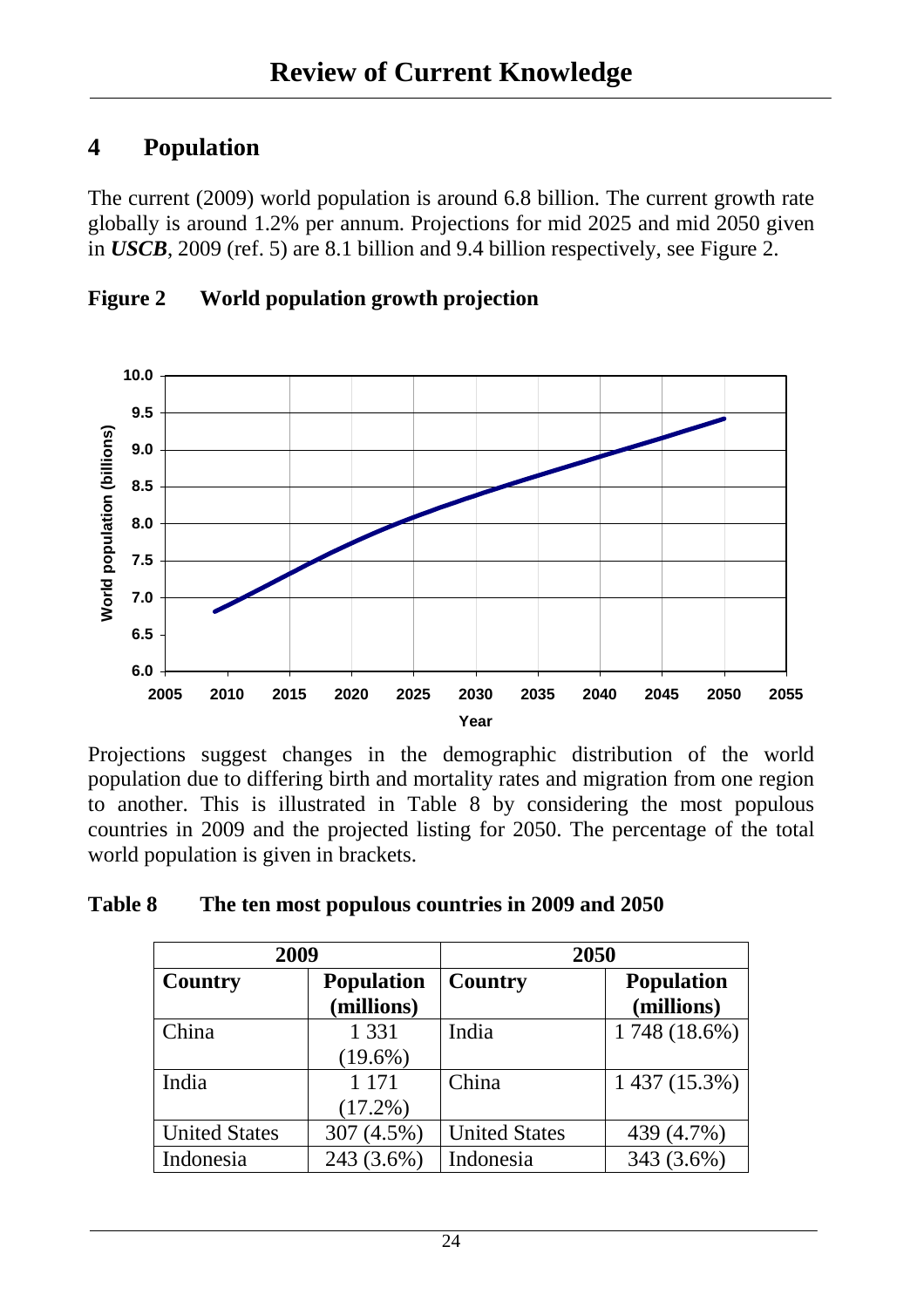# Review of Current Knowledge

## 4 Population

The current (2009) world population is around 6.8 billion. The current growth rate globally is around 1.2% per annum. Projections for mid 2025 and mid 2050 given in ***USCB***, 2009 (ref. 5) are 8.1 billion and 9.4 billion respectively, see Figure 2.

**Figure 2 World population growth projection**

Projections suggest changes in the demographic distribution of the world population due to differing birth and mortality rates and migration from one region to another. This is illustrated in Table 8 by considering the most populous countries in 2009 and the projected listing for 2050. The percentage of the total world population is given in brackets.

**Table 8 The ten most populous countries in 2009 and 2050**

| 2009 | | 2050 | |
|---|---|---|---|
| **Country** | **Population (millions)** | **Country** | **Population (millions)** |
| China | 1 331 (19.6%) | India | 1 748 (18.6%) |
| India | 1 171 (17.2%) | China | 1 437 (15.3%) |
| United States | 307 (4.5%) | United States | 439 (4.7%) |
| Indonesia | 243 (3.6%) | Indonesia | 343 (3.6%) |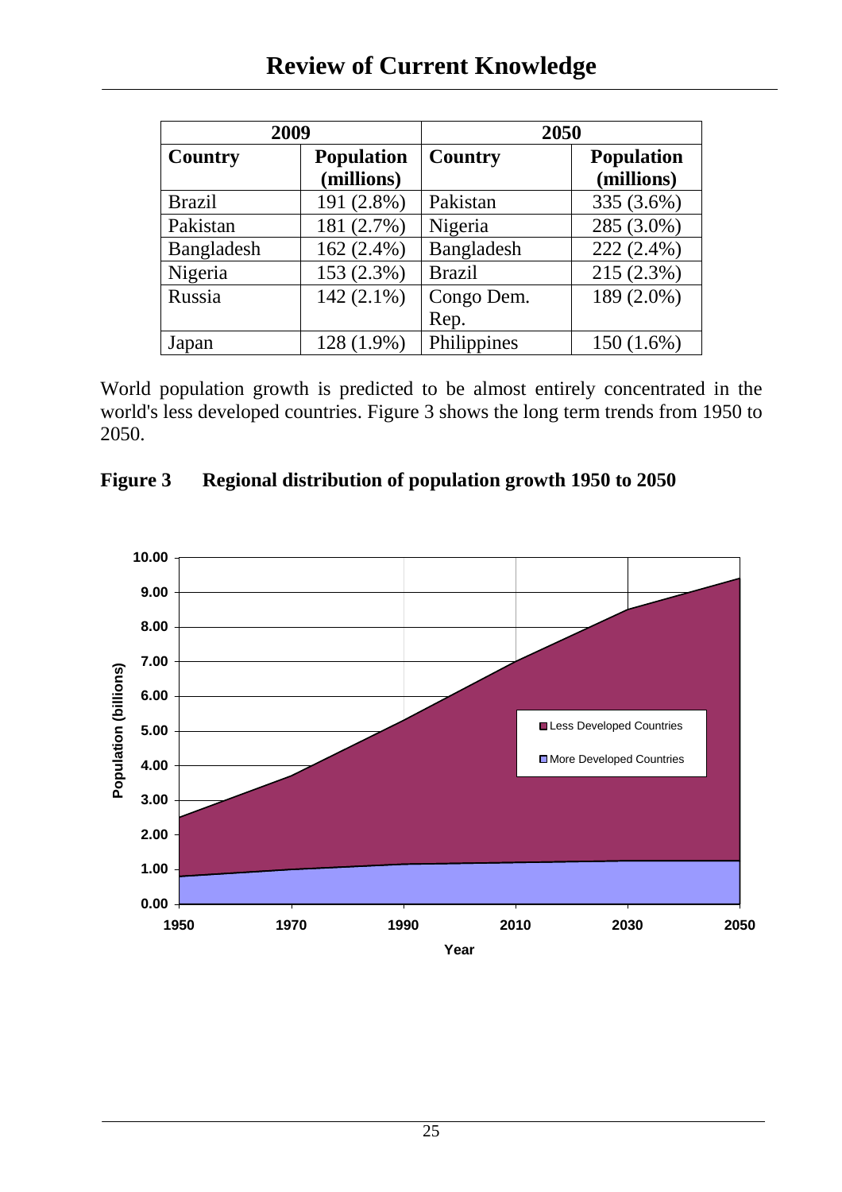| 2009 | | 2050 | |
|---|---|---|---|
| **Country** | **Population (millions)** | **Country** | **Population (millions)** |
| Brazil | 191 (2.8%) | Pakistan | 335 (3.6%) |
| Pakistan | 181 (2.7%) | Nigeria | 285 (3.0%) |
| Bangladesh | 162 (2.4%) | Bangladesh | 222 (2.4%) |
| Nigeria | 153 (2.3%) | Brazil | 215 (2.3%) |
| Russia | 142 (2.1%) | Congo Dem. Rep. | 189 (2.0%) |
| Japan | 128 (1.9%) | Philippines | 150 (1.6%) |

World population growth is predicted to be almost entirely concentrated in the world's less developed countries. Figure 3 shows the long term trends from 1950 to 2050.

**Figure 3 Regional distribution of population growth 1950 to 2050**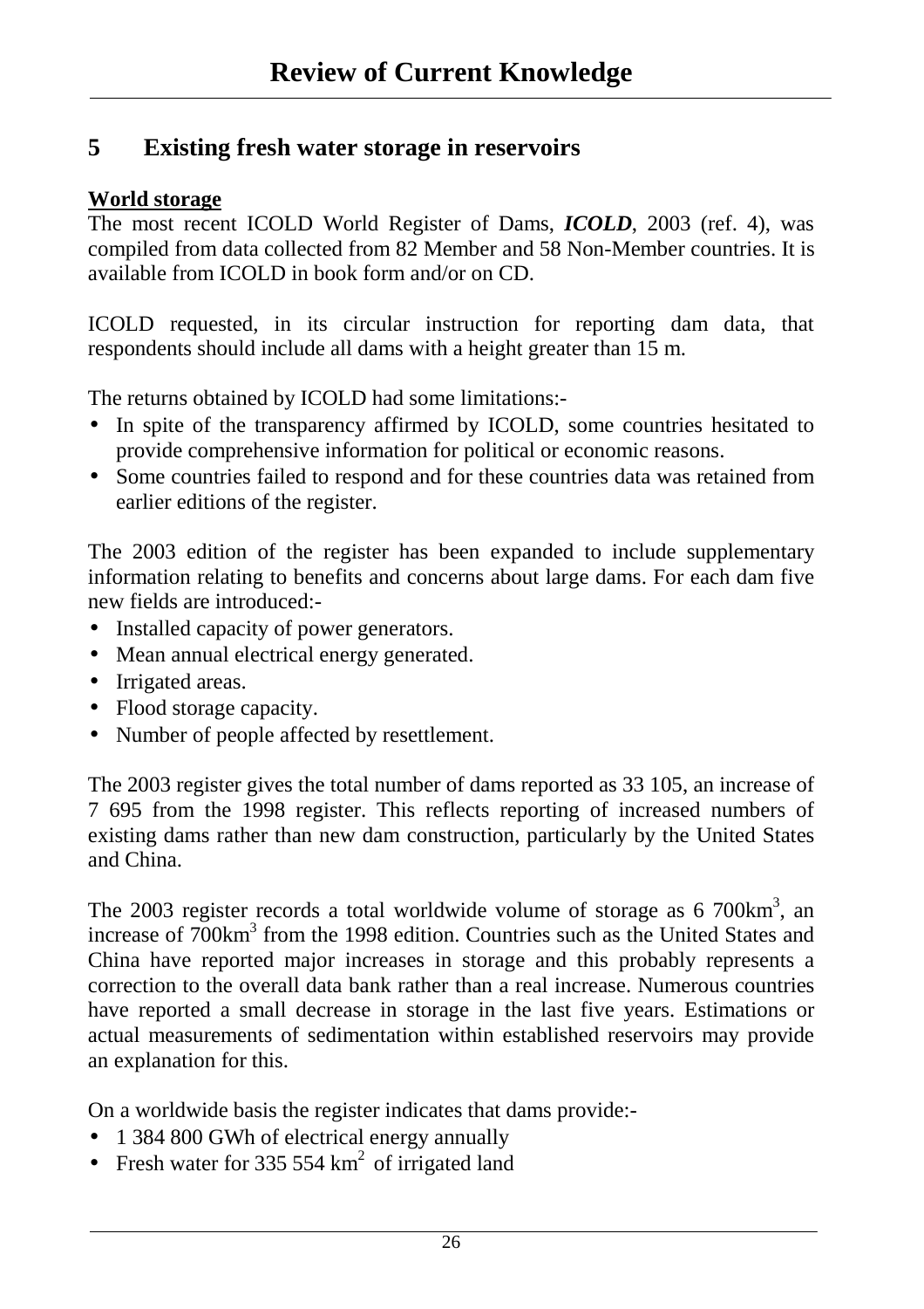## 5 Existing fresh water storage in reservoirs

**World storage**

The most recent ICOLD World Register of Dams, ***ICOLD***, 2003 (ref. 4), was compiled from data collected from 82 Member and 58 Non-Member countries. It is available from ICOLD in book form and/or on CD.

ICOLD requested, in its circular instruction for reporting dam data, that respondents should include all dams with a height greater than 15 m.

The returns obtained by ICOLD had some limitations:-

- In spite of the transparency affirmed by ICOLD, some countries hesitated to provide comprehensive information for political or economic reasons.
- Some countries failed to respond and for these countries data was retained from earlier editions of the register.

The 2003 edition of the register has been expanded to include supplementary information relating to benefits and concerns about large dams. For each dam five new fields are introduced:-

- Installed capacity of power generators.
- Mean annual electrical energy generated.
- Irrigated areas.
- Flood storage capacity.
- Number of people affected by resettlement.

The 2003 register gives the total number of dams reported as 33 105, an increase of 7 695 from the 1998 register. This reflects reporting of increased numbers of existing dams rather than new dam construction, particularly by the United States and China.

The 2003 register records a total worldwide volume of storage as 6 700km$^3$, an increase of 700km$^3$ from the 1998 edition. Countries such as the United States and China have reported major increases in storage and this probably represents a correction to the overall data bank rather than a real increase. Numerous countries have reported a small decrease in storage in the last five years. Estimations or actual measurements of sedimentation within established reservoirs may provide an explanation for this.

On a worldwide basis the register indicates that dams provide:-

- 1 384 800 GWh of electrical energy annually
- Fresh water for 335 554 km$^2$ of irrigated land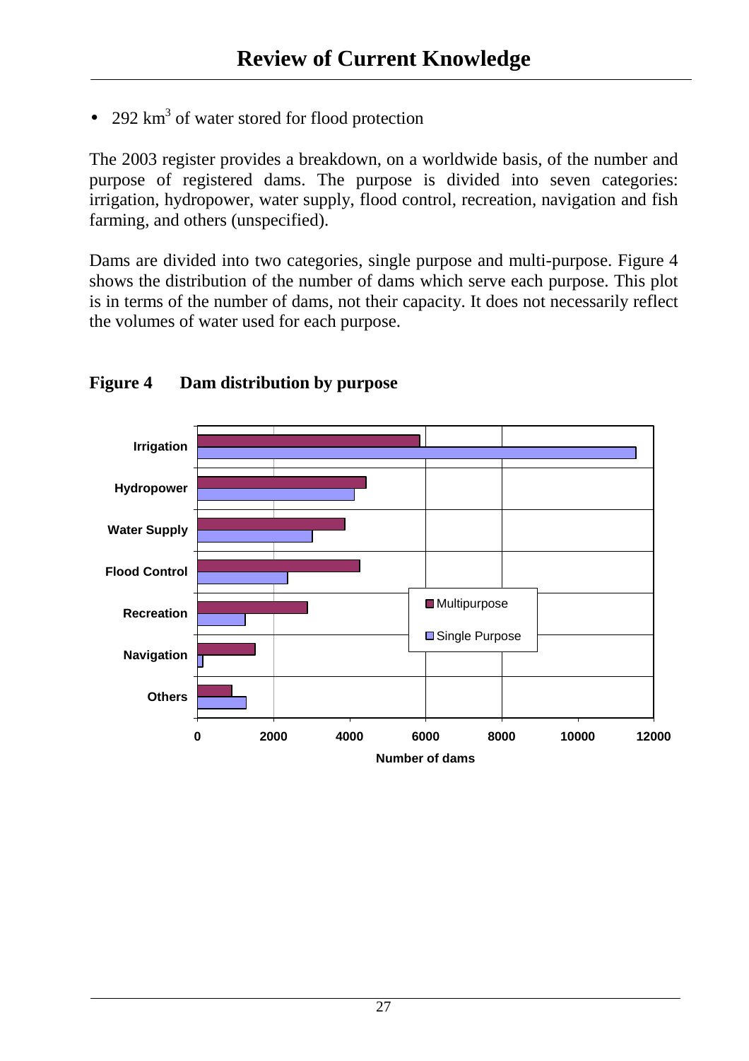- 292 $km^3$ of water stored for flood protection

The 2003 register provides a breakdown, on a worldwide basis, of the number and purpose of registered dams. The purpose is divided into seven categories: irrigation, hydropower, water supply, flood control, recreation, navigation and fish farming, and others (unspecified).

Dams are divided into two categories, single purpose and multi-purpose. Figure 4 shows the distribution of the number of dams which serve each purpose. This plot is in terms of the number of dams, not their capacity. It does not necessarily reflect the volumes of water used for each purpose.

**Figure 4 Dam distribution by purpose**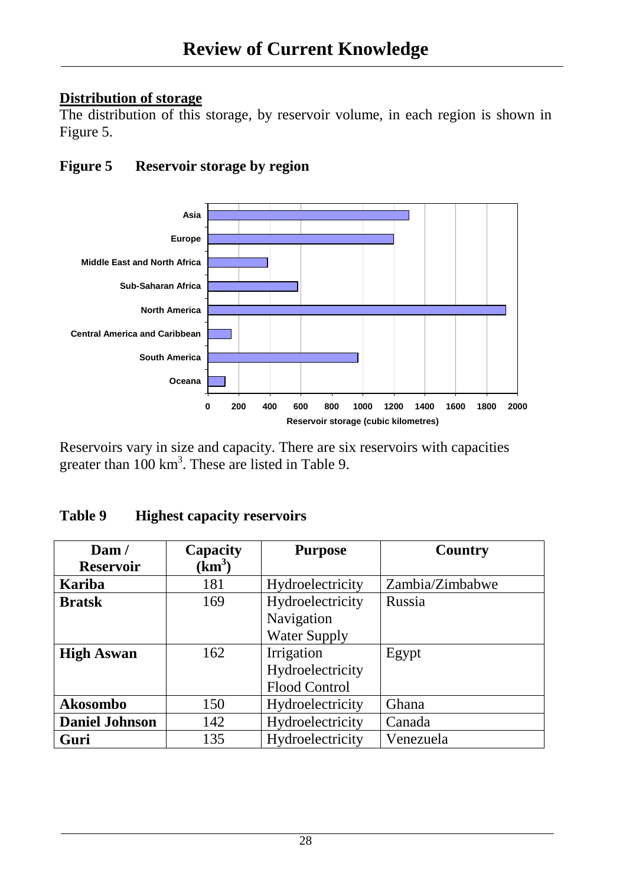# Review of Current Knowledge

**Distribution of storage**

The distribution of this storage, by reservoir volume, in each region is shown in Figure 5.

**Figure 5 Reservoir storage by region**

Reservoirs vary in size and capacity. There are six reservoirs with capacities greater than 100 $km^3$. These are listed in Table 9.

**Table 9 Highest capacity reservoirs**

| Dam / Reservoir | Capacity ($km^3$) | Purpose | Country |
|---|---|---|---|
| **Kariba** | 181 | Hydroelectricity | Zambia/Zimbabwe |
| **Bratsk** | 169 | Hydroelectricity<br>Navigation<br>Water Supply | Russia |
| **High Aswan** | 162 | Irrigation<br>Hydroelectricity<br>Flood Control | Egypt |
| **Akosombo** | 150 | Hydroelectricity | Ghana |
| **Daniel Johnson** | 142 | Hydroelectricity | Canada |
| **Guri** | 135 | Hydroelectricity | Venezuela |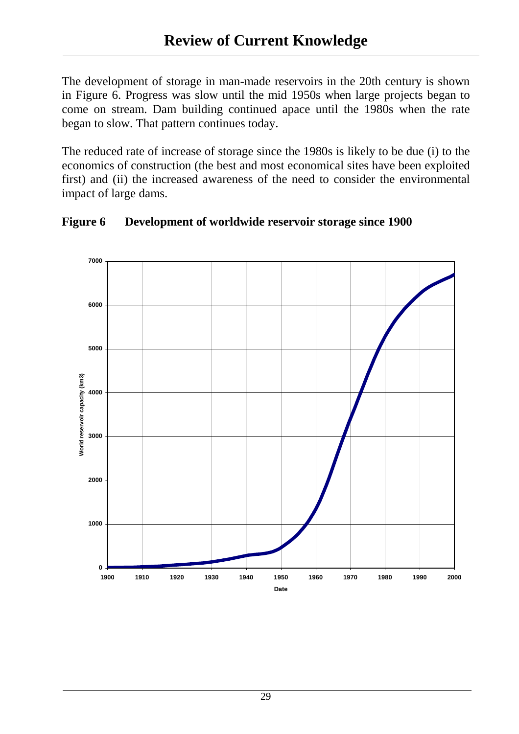# Review of Current Knowledge

The development of storage in man-made reservoirs in the 20th century is shown in Figure 6. Progress was slow until the mid 1950s when large projects began to come on stream. Dam building continued apace until the 1980s when the rate began to slow. That pattern continues today.

The reduced rate of increase of storage since the 1980s is likely to be due (i) to the economics of construction (the best and most economical sites have been exploited first) and (ii) the increased awareness of the need to consider the environmental impact of large dams.

**Figure 6 Development of worldwide reservoir storage since 1900**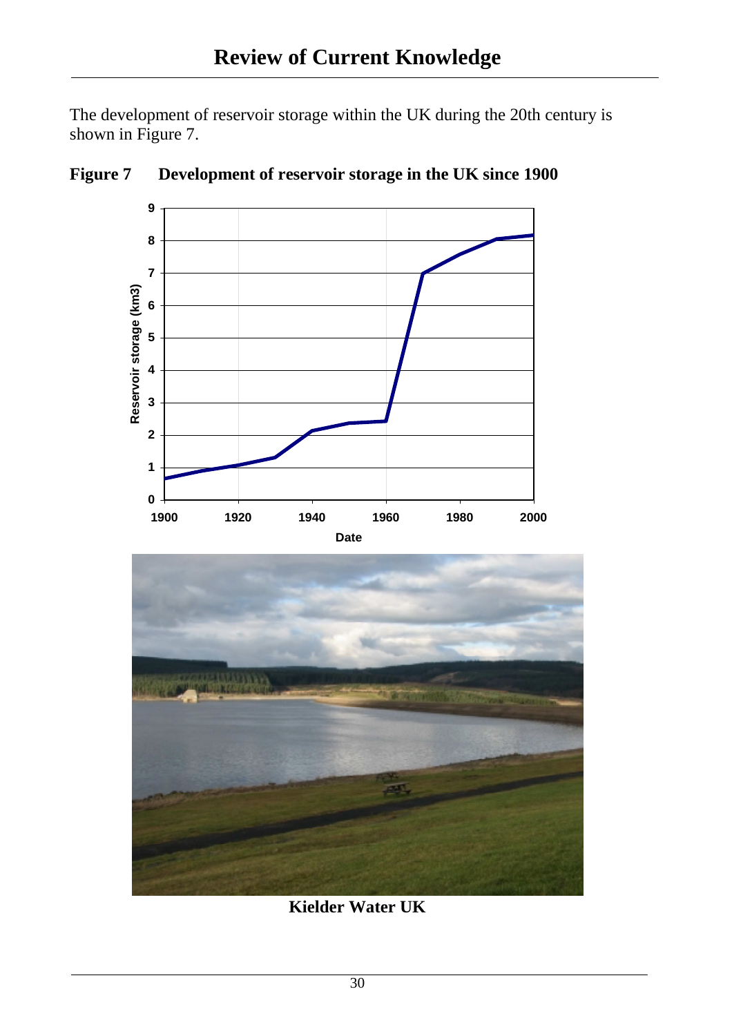# Review of Current Knowledge

The development of reservoir storage within the UK during the 20th century is shown in Figure 7.

**Figure 7 Development of reservoir storage in the UK since 1900**

**Kielder Water UK**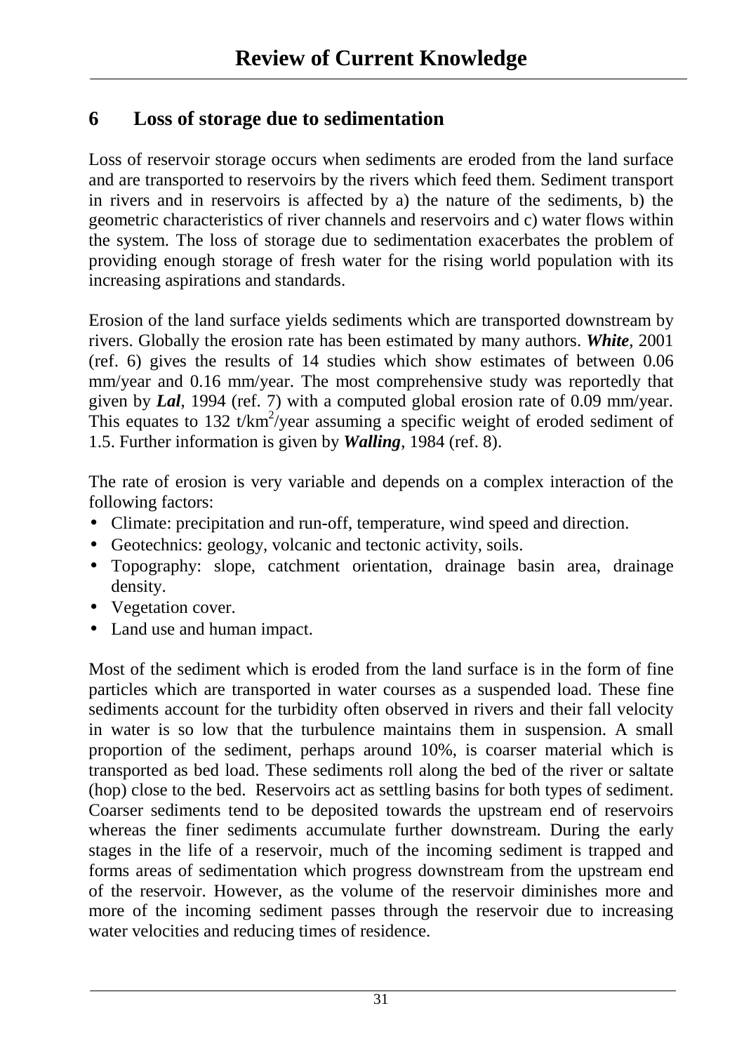## 6 Loss of storage due to sedimentation

Loss of reservoir storage occurs when sediments are eroded from the land surface and are transported to reservoirs by the rivers which feed them. Sediment transport in rivers and in reservoirs is affected by a) the nature of the sediments, b) the geometric characteristics of river channels and reservoirs and c) water flows within the system. The loss of storage due to sedimentation exacerbates the problem of providing enough storage of fresh water for the rising world population with its increasing aspirations and standards.

Erosion of the land surface yields sediments which are transported downstream by rivers. Globally the erosion rate has been estimated by many authors. ***White***, 2001 (ref. 6) gives the results of 14 studies which show estimates of between 0.06 mm/year and 0.16 mm/year. The most comprehensive study was reportedly that given by ***Lal***, 1994 (ref. 7) with a computed global erosion rate of 0.09 mm/year. This equates to 132 t/km$^2$/year assuming a specific weight of eroded sediment of 1.5. Further information is given by ***Walling***, 1984 (ref. 8).

The rate of erosion is very variable and depends on a complex interaction of the following factors:

- Climate: precipitation and run-off, temperature, wind speed and direction.
- Geotechnics: geology, volcanic and tectonic activity, soils.
- Topography: slope, catchment orientation, drainage basin area, drainage density.
- Vegetation cover.
- Land use and human impact.

Most of the sediment which is eroded from the land surface is in the form of fine particles which are transported in water courses as a suspended load. These fine sediments account for the turbidity often observed in rivers and their fall velocity in water is so low that the turbulence maintains them in suspension. A small proportion of the sediment, perhaps around 10%, is coarser material which is transported as bed load. These sediments roll along the bed of the river or saltate (hop) close to the bed. Reservoirs act as settling basins for both types of sediment. Coarser sediments tend to be deposited towards the upstream end of reservoirs whereas the finer sediments accumulate further downstream. During the early stages in the life of a reservoir, much of the incoming sediment is trapped and forms areas of sedimentation which progress downstream from the upstream end of the reservoir. However, as the volume of the reservoir diminishes more and more of the incoming sediment passes through the reservoir due to increasing water velocities and reducing times of residence.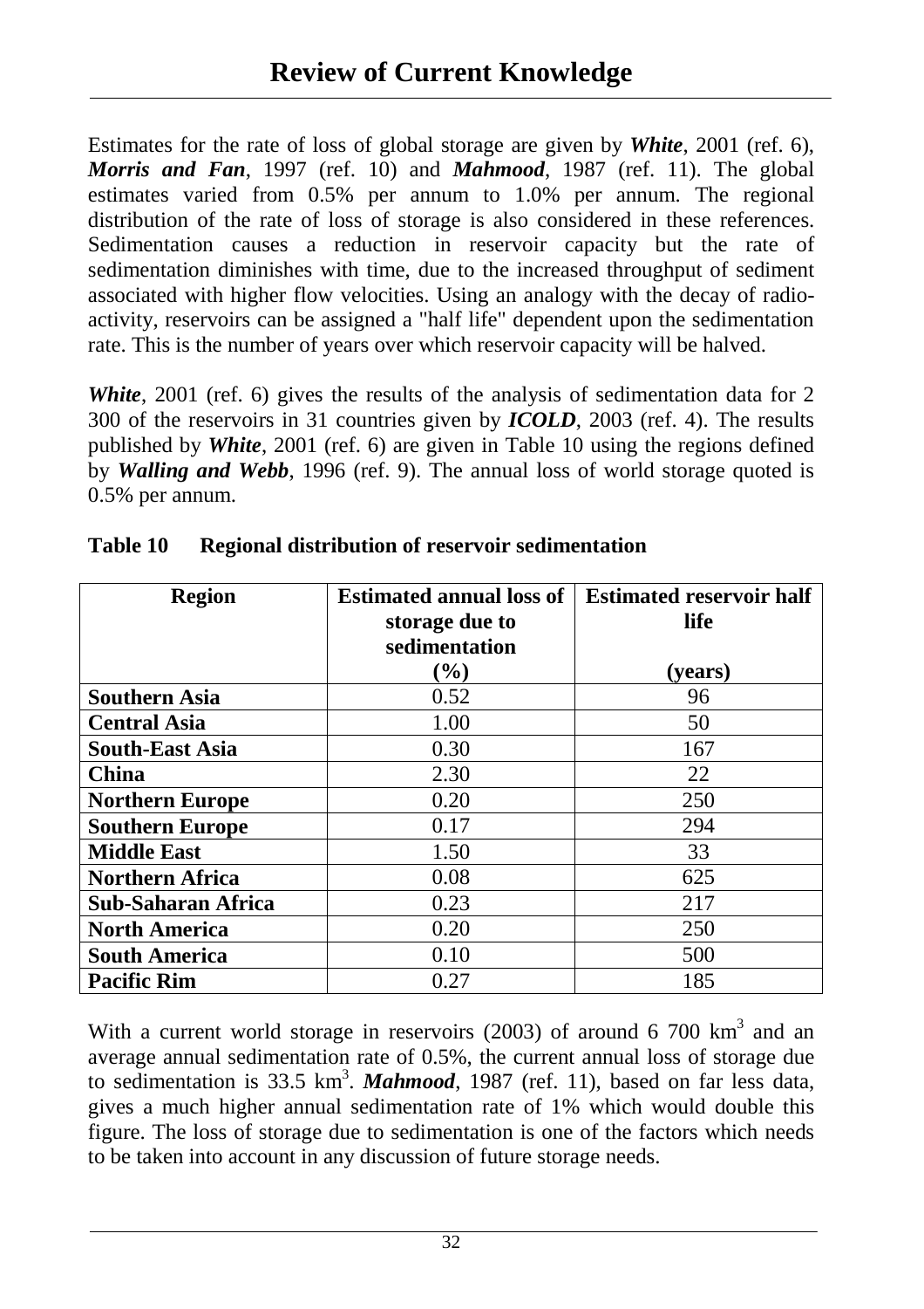# Review of Current Knowledge

Estimates for the rate of loss of global storage are given by ***White***, 2001 (ref. 6), ***Morris and Fan***, 1997 (ref. 10) and ***Mahmood***, 1987 (ref. 11). The global estimates varied from 0.5% per annum to 1.0% per annum. The regional distribution of the rate of loss of storage is also considered in these references. Sedimentation causes a reduction in reservoir capacity but the rate of sedimentation diminishes with time, due to the increased throughput of sediment associated with higher flow velocities. Using an analogy with the decay of radio-activity, reservoirs can be assigned a "half life" dependent upon the sedimentation rate. This is the number of years over which reservoir capacity will be halved.

***White***, 2001 (ref. 6) gives the results of the analysis of sedimentation data for 2 300 of the reservoirs in 31 countries given by ***ICOLD***, 2003 (ref. 4). The results published by ***White***, 2001 (ref. 6) are given in Table 10 using the regions defined by ***Walling and Webb***, 1996 (ref. 9). The annual loss of world storage quoted is 0.5% per annum.

**Table 10 Regional distribution of reservoir sedimentation**

| Region | Estimated annual loss of storage due to sedimentation (%) | Estimated reservoir half life (years) |
|---|---|---|
| **Southern Asia** | 0.52 | 96 |
| **Central Asia** | 1.00 | 50 |
| **South-East Asia** | 0.30 | 167 |
| **China** | 2.30 | 22 |
| **Northern Europe** | 0.20 | 250 |
| **Southern Europe** | 0.17 | 294 |
| **Middle East** | 1.50 | 33 |
| **Northern Africa** | 0.08 | 625 |
| **Sub-Saharan Africa** | 0.23 | 217 |
| **North America** | 0.20 | 250 |
| **South America** | 0.10 | 500 |
| **Pacific Rim** | 0.27 | 185 |

With a current world storage in reservoirs (2003) of around 6 700 $km^3$ and an average annual sedimentation rate of 0.5%, the current annual loss of storage due to sedimentation is 33.5 $km^3$. ***Mahmood***, 1987 (ref. 11), based on far less data, gives a much higher annual sedimentation rate of 1% which would double this figure. The loss of storage due to sedimentation is one of the factors which needs to be taken into account in any discussion of future storage needs.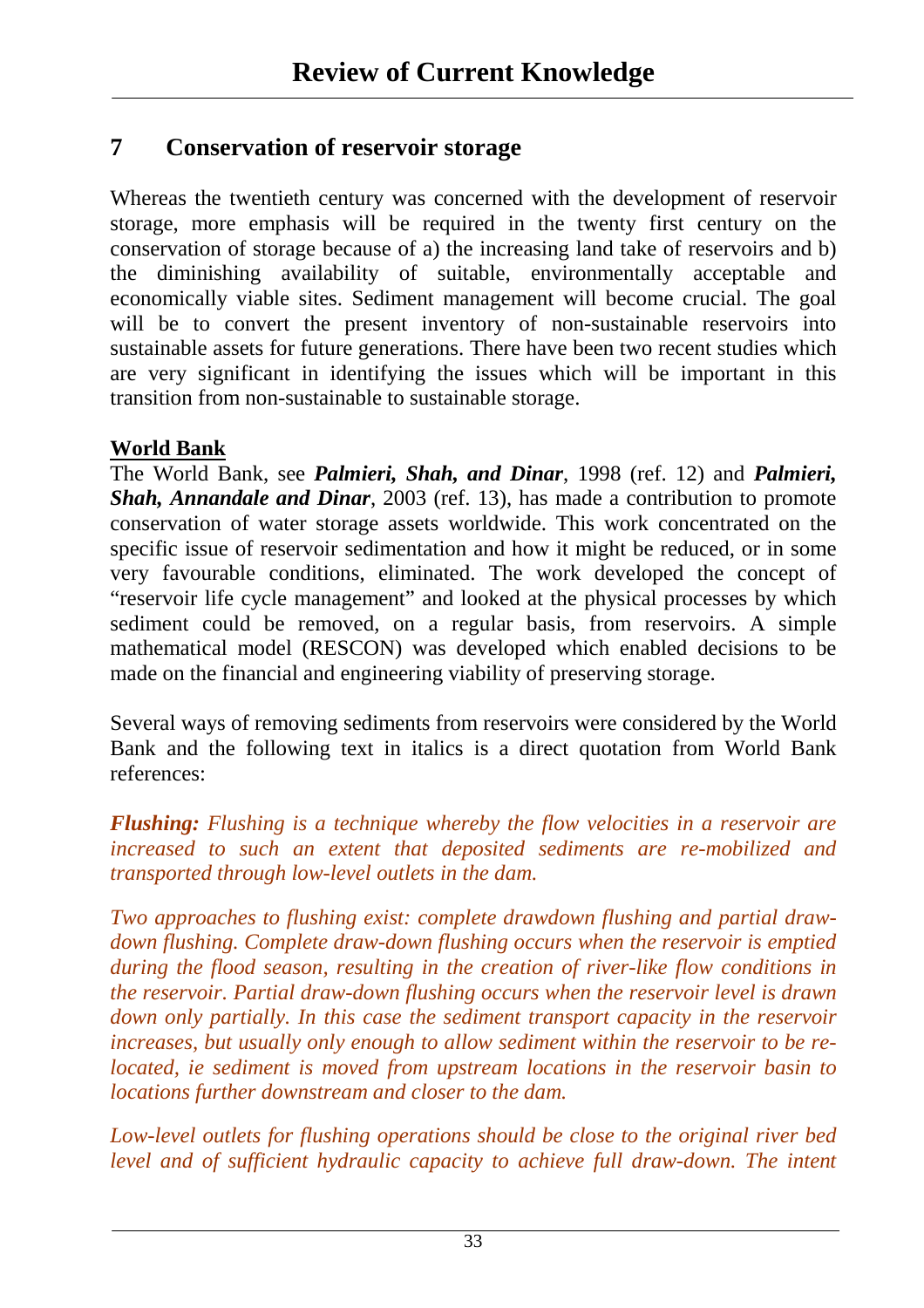## 7 Conservation of reservoir storage

Whereas the twentieth century was concerned with the development of reservoir storage, more emphasis will be required in the twenty first century on the conservation of storage because of a) the increasing land take of reservoirs and b) the diminishing availability of suitable, environmentally acceptable and economically viable sites. Sediment management will become crucial. The goal will be to convert the present inventory of non-sustainable reservoirs into sustainable assets for future generations. There have been two recent studies which are very significant in identifying the issues which will be important in this transition from non-sustainable to sustainable storage.

**World Bank**

The World Bank, see ***Palmieri, Shah, and Dinar***, 1998 (ref. 12) and ***Palmieri, Shah, Annandale and Dinar***, 2003 (ref. 13), has made a contribution to promote conservation of water storage assets worldwide. This work concentrated on the specific issue of reservoir sedimentation and how it might be reduced, or in some very favourable conditions, eliminated. The work developed the concept of "reservoir life cycle management" and looked at the physical processes by which sediment could be removed, on a regular basis, from reservoirs. A simple mathematical model (RESCON) was developed which enabled decisions to be made on the financial and engineering viability of preserving storage.

Several ways of removing sediments from reservoirs were considered by the World Bank and the following text in italics is a direct quotation from World Bank references:

***Flushing:*** *Flushing is a technique whereby the flow velocities in a reservoir are increased to such an extent that deposited sediments are re-mobilized and transported through low-level outlets in the dam.*

*Two approaches to flushing exist: complete drawdown flushing and partial draw-down flushing. Complete draw-down flushing occurs when the reservoir is emptied during the flood season, resulting in the creation of river-like flow conditions in the reservoir. Partial draw-down flushing occurs when the reservoir level is drawn down only partially. In this case the sediment transport capacity in the reservoir increases, but usually only enough to allow sediment within the reservoir to be re-located, ie sediment is moved from upstream locations in the reservoir basin to locations further downstream and closer to the dam.*

*Low-level outlets for flushing operations should be close to the original river bed level and of sufficient hydraulic capacity to achieve full draw-down. The intent*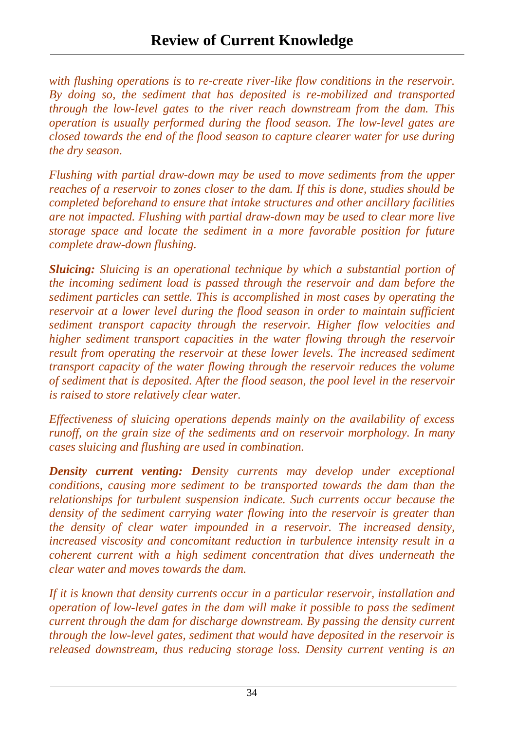*with flushing operations is to re-create river-like flow conditions in the reservoir. By doing so, the sediment that has deposited is re-mobilized and transported through the low-level gates to the river reach downstream from the dam. This operation is usually performed during the flood season. The low-level gates are closed towards the end of the flood season to capture clearer water for use during the dry season.*

*Flushing with partial draw-down may be used to move sediments from the upper reaches of a reservoir to zones closer to the dam. If this is done, studies should be completed beforehand to ensure that intake structures and other ancillary facilities are not impacted. Flushing with partial draw-down may be used to clear more live storage space and locate the sediment in a more favorable position for future complete draw-down flushing.*

***Sluicing:*** *Sluicing is an operational technique by which a substantial portion of the incoming sediment load is passed through the reservoir and dam before the sediment particles can settle. This is accomplished in most cases by operating the reservoir at a lower level during the flood season in order to maintain sufficient sediment transport capacity through the reservoir. Higher flow velocities and higher sediment transport capacities in the water flowing through the reservoir result from operating the reservoir at these lower levels. The increased sediment transport capacity of the water flowing through the reservoir reduces the volume of sediment that is deposited. After the flood season, the pool level in the reservoir is raised to store relatively clear water.*

*Effectiveness of sluicing operations depends mainly on the availability of excess runoff, on the grain size of the sediments and on reservoir morphology. In many cases sluicing and flushing are used in combination.*

***Density current venting: D****ensity currents may develop under exceptional conditions, causing more sediment to be transported towards the dam than the relationships for turbulent suspension indicate. Such currents occur because the density of the sediment carrying water flowing into the reservoir is greater than the density of clear water impounded in a reservoir. The increased density, increased viscosity and concomitant reduction in turbulence intensity result in a coherent current with a high sediment concentration that dives underneath the clear water and moves towards the dam.*

*If it is known that density currents occur in a particular reservoir, installation and operation of low-level gates in the dam will make it possible to pass the sediment current through the dam for discharge downstream. By passing the density current through the low-level gates, sediment that would have deposited in the reservoir is released downstream, thus reducing storage loss. Density current venting is an*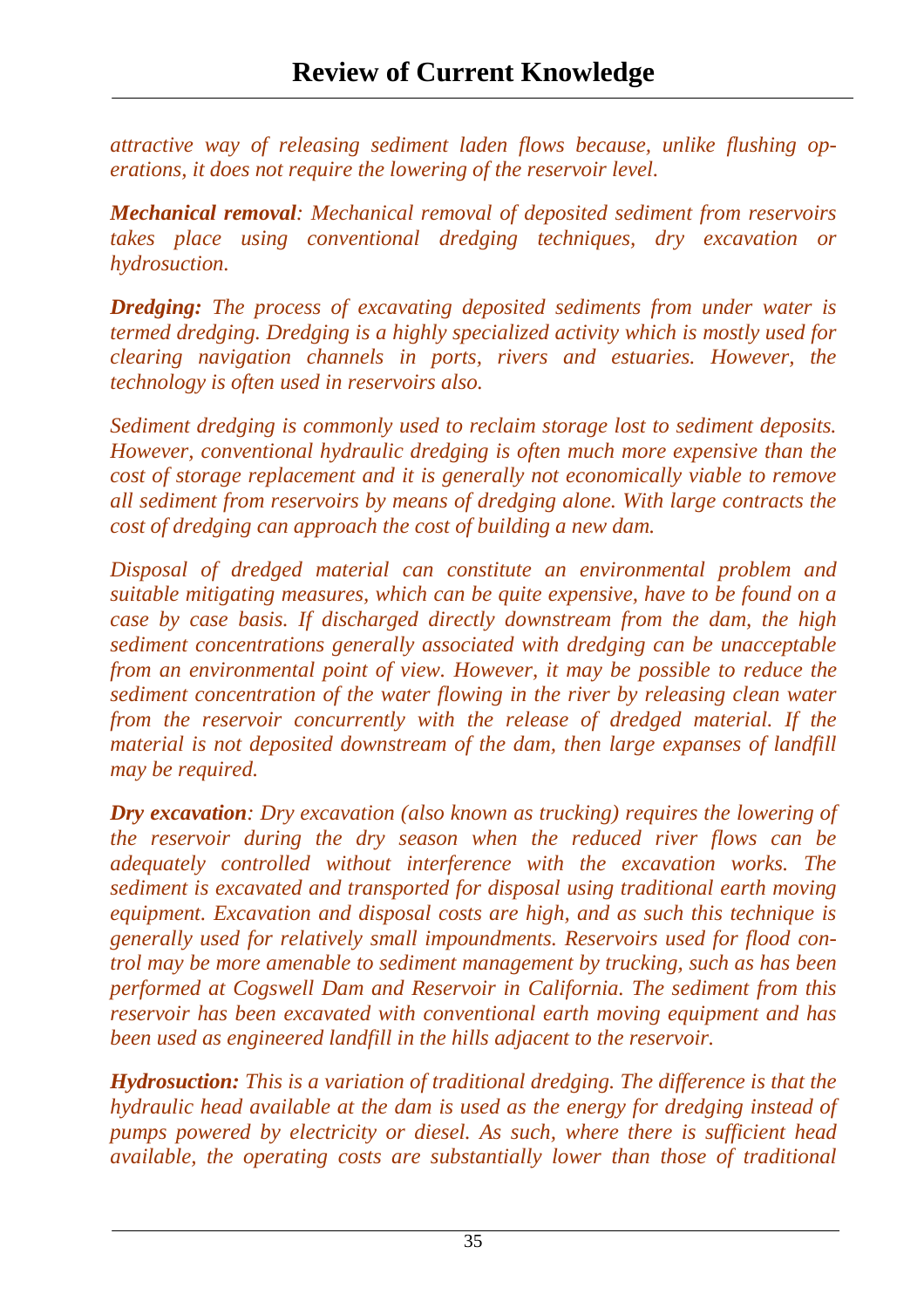*attractive way of releasing sediment laden flows because, unlike flushing operations, it does not require the lowering of the reservoir level.*

***Mechanical removal****: Mechanical removal of deposited sediment from reservoirs takes place using conventional dredging techniques, dry excavation or hydrosuction.*

***Dredging:*** *The process of excavating deposited sediments from under water is termed dredging. Dredging is a highly specialized activity which is mostly used for clearing navigation channels in ports, rivers and estuaries. However, the technology is often used in reservoirs also.*

*Sediment dredging is commonly used to reclaim storage lost to sediment deposits. However, conventional hydraulic dredging is often much more expensive than the cost of storage replacement and it is generally not economically viable to remove all sediment from reservoirs by means of dredging alone. With large contracts the cost of dredging can approach the cost of building a new dam.*

*Disposal of dredged material can constitute an environmental problem and suitable mitigating measures, which can be quite expensive, have to be found on a case by case basis. If discharged directly downstream from the dam, the high sediment concentrations generally associated with dredging can be unacceptable from an environmental point of view. However, it may be possible to reduce the sediment concentration of the water flowing in the river by releasing clean water from the reservoir concurrently with the release of dredged material. If the material is not deposited downstream of the dam, then large expanses of landfill may be required.*

***Dry excavation****: Dry excavation (also known as trucking) requires the lowering of the reservoir during the dry season when the reduced river flows can be adequately controlled without interference with the excavation works. The sediment is excavated and transported for disposal using traditional earth moving equipment. Excavation and disposal costs are high, and as such this technique is generally used for relatively small impoundments. Reservoirs used for flood control may be more amenable to sediment management by trucking, such as has been performed at Cogswell Dam and Reservoir in California. The sediment from this reservoir has been excavated with conventional earth moving equipment and has been used as engineered landfill in the hills adjacent to the reservoir.*

***Hydrosuction:*** *This is a variation of traditional dredging. The difference is that the hydraulic head available at the dam is used as the energy for dredging instead of pumps powered by electricity or diesel. As such, where there is sufficient head available, the operating costs are substantially lower than those of traditional*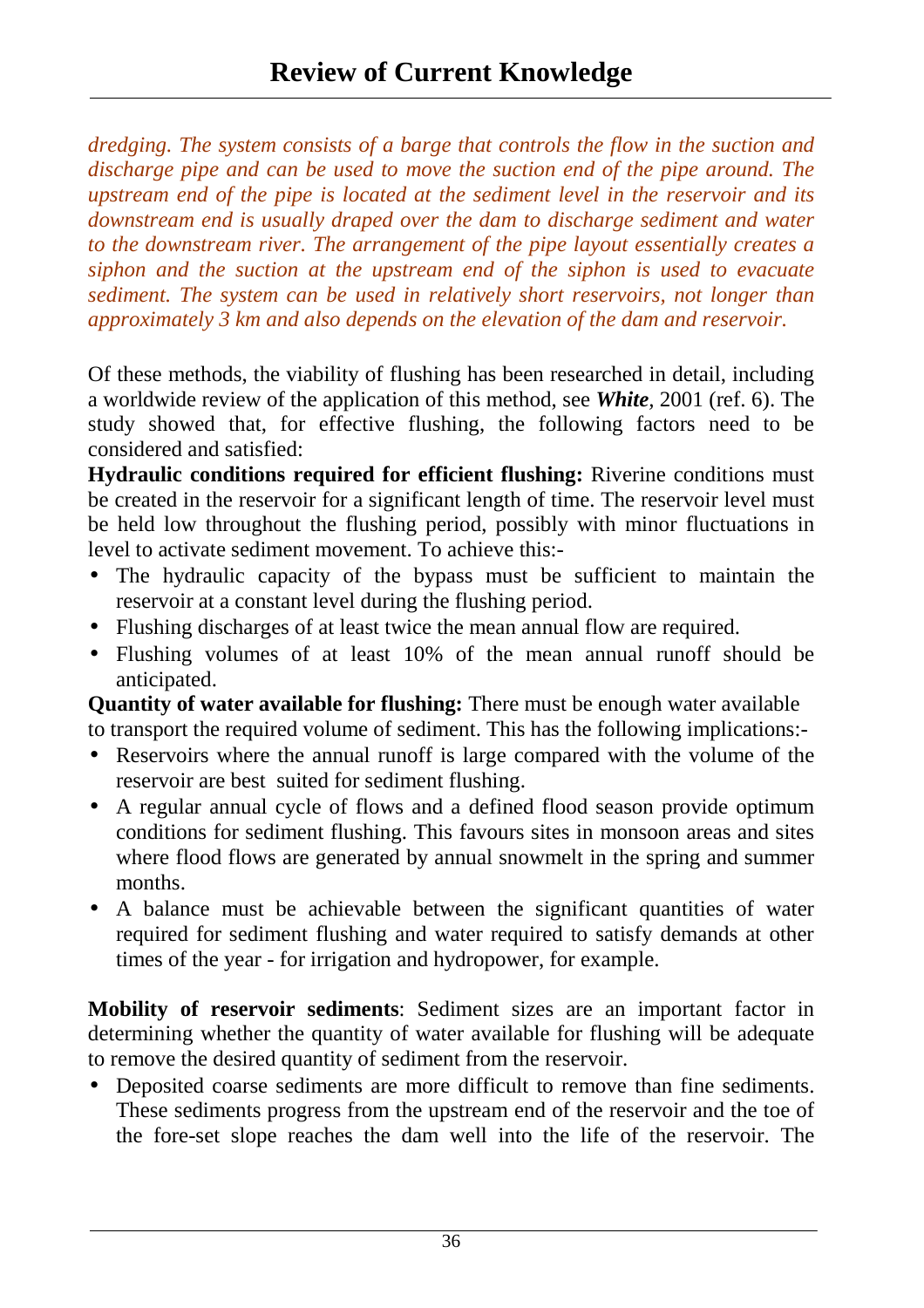*dredging. The system consists of a barge that controls the flow in the suction and discharge pipe and can be used to move the suction end of the pipe around. The upstream end of the pipe is located at the sediment level in the reservoir and its downstream end is usually draped over the dam to discharge sediment and water to the downstream river. The arrangement of the pipe layout essentially creates a siphon and the suction at the upstream end of the siphon is used to evacuate sediment. The system can be used in relatively short reservoirs, not longer than approximately 3 km and also depends on the elevation of the dam and reservoir.*

Of these methods, the viability of flushing has been researched in detail, including a worldwide review of the application of this method, see ***White***, 2001 (ref. 6). The study showed that, for effective flushing, the following factors need to be considered and satisfied:

**Hydraulic conditions required for efficient flushing:** Riverine conditions must be created in the reservoir for a significant length of time. The reservoir level must be held low throughout the flushing period, possibly with minor fluctuations in level to activate sediment movement. To achieve this:-

- The hydraulic capacity of the bypass must be sufficient to maintain the reservoir at a constant level during the flushing period.
- Flushing discharges of at least twice the mean annual flow are required.
- Flushing volumes of at least 10% of the mean annual runoff should be anticipated.

**Quantity of water available for flushing:** There must be enough water available to transport the required volume of sediment. This has the following implications:-

- Reservoirs where the annual runoff is large compared with the volume of the reservoir are best suited for sediment flushing.
- A regular annual cycle of flows and a defined flood season provide optimum conditions for sediment flushing. This favours sites in monsoon areas and sites where flood flows are generated by annual snowmelt in the spring and summer months.
- A balance must be achievable between the significant quantities of water required for sediment flushing and water required to satisfy demands at other times of the year - for irrigation and hydropower, for example.

**Mobility of reservoir sediments**: Sediment sizes are an important factor in determining whether the quantity of water available for flushing will be adequate to remove the desired quantity of sediment from the reservoir.

- Deposited coarse sediments are more difficult to remove than fine sediments. These sediments progress from the upstream end of the reservoir and the toe of the fore-set slope reaches the dam well into the life of the reservoir. The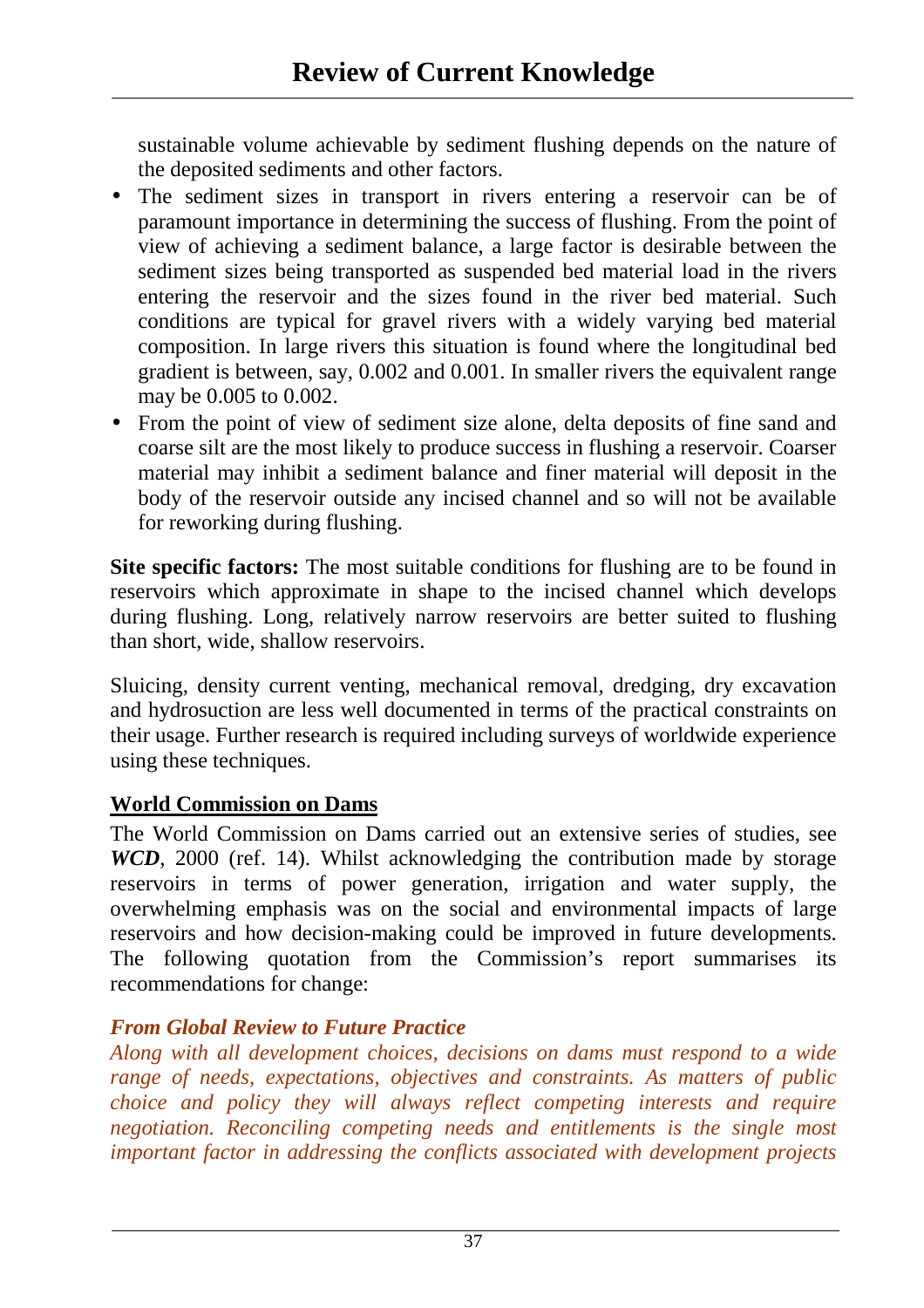sustainable volume achievable by sediment flushing depends on the nature of the deposited sediments and other factors.

- The sediment sizes in transport in rivers entering a reservoir can be of paramount importance in determining the success of flushing. From the point of view of achieving a sediment balance, a large factor is desirable between the sediment sizes being transported as suspended bed material load in the rivers entering the reservoir and the sizes found in the river bed material. Such conditions are typical for gravel rivers with a widely varying bed material composition. In large rivers this situation is found where the longitudinal bed gradient is between, say, 0.002 and 0.001. In smaller rivers the equivalent range may be 0.005 to 0.002.
- From the point of view of sediment size alone, delta deposits of fine sand and coarse silt are the most likely to produce success in flushing a reservoir. Coarser material may inhibit a sediment balance and finer material will deposit in the body of the reservoir outside any incised channel and so will not be available for reworking during flushing.

**Site specific factors:** The most suitable conditions for flushing are to be found in reservoirs which approximate in shape to the incised channel which develops during flushing. Long, relatively narrow reservoirs are better suited to flushing than short, wide, shallow reservoirs.

Sluicing, density current venting, mechanical removal, dredging, dry excavation and hydrosuction are less well documented in terms of the practical constraints on their usage. Further research is required including surveys of worldwide experience using these techniques.

## World Commission on Dams

The World Commission on Dams carried out an extensive series of studies, see ***WCD***, 2000 (ref. 14). Whilst acknowledging the contribution made by storage reservoirs in terms of power generation, irrigation and water supply, the overwhelming emphasis was on the social and environmental impacts of large reservoirs and how decision-making could be improved in future developments. The following quotation from the Commission's report summarises its recommendations for change:

***From Global Review to Future Practice***

*Along with all development choices, decisions on dams must respond to a wide range of needs, expectations, objectives and constraints. As matters of public choice and policy they will always reflect competing interests and require negotiation. Reconciling competing needs and entitlements is the single most important factor in addressing the conflicts associated with development projects*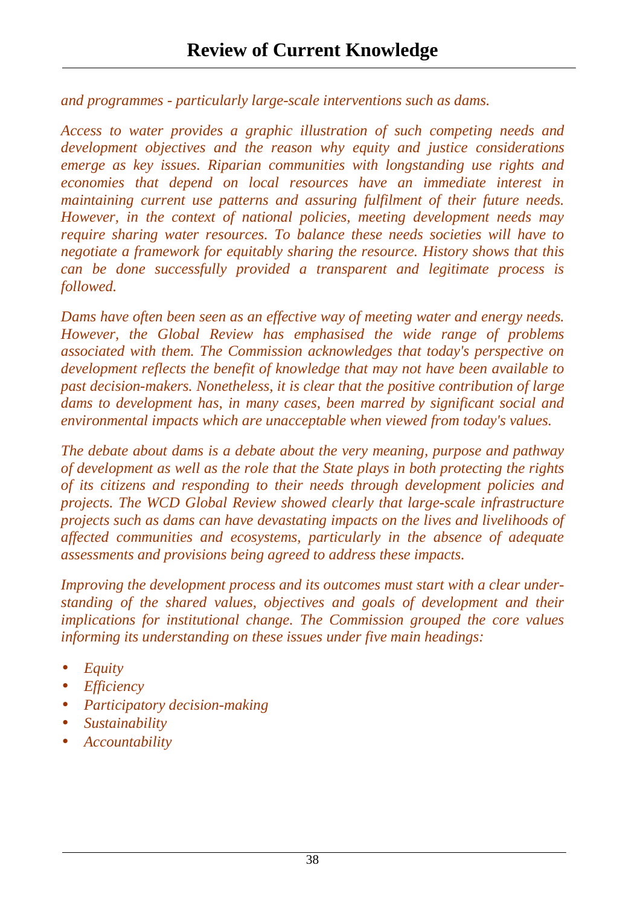*and programmes - particularly large-scale interventions such as dams.*

*Access to water provides a graphic illustration of such competing needs and development objectives and the reason why equity and justice considerations emerge as key issues. Riparian communities with longstanding use rights and economies that depend on local resources have an immediate interest in maintaining current use patterns and assuring fulfilment of their future needs. However, in the context of national policies, meeting development needs may require sharing water resources. To balance these needs societies will have to negotiate a framework for equitably sharing the resource. History shows that this can be done successfully provided a transparent and legitimate process is followed.*

*Dams have often been seen as an effective way of meeting water and energy needs. However, the Global Review has emphasised the wide range of problems associated with them. The Commission acknowledges that today's perspective on development reflects the benefit of knowledge that may not have been available to past decision-makers. Nonetheless, it is clear that the positive contribution of large dams to development has, in many cases, been marred by significant social and environmental impacts which are unacceptable when viewed from today's values.*

*The debate about dams is a debate about the very meaning, purpose and pathway of development as well as the role that the State plays in both protecting the rights of its citizens and responding to their needs through development policies and projects. The WCD Global Review showed clearly that large-scale infrastructure projects such as dams can have devastating impacts on the lives and livelihoods of affected communities and ecosystems, particularly in the absence of adequate assessments and provisions being agreed to address these impacts.*

*Improving the development process and its outcomes must start with a clear understanding of the shared values, objectives and goals of development and their implications for institutional change. The Commission grouped the core values informing its understanding on these issues under five main headings:*

- *Equity*
- *Efficiency*
- *Participatory decision-making*
- *Sustainability*
- *Accountability*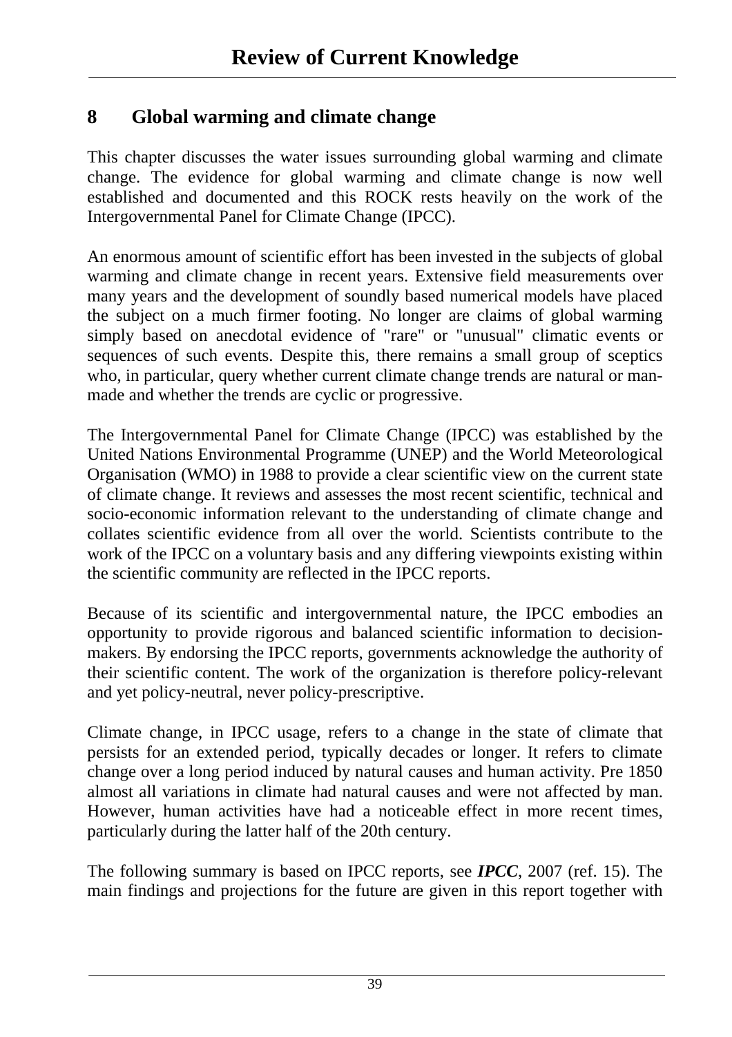## 8 Global warming and climate change

This chapter discusses the water issues surrounding global warming and climate change. The evidence for global warming and climate change is now well established and documented and this ROCK rests heavily on the work of the Intergovernmental Panel for Climate Change (IPCC).

An enormous amount of scientific effort has been invested in the subjects of global warming and climate change in recent years. Extensive field measurements over many years and the development of soundly based numerical models have placed the subject on a much firmer footing. No longer are claims of global warming simply based on anecdotal evidence of "rare" or "unusual" climatic events or sequences of such events. Despite this, there remains a small group of sceptics who, in particular, query whether current climate change trends are natural or man-made and whether the trends are cyclic or progressive.

The Intergovernmental Panel for Climate Change (IPCC) was established by the United Nations Environmental Programme (UNEP) and the World Meteorological Organisation (WMO) in 1988 to provide a clear scientific view on the current state of climate change. It reviews and assesses the most recent scientific, technical and socio-economic information relevant to the understanding of climate change and collates scientific evidence from all over the world. Scientists contribute to the work of the IPCC on a voluntary basis and any differing viewpoints existing within the scientific community are reflected in the IPCC reports.

Because of its scientific and intergovernmental nature, the IPCC embodies an opportunity to provide rigorous and balanced scientific information to decision-makers. By endorsing the IPCC reports, governments acknowledge the authority of their scientific content. The work of the organization is therefore policy-relevant and yet policy-neutral, never policy-prescriptive.

Climate change, in IPCC usage, refers to a change in the state of climate that persists for an extended period, typically decades or longer. It refers to climate change over a long period induced by natural causes and human activity. Pre 1850 almost all variations in climate had natural causes and were not affected by man. However, human activities have had a noticeable effect in more recent times, particularly during the latter half of the 20th century.

The following summary is based on IPCC reports, see ***IPCC***, 2007 (ref. 15). The main findings and projections for the future are given in this report together with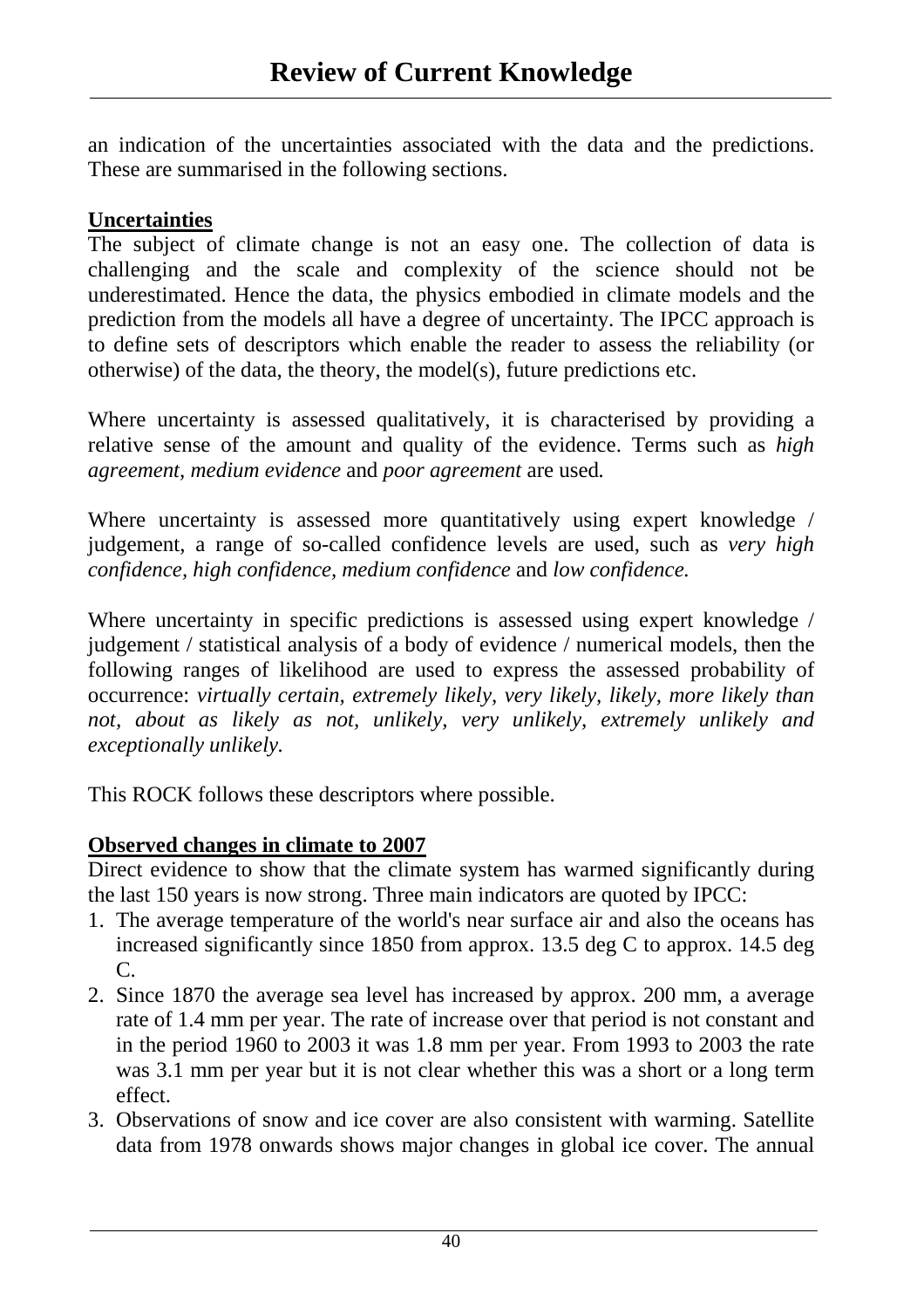an indication of the uncertainties associated with the data and the predictions. These are summarised in the following sections.

**Uncertainties**

The subject of climate change is not an easy one. The collection of data is challenging and the scale and complexity of the science should not be underestimated. Hence the data, the physics embodied in climate models and the prediction from the models all have a degree of uncertainty. The IPCC approach is to define sets of descriptors which enable the reader to assess the reliability (or otherwise) of the data, the theory, the model(s), future predictions etc.

Where uncertainty is assessed qualitatively, it is characterised by providing a relative sense of the amount and quality of the evidence. Terms such as *high agreement, medium evidence* and *poor agreement* are used.

Where uncertainty is assessed more quantitatively using expert knowledge / judgement, a range of so-called confidence levels are used, such as *very high confidence, high confidence, medium confidence* and *low confidence.*

Where uncertainty in specific predictions is assessed using expert knowledge / judgement / statistical analysis of a body of evidence / numerical models, then the following ranges of likelihood are used to express the assessed probability of occurrence: *virtually certain, extremely likely, very likely, likely, more likely than not, about as likely as not, unlikely, very unlikely, extremely unlikely and exceptionally unlikely.*

This ROCK follows these descriptors where possible.

**Observed changes in climate to 2007**

Direct evidence to show that the climate system has warmed significantly during the last 150 years is now strong. Three main indicators are quoted by IPCC:

1. The average temperature of the world's near surface air and also the oceans has increased significantly since 1850 from approx. 13.5 deg C to approx. 14.5 deg C.
2. Since 1870 the average sea level has increased by approx. 200 mm, a average rate of 1.4 mm per year. The rate of increase over that period is not constant and in the period 1960 to 2003 it was 1.8 mm per year. From 1993 to 2003 the rate was 3.1 mm per year but it is not clear whether this was a short or a long term effect.
3. Observations of snow and ice cover are also consistent with warming. Satellite data from 1978 onwards shows major changes in global ice cover. The annual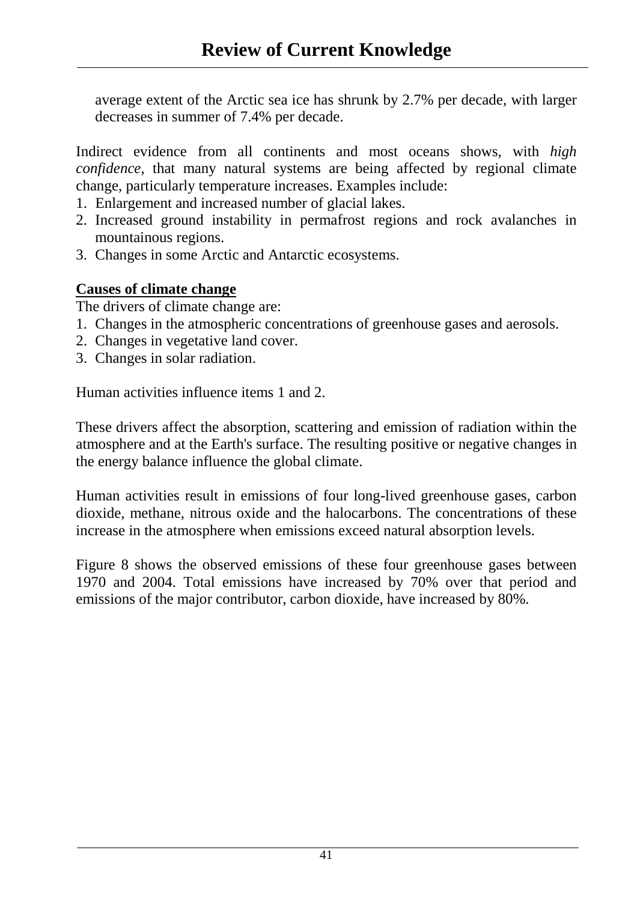average extent of the Arctic sea ice has shrunk by 2.7% per decade, with larger decreases in summer of 7.4% per decade.

Indirect evidence from all continents and most oceans shows, with *high confidence*, that many natural systems are being affected by regional climate change, particularly temperature increases. Examples include:

1. Enlargement and increased number of glacial lakes.
2. Increased ground instability in permafrost regions and rock avalanches in mountainous regions.
3. Changes in some Arctic and Antarctic ecosystems.

**Causes of climate change**

The drivers of climate change are:

1. Changes in the atmospheric concentrations of greenhouse gases and aerosols.
2. Changes in vegetative land cover.
3. Changes in solar radiation.

Human activities influence items 1 and 2.

These drivers affect the absorption, scattering and emission of radiation within the atmosphere and at the Earth's surface. The resulting positive or negative changes in the energy balance influence the global climate.

Human activities result in emissions of four long-lived greenhouse gases, carbon dioxide, methane, nitrous oxide and the halocarbons. The concentrations of these increase in the atmosphere when emissions exceed natural absorption levels.

Figure 8 shows the observed emissions of these four greenhouse gases between 1970 and 2004. Total emissions have increased by 70% over that period and emissions of the major contributor, carbon dioxide, have increased by 80%.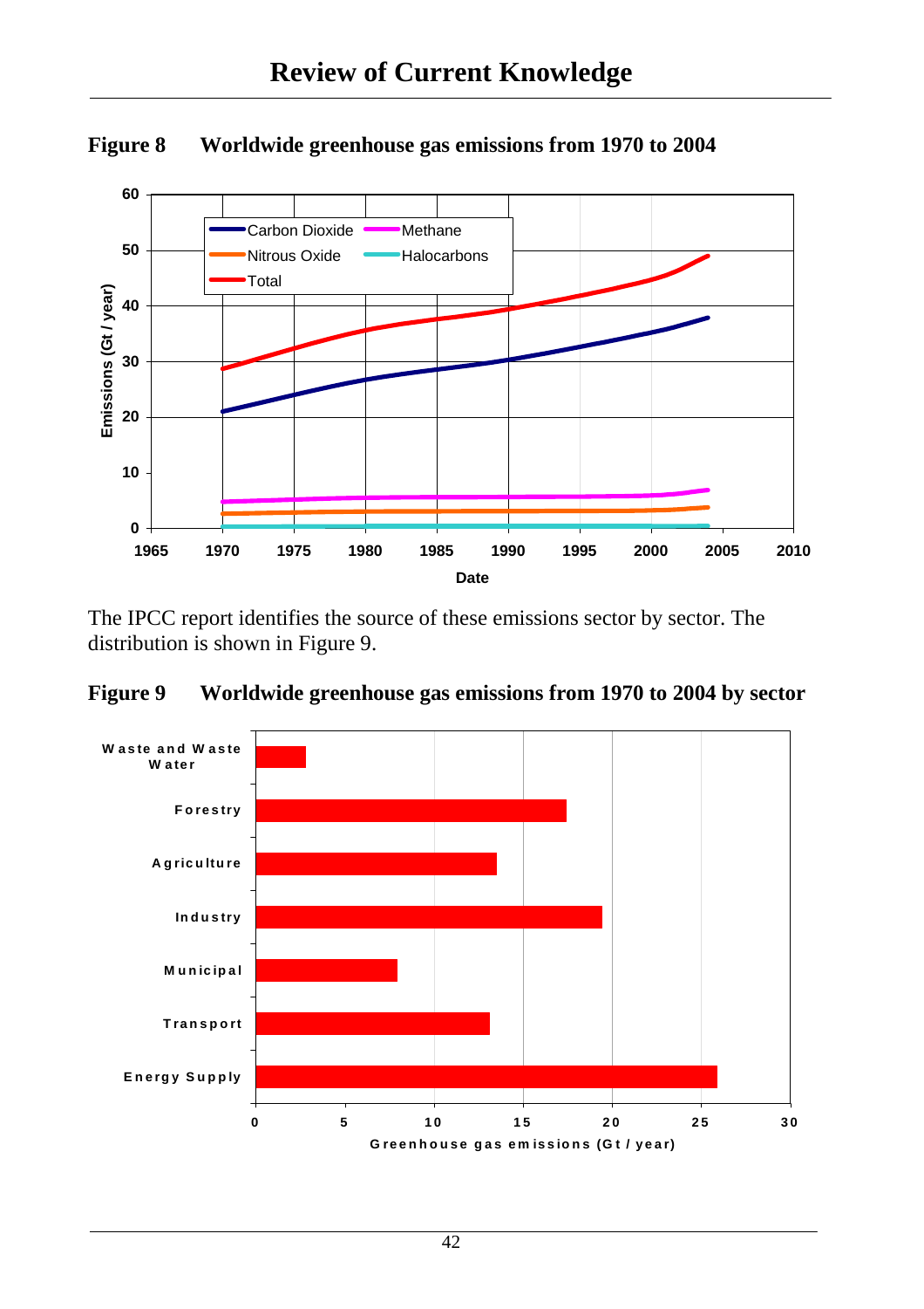**Figure 8 Worldwide greenhouse gas emissions from 1970 to 2004**

The IPCC report identifies the source of these emissions sector by sector. The distribution is shown in Figure 9.

**Figure 9 Worldwide greenhouse gas emissions from 1970 to 2004 by sector**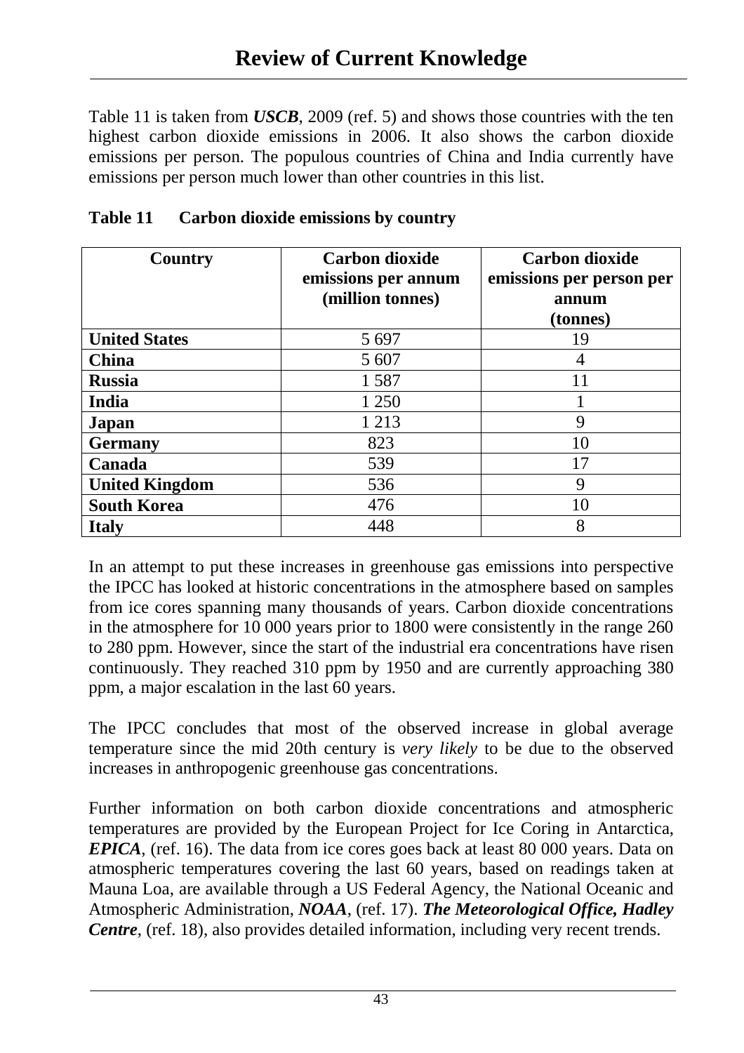# Review of Current Knowledge

Table 11 is taken from ***USCB***, 2009 (ref. 5) and shows those countries with the ten highest carbon dioxide emissions in 2006. It also shows the carbon dioxide emissions per person. The populous countries of China and India currently have emissions per person much lower than other countries in this list.

**Table 11 Carbon dioxide emissions by country**

| Country | Carbon dioxide emissions per annum (million tonnes) | Carbon dioxide emissions per person per annum (tonnes) |
|---|---|---|
| **United States** | 5 697 | 19 |
| **China** | 5 607 | 4 |
| **Russia** | 1 587 | 11 |
| **India** | 1 250 | 1 |
| **Japan** | 1 213 | 9 |
| **Germany** | 823 | 10 |
| **Canada** | 539 | 17 |
| **United Kingdom** | 536 | 9 |
| **South Korea** | 476 | 10 |
| **Italy** | 448 | 8 |

In an attempt to put these increases in greenhouse gas emissions into perspective the IPCC has looked at historic concentrations in the atmosphere based on samples from ice cores spanning many thousands of years. Carbon dioxide concentrations in the atmosphere for 10 000 years prior to 1800 were consistently in the range 260 to 280 ppm. However, since the start of the industrial era concentrations have risen continuously. They reached 310 ppm by 1950 and are currently approaching 380 ppm, a major escalation in the last 60 years.

The IPCC concludes that most of the observed increase in global average temperature since the mid 20th century is *very likely* to be due to the observed increases in anthropogenic greenhouse gas concentrations.

Further information on both carbon dioxide concentrations and atmospheric temperatures are provided by the European Project for Ice Coring in Antarctica, ***EPICA***, (ref. 16). The data from ice cores goes back at least 80 000 years. Data on atmospheric temperatures covering the last 60 years, based on readings taken at Mauna Loa, are available through a US Federal Agency, the National Oceanic and Atmospheric Administration, ***NOAA***, (ref. 17). ***The Meteorological Office, Hadley Centre***, (ref. 18), also provides detailed information, including very recent trends.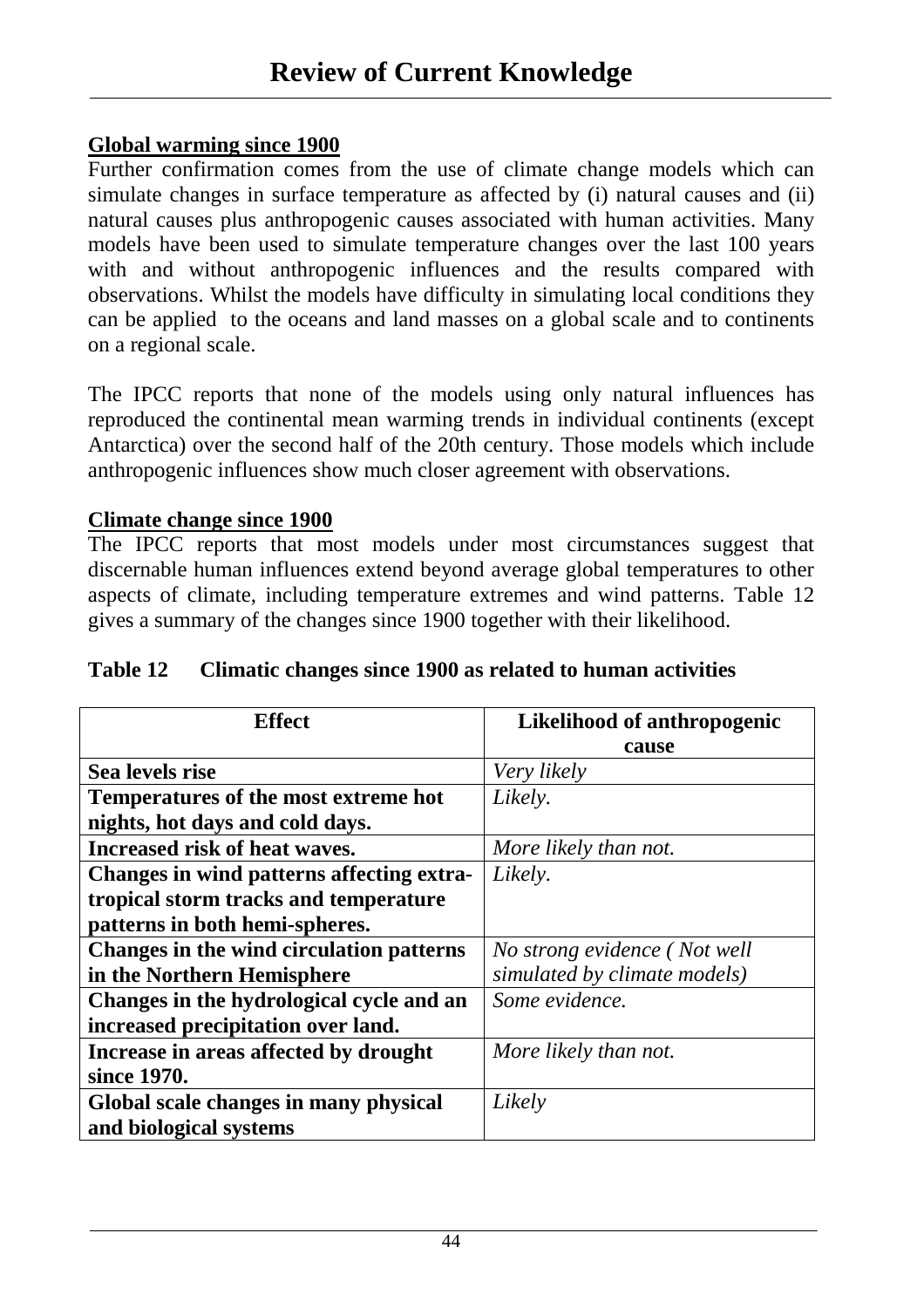# Review of Current Knowledge

**Global warming since 1900**

Further confirmation comes from the use of climate change models which can simulate changes in surface temperature as affected by (i) natural causes and (ii) natural causes plus anthropogenic causes associated with human activities. Many models have been used to simulate temperature changes over the last 100 years with and without anthropogenic influences and the results compared with observations. Whilst the models have difficulty in simulating local conditions they can be applied to the oceans and land masses on a global scale and to continents on a regional scale.

The IPCC reports that none of the models using only natural influences has reproduced the continental mean warming trends in individual continents (except Antarctica) over the second half of the 20th century. Those models which include anthropogenic influences show much closer agreement with observations.

**Climate change since 1900**

The IPCC reports that most models under most circumstances suggest that discernable human influences extend beyond average global temperatures to other aspects of climate, including temperature extremes and wind patterns. Table 12 gives a summary of the changes since 1900 together with their likelihood.

**Table 12 Climatic changes since 1900 as related to human activities**

| Effect | Likelihood of anthropogenic cause |
|---|---|
| **Sea levels rise** | *Very likely* |
| **Temperatures of the most extreme hot nights, hot days and cold days.** | *Likely.* |
| **Increased risk of heat waves.** | *More likely than not.* |
| **Changes in wind patterns affecting extra-tropical storm tracks and temperature patterns in both hemi-spheres.** | *Likely.* |
| **Changes in the wind circulation patterns in the Northern Hemisphere** | *No strong evidence ( Not well simulated by climate models)* |
| **Changes in the hydrological cycle and an increased precipitation over land.** | *Some evidence.* |
| **Increase in areas affected by drought since 1970.** | *More likely than not.* |
| **Global scale changes in many physical and biological systems** | *Likely* |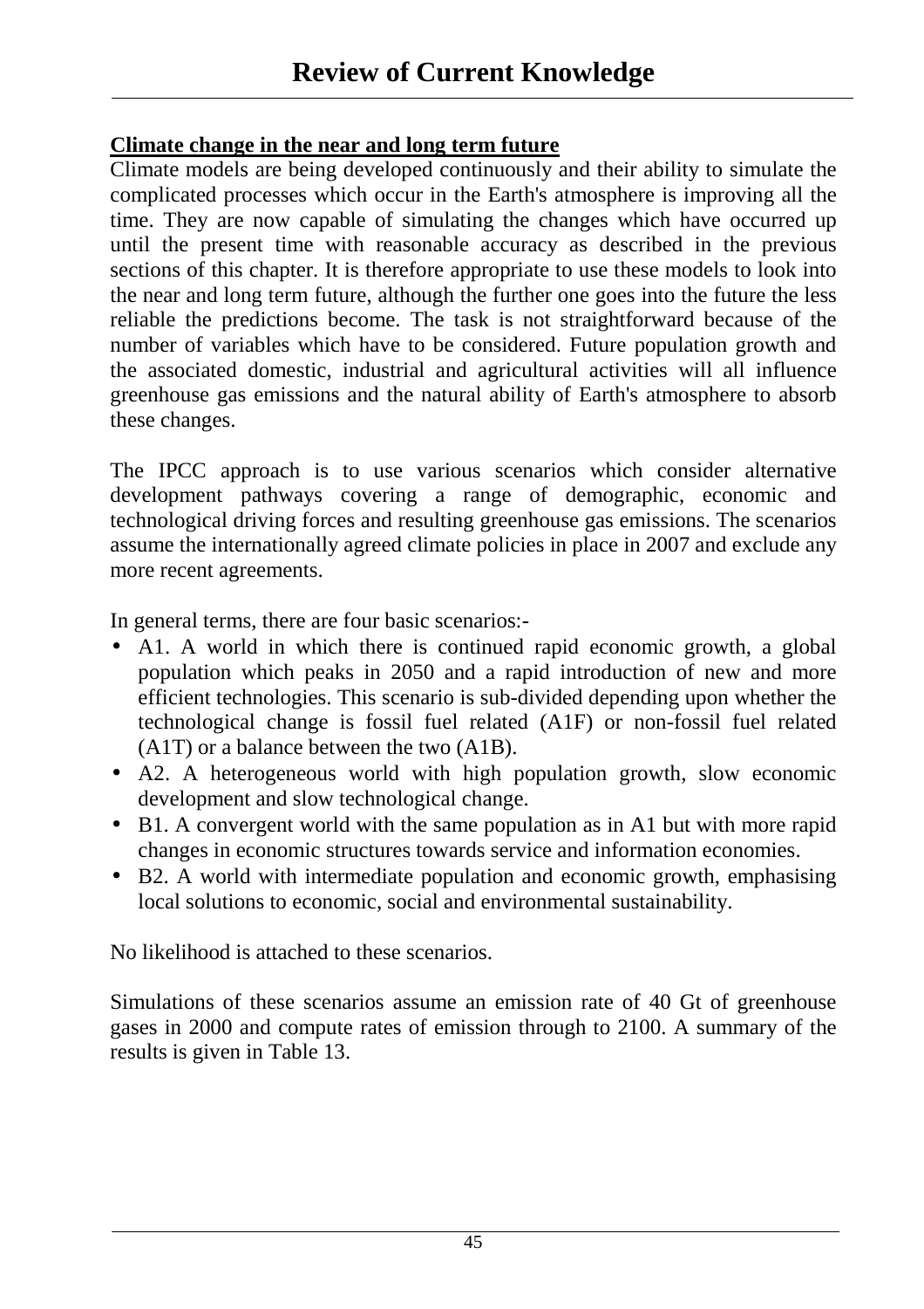## Climate change in the near and long term future

Climate models are being developed continuously and their ability to simulate the complicated processes which occur in the Earth's atmosphere is improving all the time. They are now capable of simulating the changes which have occurred up until the present time with reasonable accuracy as described in the previous sections of this chapter. It is therefore appropriate to use these models to look into the near and long term future, although the further one goes into the future the less reliable the predictions become. The task is not straightforward because of the number of variables which have to be considered. Future population growth and the associated domestic, industrial and agricultural activities will all influence greenhouse gas emissions and the natural ability of Earth's atmosphere to absorb these changes.

The IPCC approach is to use various scenarios which consider alternative development pathways covering a range of demographic, economic and technological driving forces and resulting greenhouse gas emissions. The scenarios assume the internationally agreed climate policies in place in 2007 and exclude any more recent agreements.

In general terms, there are four basic scenarios:-

- A1. A world in which there is continued rapid economic growth, a global population which peaks in 2050 and a rapid introduction of new and more efficient technologies. This scenario is sub-divided depending upon whether the technological change is fossil fuel related (A1F) or non-fossil fuel related (A1T) or a balance between the two (A1B).
- A2. A heterogeneous world with high population growth, slow economic development and slow technological change.
- B1. A convergent world with the same population as in A1 but with more rapid changes in economic structures towards service and information economies.
- B2. A world with intermediate population and economic growth, emphasising local solutions to economic, social and environmental sustainability.

No likelihood is attached to these scenarios.

Simulations of these scenarios assume an emission rate of 40 Gt of greenhouse gases in 2000 and compute rates of emission through to 2100. A summary of the results is given in Table 13.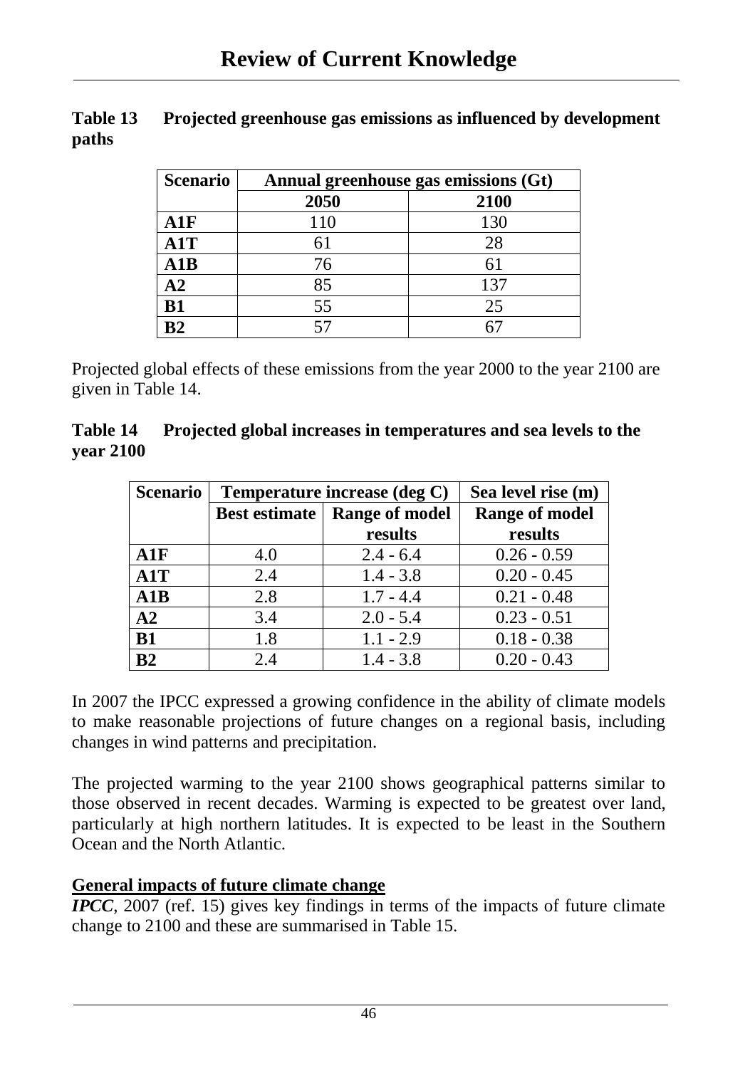**Table 13 Projected greenhouse gas emissions as influenced by development paths**

| Scenario | Annual greenhouse gas emissions (Gt) | |
|---|---|---|
| | 2050 | 2100 |
| **A1F** | 110 | 130 |
| **A1T** | 61 | 28 |
| **A1B** | 76 | 61 |
| **A2** | 85 | 137 |
| **B1** | 55 | 25 |
| **B2** | 57 | 67 |

Projected global effects of these emissions from the year 2000 to the year 2100 are given in Table 14.

**Table 14 Projected global increases in temperatures and sea levels to the year 2100**

| Scenario | Temperature increase (deg C) | | Sea level rise (m) |
|---|---|---|---|
| | Best estimate | Range of model results | Range of model results |
| **A1F** | 4.0 | 2.4 - 6.4 | 0.26 - 0.59 |
| **A1T** | 2.4 | 1.4 - 3.8 | 0.20 - 0.45 |
| **A1B** | 2.8 | 1.7 - 4.4 | 0.21 - 0.48 |
| **A2** | 3.4 | 2.0 - 5.4 | 0.23 - 0.51 |
| **B1** | 1.8 | 1.1 - 2.9 | 0.18 - 0.38 |
| **B2** | 2.4 | 1.4 - 3.8 | 0.20 - 0.43 |

In 2007 the IPCC expressed a growing confidence in the ability of climate models to make reasonable projections of future changes on a regional basis, including changes in wind patterns and precipitation.

The projected warming to the year 2100 shows geographical patterns similar to those observed in recent decades. Warming is expected to be greatest over land, particularly at high northern latitudes. It is expected to be least in the Southern Ocean and the North Atlantic.

**General impacts of future climate change**

***IPCC***, 2007 (ref. 15) gives key findings in terms of the impacts of future climate change to 2100 and these are summarised in Table 15.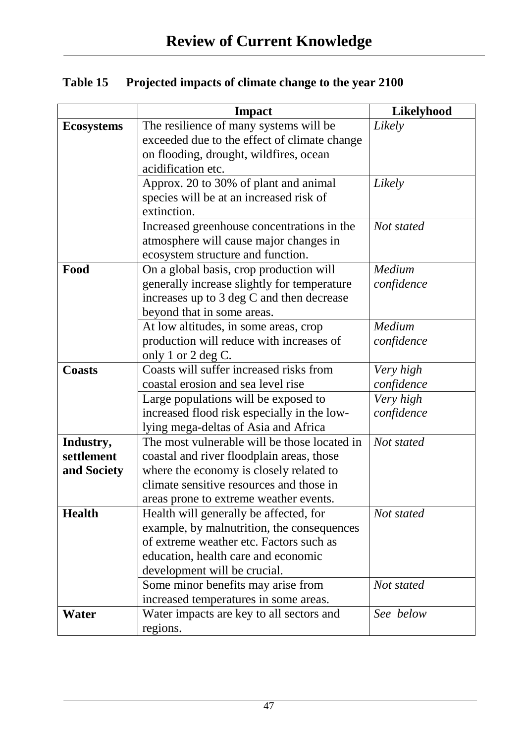**Table 15 Projected impacts of climate change to the year 2100**

| | Impact | Likelyhood |
|---|---|---|
| **Ecosystems** | The resilience of many systems will be exceeded due to the effect of climate change on flooding, drought, wildfires, ocean acidification etc. | *Likely* |
| | Approx. 20 to 30% of plant and animal species will be at an increased risk of extinction. | *Likely* |
| | Increased greenhouse concentrations in the atmosphere will cause major changes in ecosystem structure and function. | *Not stated* |
| **Food** | On a global basis, crop production will generally increase slightly for temperature increases up to 3 deg C and then decrease beyond that in some areas. | *Medium confidence* |
| | At low altitudes, in some areas, crop production will reduce with increases of only 1 or 2 deg C. | *Medium confidence* |
| **Coasts** | Coasts will suffer increased risks from coastal erosion and sea level rise | *Very high confidence* |
| | Large populations will be exposed to increased flood risk especially in the low-lying mega-deltas of Asia and Africa | *Very high confidence* |
| **Industry, settlement and Society** | The most vulnerable will be those located in coastal and river floodplain areas, those where the economy is closely related to climate sensitive resources and those in areas prone to extreme weather events. | *Not stated* |
| **Health** | Health will generally be affected, for example, by malnutrition, the consequences of extreme weather etc. Factors such as education, health care and economic development will be crucial. | *Not stated* |
| | Some minor benefits may arise from increased temperatures in some areas. | *Not stated* |
| **Water** | Water impacts are key to all sectors and regions. | *See below* |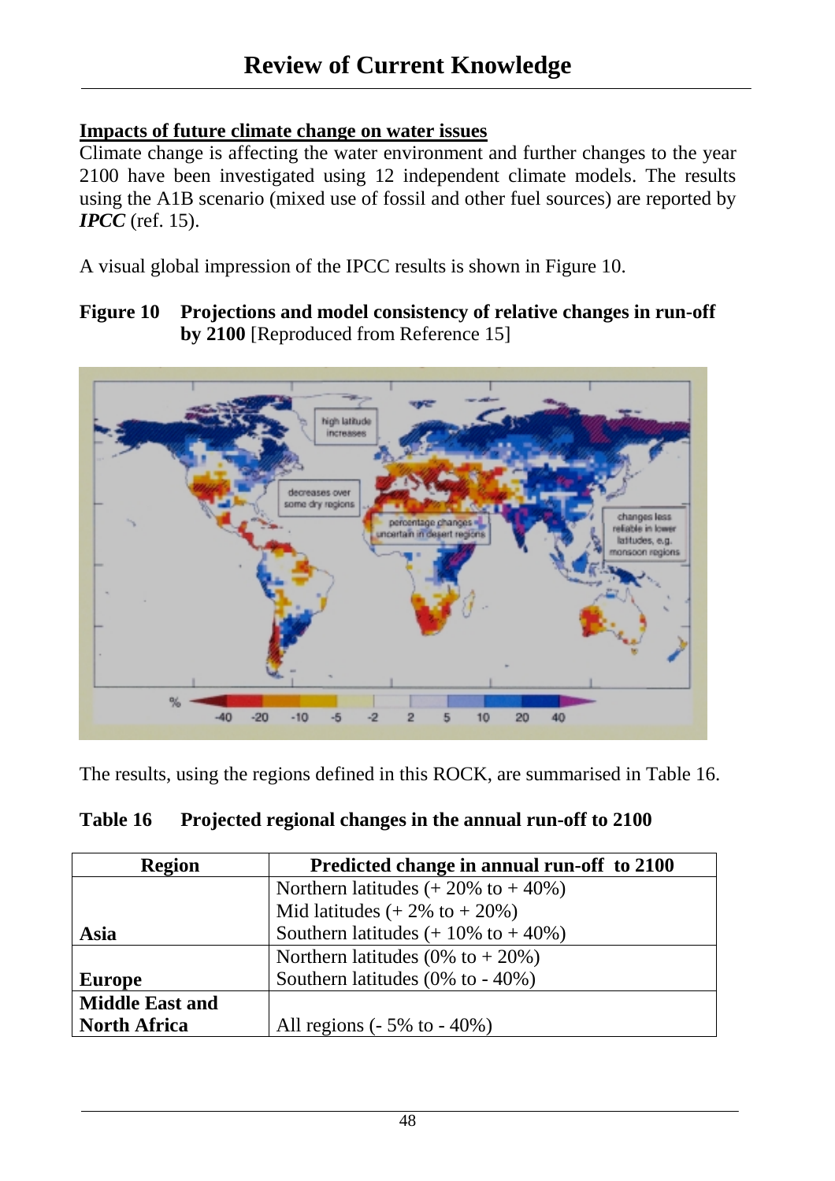## Impacts of future climate change on water issues

Climate change is affecting the water environment and further changes to the year 2100 have been investigated using 12 independent climate models. The results using the A1B scenario (mixed use of fossil and other fuel sources) are reported by ***IPCC*** (ref. 15).

A visual global impression of the IPCC results is shown in Figure 10.

**Figure 10 Projections and model consistency of relative changes in run-off by 2100** [Reproduced from Reference 15]

The results, using the regions defined in this ROCK, are summarised in Table 16.

**Table 16 Projected regional changes in the annual run-off to 2100**

| Region | Predicted change in annual run-off to 2100 |
|---|---|
| **Asia** | Northern latitudes (+ 20% to + 40%)<br>Mid latitudes (+ 2% to + 20%)<br>Southern latitudes (+ 10% to + 40%) |
| **Europe** | Northern latitudes (0% to + 20%)<br>Southern latitudes (0% to - 40%) |
| **Middle East and North Africa** | All regions (- 5% to - 40%) |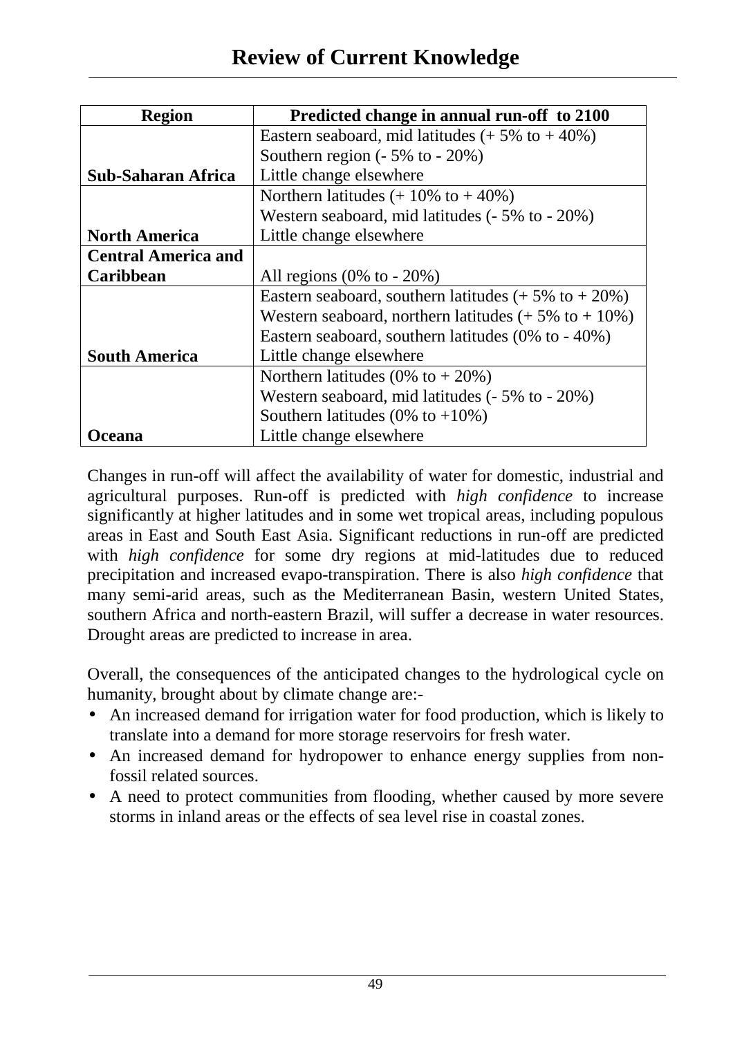| Region | Predicted change in annual run-off to 2100 |
|---|---|
| Sub-Saharan Africa | Eastern seaboard, mid latitudes (+ 5% to + 40%)<br>Southern region (- 5% to - 20%)<br>Little change elsewhere |
| North America | Northern latitudes (+ 10% to + 40%)<br>Western seaboard, mid latitudes (- 5% to - 20%)<br>Little change elsewhere |
| Central America and Caribbean | All regions (0% to - 20%) |
| South America | Eastern seaboard, southern latitudes (+ 5% to + 20%)<br>Western seaboard, northern latitudes (+ 5% to + 10%)<br>Eastern seaboard, southern latitudes (0% to - 40%)<br>Little change elsewhere |
| Oceana | Northern latitudes (0% to + 20%)<br>Western seaboard, mid latitudes (- 5% to - 20%)<br>Southern latitudes (0% to +10%)<br>Little change elsewhere |

Changes in run-off will affect the availability of water for domestic, industrial and agricultural purposes. Run-off is predicted with *high confidence* to increase significantly at higher latitudes and in some wet tropical areas, including populous areas in East and South East Asia. Significant reductions in run-off are predicted with *high confidence* for some dry regions at mid-latitudes due to reduced precipitation and increased evapo-transpiration. There is also *high confidence* that many semi-arid areas, such as the Mediterranean Basin, western United States, southern Africa and north-eastern Brazil, will suffer a decrease in water resources. Drought areas are predicted to increase in area.

Overall, the consequences of the anticipated changes to the hydrological cycle on humanity, brought about by climate change are:-

- An increased demand for irrigation water for food production, which is likely to translate into a demand for more storage reservoirs for fresh water.
- An increased demand for hydropower to enhance energy supplies from non-fossil related sources.
- A need to protect communities from flooding, whether caused by more severe storms in inland areas or the effects of sea level rise in coastal zones.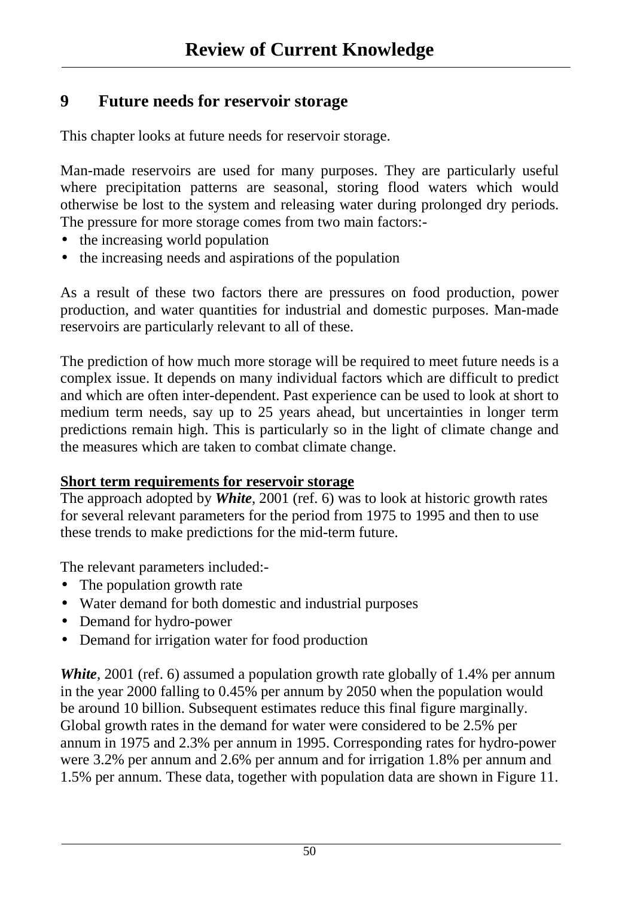## 9 Future needs for reservoir storage

This chapter looks at future needs for reservoir storage.

Man-made reservoirs are used for many purposes. They are particularly useful where precipitation patterns are seasonal, storing flood waters which would otherwise be lost to the system and releasing water during prolonged dry periods. The pressure for more storage comes from two main factors:-

- the increasing world population
- the increasing needs and aspirations of the population

As a result of these two factors there are pressures on food production, power production, and water quantities for industrial and domestic purposes. Man-made reservoirs are particularly relevant to all of these.

The prediction of how much more storage will be required to meet future needs is a complex issue. It depends on many individual factors which are difficult to predict and which are often inter-dependent. Past experience can be used to look at short to medium term needs, say up to 25 years ahead, but uncertainties in longer term predictions remain high. This is particularly so in the light of climate change and the measures which are taken to combat climate change.

**Short term requirements for reservoir storage**

The approach adopted by ***White***, 2001 (ref. 6) was to look at historic growth rates for several relevant parameters for the period from 1975 to 1995 and then to use these trends to make predictions for the mid-term future.

The relevant parameters included:-

- The population growth rate
- Water demand for both domestic and industrial purposes
- Demand for hydro-power
- Demand for irrigation water for food production

***White***, 2001 (ref. 6) assumed a population growth rate globally of 1.4% per annum in the year 2000 falling to 0.45% per annum by 2050 when the population would be around 10 billion. Subsequent estimates reduce this final figure marginally. Global growth rates in the demand for water were considered to be 2.5% per annum in 1975 and 2.3% per annum in 1995. Corresponding rates for hydro-power were 3.2% per annum and 2.6% per annum and for irrigation 1.8% per annum and 1.5% per annum. These data, together with population data are shown in Figure 11.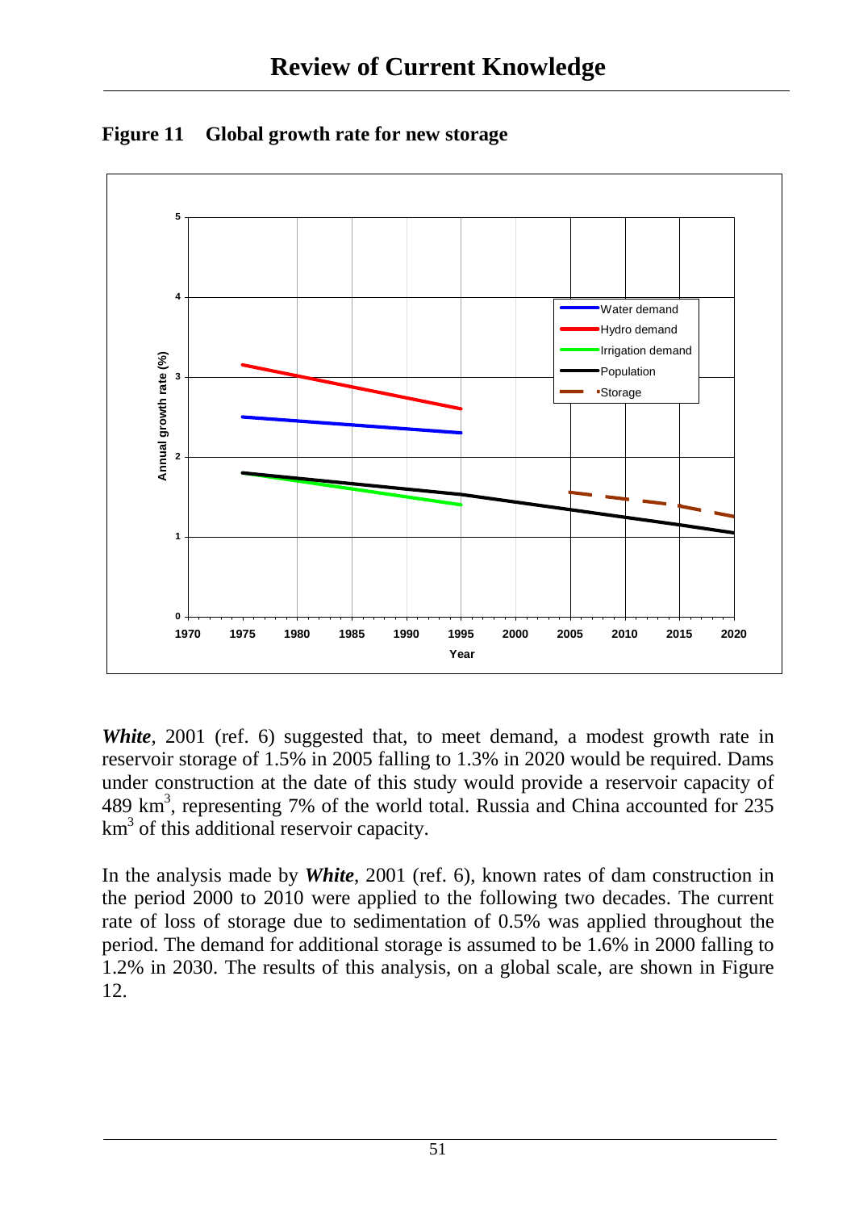**Figure 11 Global growth rate for new storage**

*White*, 2001 (ref. 6) suggested that, to meet demand, a modest growth rate in reservoir storage of 1.5% in 2005 falling to 1.3% in 2020 would be required. Dams under construction at the date of this study would provide a reservoir capacity of 489 $km^3$, representing 7% of the world total. Russia and China accounted for 235 $km^3$ of this additional reservoir capacity.

In the analysis made by ***White***, 2001 (ref. 6), known rates of dam construction in the period 2000 to 2010 were applied to the following two decades. The current rate of loss of storage due to sedimentation of 0.5% was applied throughout the period. The demand for additional storage is assumed to be 1.6% in 2000 falling to 1.2% in 2030. The results of this analysis, on a global scale, are shown in Figure 12.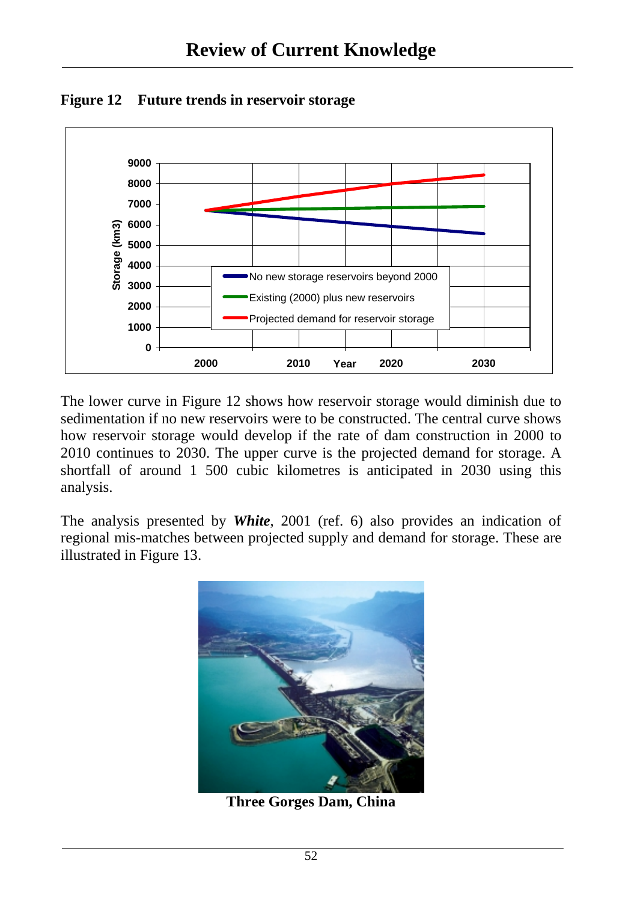# Review of Current Knowledge

**Figure 12 Future trends in reservoir storage**

The lower curve in Figure 12 shows how reservoir storage would diminish due to sedimentation if no new reservoirs were to be constructed. The central curve shows how reservoir storage would develop if the rate of dam construction in 2000 to 2010 continues to 2030. The upper curve is the projected demand for storage. A shortfall of around 1 500 cubic kilometres is anticipated in 2030 using this analysis.

The analysis presented by ***White***, 2001 (ref. 6) also provides an indication of regional mis-matches between projected supply and demand for storage. These are illustrated in Figure 13.

**Three Gorges Dam, China**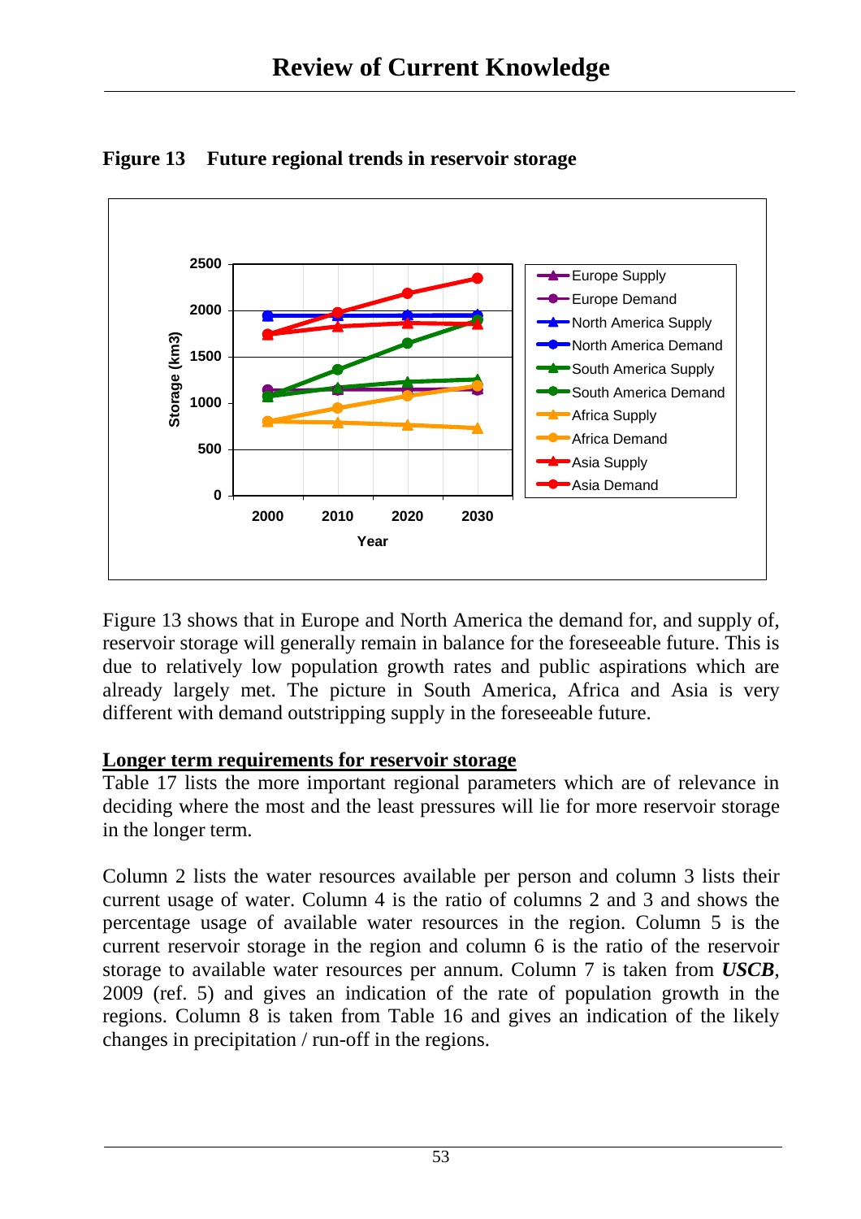**Figure 13 Future regional trends in reservoir storage**

Figure 13 shows that in Europe and North America the demand for, and supply of, reservoir storage will generally remain in balance for the foreseeable future. This is due to relatively low population growth rates and public aspirations which are already largely met. The picture in South America, Africa and Asia is very different with demand outstripping supply in the foreseeable future.

## Longer term requirements for reservoir storage

Table 17 lists the more important regional parameters which are of relevance in deciding where the most and the least pressures will lie for more reservoir storage in the longer term.

Column 2 lists the water resources available per person and column 3 lists their current usage of water. Column 4 is the ratio of columns 2 and 3 and shows the percentage usage of available water resources in the region. Column 5 is the current reservoir storage in the region and column 6 is the ratio of the reservoir storage to available water resources per annum. Column 7 is taken from ***USCB***, 2009 (ref. 5) and gives an indication of the rate of population growth in the regions. Column 8 is taken from Table 16 and gives an indication of the likely changes in precipitation / run-off in the regions.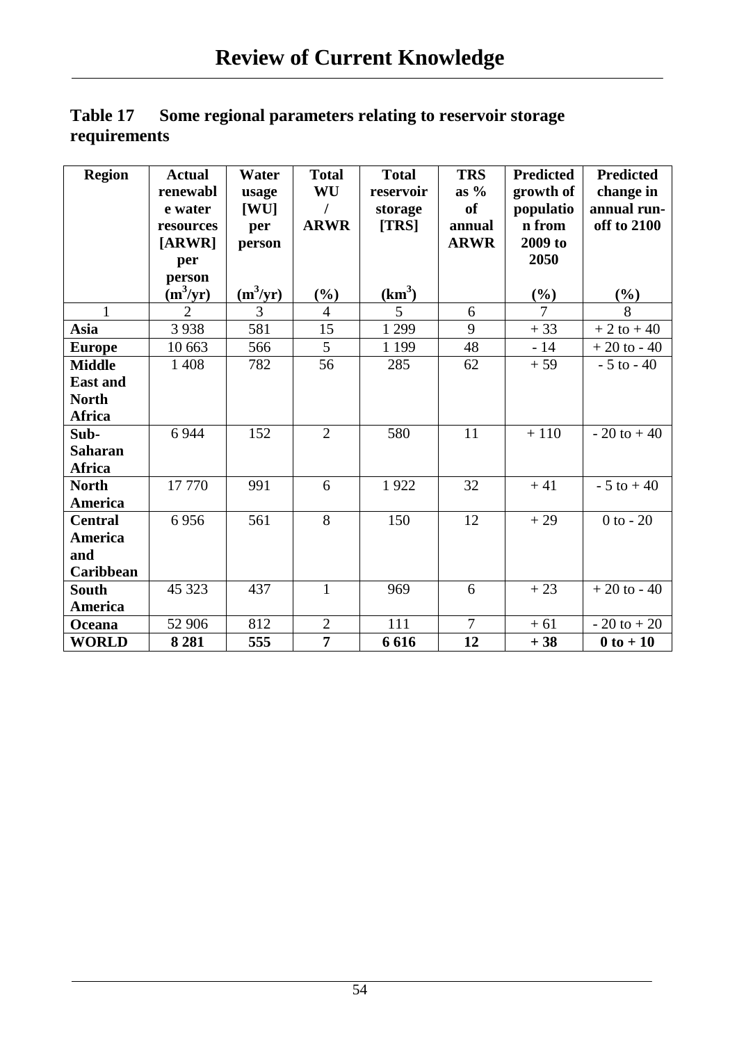### Table 17 Some regional parameters relating to reservoir storage requirements

| Region | Actual renewable water resources [ARWR] per person ($m^3$/yr) | Water usage [WU] per person ($m^3$/yr) | Total WU / ARWR (%) | Total reservoir storage [TRS] ($km^3$) | TRS as % of annual ARWR | Predicted growth of population from 2009 to 2050 (%) | Predicted change in annual run-off to 2100 (%) |
|---|---|---|---|---|---|---|---|
| 1 | 2 | 3 | 4 | 5 | 6 | 7 | 8 |
| **Asia** | 3 938 | 581 | 15 | 1 299 | 9 | + 33 | + 2 to + 40 |
| **Europe** | 10 663 | 566 | 5 | 1 199 | 48 | - 14 | + 20 to - 40 |
| **Middle East and North Africa** | 1 408 | 782 | 56 | 285 | 62 | + 59 | - 5 to - 40 |
| **Sub-Saharan Africa** | 6 944 | 152 | 2 | 580 | 11 | + 110 | - 20 to + 40 |
| **North America** | 17 770 | 991 | 6 | 1 922 | 32 | + 41 | - 5 to + 40 |
| **Central America and Caribbean** | 6 956 | 561 | 8 | 150 | 12 | + 29 | 0 to - 20 |
| **South America** | 45 323 | 437 | 1 | 969 | 6 | + 23 | + 20 to - 40 |
| **Oceana** | 52 906 | 812 | 2 | 111 | 7 | + 61 | - 20 to + 20 |
| **WORLD** | **8 281** | **555** | **7** | **6 616** | **12** | **+ 38** | **0 to + 10** |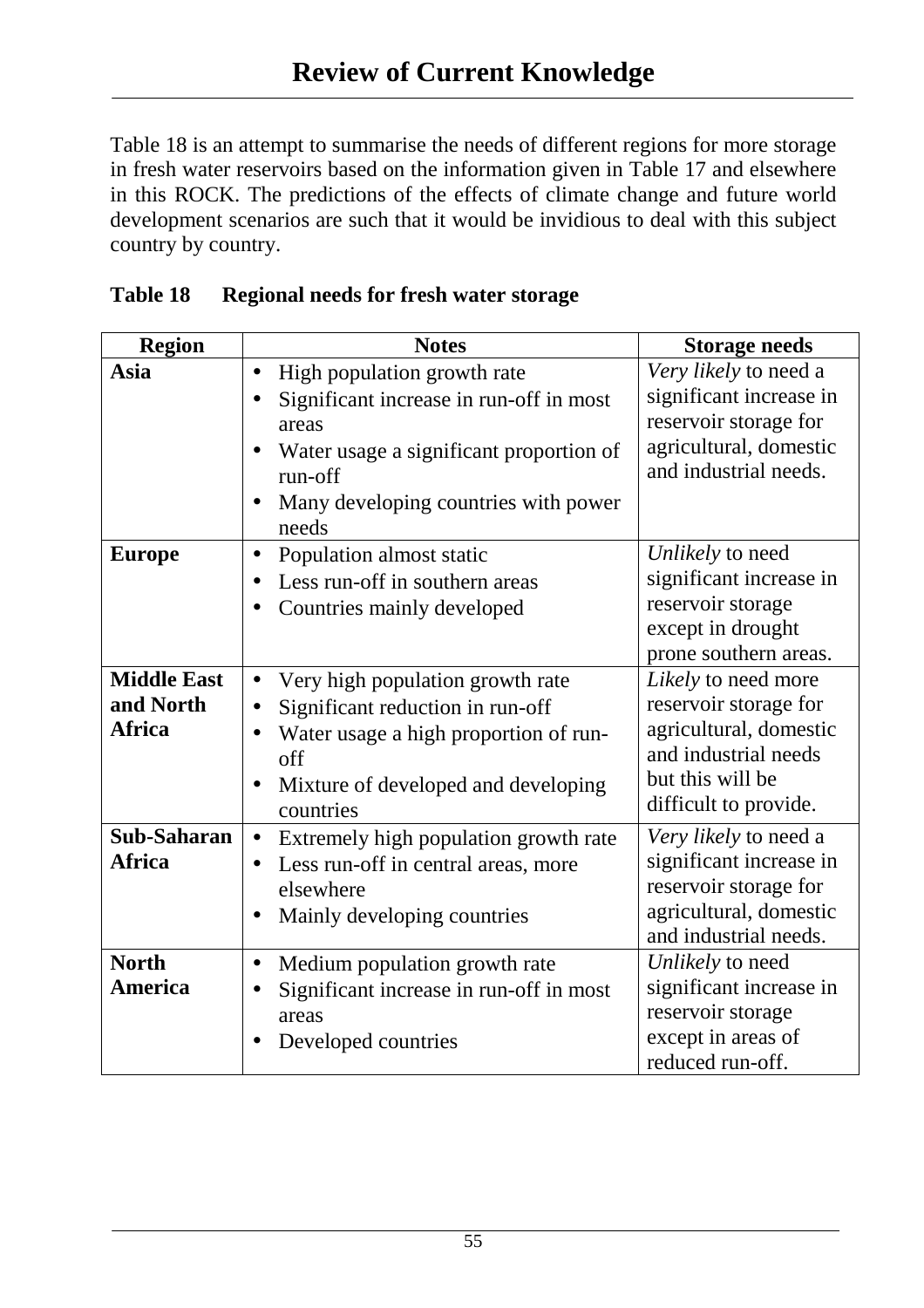Table 18 is an attempt to summarise the needs of different regions for more storage in fresh water reservoirs based on the information given in Table 17 and elsewhere in this ROCK. The predictions of the effects of climate change and future world development scenarios are such that it would be invidious to deal with this subject country by country.

**Table 18 Regional needs for fresh water storage**

| Region | Notes | Storage needs |
|---|---|---|
| **Asia** | • High population growth rate<br>• Significant increase in run-off in most areas<br>• Water usage a significant proportion of run-off<br>• Many developing countries with power needs | *Very likely* to need a significant increase in reservoir storage for agricultural, domestic and industrial needs. |
| **Europe** | • Population almost static<br>• Less run-off in southern areas<br>• Countries mainly developed | *Unlikely* to need significant increase in reservoir storage except in drought prone southern areas. |
| **Middle East and North Africa** | • Very high population growth rate<br>• Significant reduction in run-off<br>• Water usage a high proportion of run-off<br>• Mixture of developed and developing countries | *Likely* to need more reservoir storage for agricultural, domestic and industrial needs but this will be difficult to provide. |
| **Sub-Saharan Africa** | • Extremely high population growth rate<br>• Less run-off in central areas, more elsewhere<br>• Mainly developing countries | *Very likely* to need a significant increase in reservoir storage for agricultural, domestic and industrial needs. |
| **North America** | • Medium population growth rate<br>• Significant increase in run-off in most areas<br>• Developed countries | *Unlikely* to need significant increase in reservoir storage except in areas of reduced run-off. |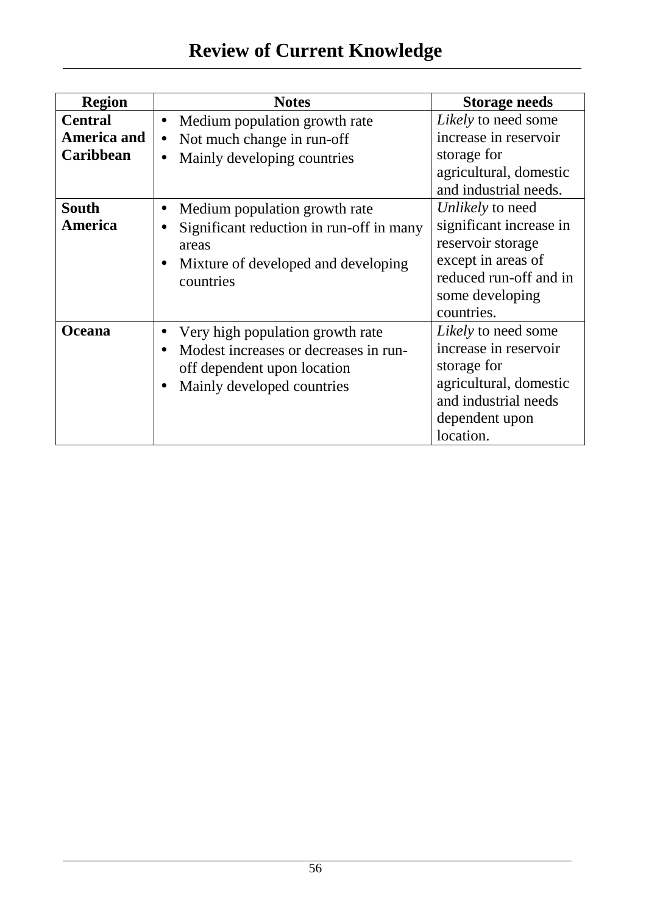| Region | Notes | Storage needs |
|---|---|---|
| **Central America and Caribbean** | • Medium population growth rate<br>• Not much change in run-off<br>• Mainly developing countries | *Likely* to need some increase in reservoir storage for agricultural, domestic and industrial needs. |
| **South America** | • Medium population growth rate<br>• Significant reduction in run-off in many areas<br>• Mixture of developed and developing countries | *Unlikely* to need significant increase in reservoir storage except in areas of reduced run-off and in some developing countries. |
| **Oceana** | • Very high population growth rate<br>• Modest increases or decreases in run-off dependent upon location<br>• Mainly developed countries | *Likely* to need some increase in reservoir storage for agricultural, domestic and industrial needs dependent upon location. |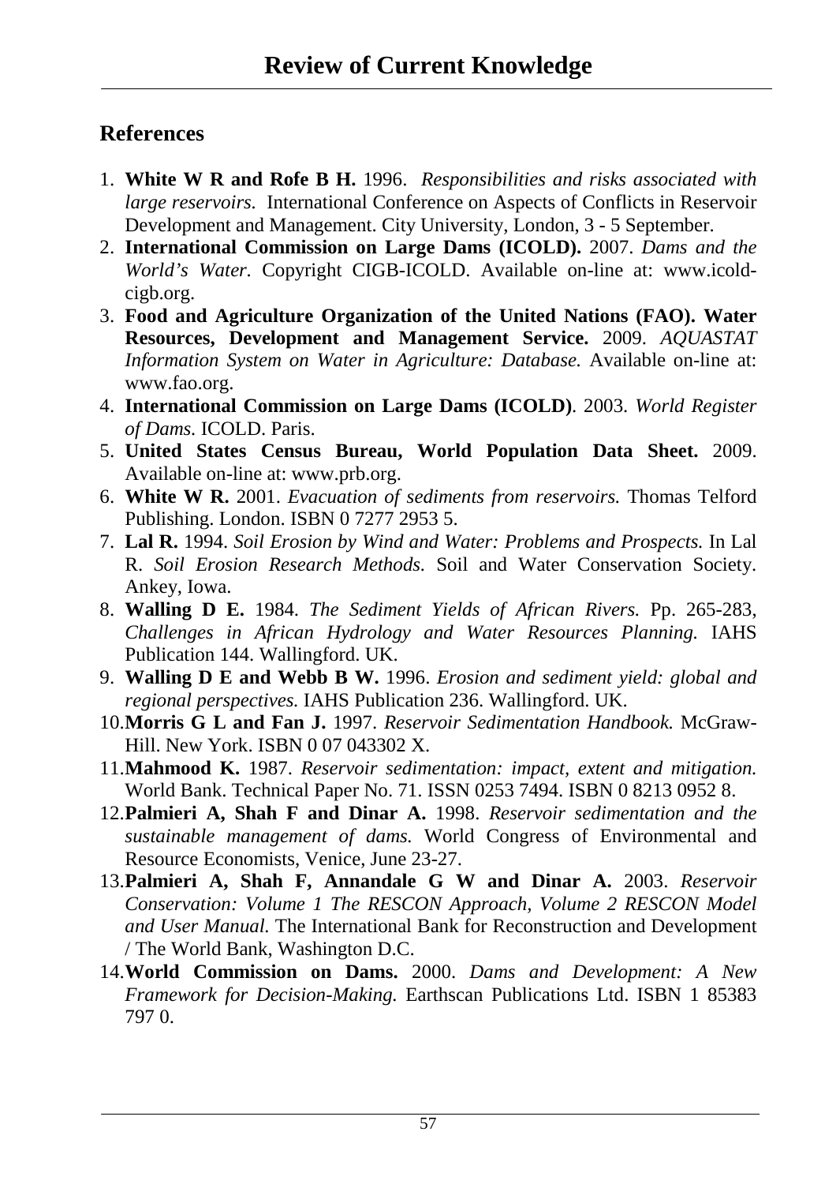## References

1. **White W R and Rofe B H.** 1996. *Responsibilities and risks associated with large reservoirs.* International Conference on Aspects of Conflicts in Reservoir Development and Management. City University, London, 3 - 5 September.
2. **International Commission on Large Dams (ICOLD).** 2007. *Dams and the World's Water.* Copyright CIGB-ICOLD. Available on-line at: www.icold-cigb.org.
3. **Food and Agriculture Organization of the United Nations (FAO). Water Resources, Development and Management Service.** 2009. *AQUASTAT Information System on Water in Agriculture: Database.* Available on-line at: www.fao.org.
4. **International Commission on Large Dams (ICOLD)**. 2003. *World Register of Dams.* ICOLD. Paris.
5. **United States Census Bureau, World Population Data Sheet.** 2009. Available on-line at: www.prb.org.
6. **White W R.** 2001. *Evacuation of sediments from reservoirs.* Thomas Telford Publishing. London. ISBN 0 7277 2953 5.
7. **Lal R.** 1994. *Soil Erosion by Wind and Water: Problems and Prospects.* In Lal R. *Soil Erosion Research Methods.* Soil and Water Conservation Society. Ankey, Iowa.
8. **Walling D E.** 1984. *The Sediment Yields of African Rivers.* Pp. 265-283, *Challenges in African Hydrology and Water Resources Planning.* IAHS Publication 144. Wallingford. UK.
9. **Walling D E and Webb B W.** 1996. *Erosion and sediment yield: global and regional perspectives.* IAHS Publication 236. Wallingford. UK.
10. **Morris G L and Fan J.** 1997. *Reservoir Sedimentation Handbook.* McGraw-Hill. New York. ISBN 0 07 043302 X.
11. **Mahmood K.** 1987. *Reservoir sedimentation: impact, extent and mitigation.* World Bank. Technical Paper No. 71. ISSN 0253 7494. ISBN 0 8213 0952 8.
12. **Palmieri A, Shah F and Dinar A.** 1998. *Reservoir sedimentation and the sustainable management of dams.* World Congress of Environmental and Resource Economists, Venice, June 23-27.
13. **Palmieri A, Shah F, Annandale G W and Dinar A.** 2003. *Reservoir Conservation: Volume 1 The RESCON Approach, Volume 2 RESCON Model and User Manual.* The International Bank for Reconstruction and Development / The World Bank, Washington D.C.
14. **World Commission on Dams.** 2000. *Dams and Development: A New Framework for Decision-Making.* Earthscan Publications Ltd. ISBN 1 85383 797 0.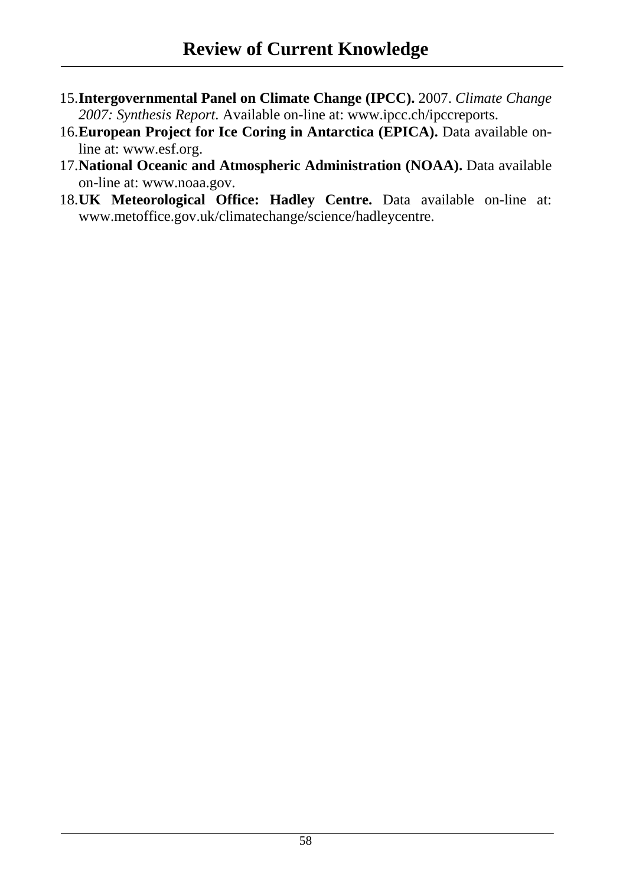15. **Intergovernmental Panel on Climate Change (IPCC).** 2007. *Climate Change 2007: Synthesis Report.* Available on-line at: www.ipcc.ch/ipccreports.
16. **European Project for Ice Coring in Antarctica (EPICA).** Data available on-line at: www.esf.org.
17. **National Oceanic and Atmospheric Administration (NOAA).** Data available on-line at: www.noaa.gov.
18. **UK Meteorological Office: Hadley Centre.** Data available on-line at: www.metoffice.gov.uk/climatechange/science/hadleycentre.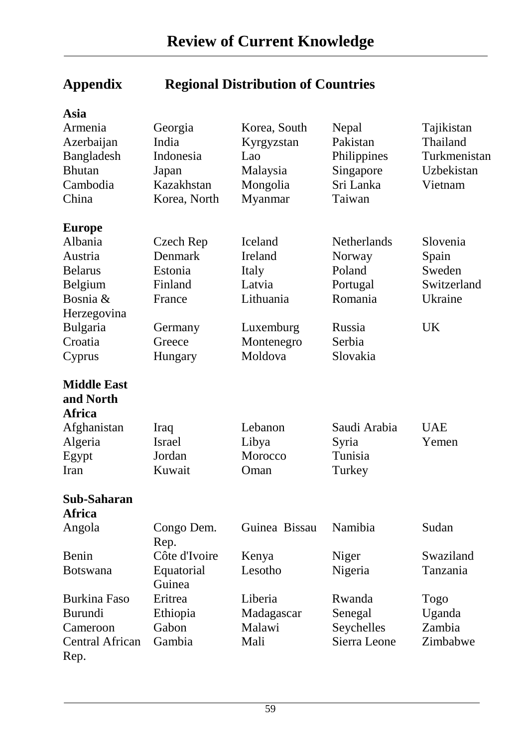## Appendix Regional Distribution of Countries

**Asia**

| | | | | |
|---|---|---|---|---|
| Armenia | Georgia | Korea, South | Nepal | Tajikistan |
| Azerbaijan | India | Kyrgyzstan | Pakistan | Thailand |
| Bangladesh | Indonesia | Lao | Philippines | Turkmenistan |
| Bhutan | Japan | Malaysia | Singapore | Uzbekistan |
| Cambodia | Kazakhstan | Mongolia | Sri Lanka | Vietnam |
| China | Korea, North | Myanmar | Taiwan | |

**Europe**

| | | | | |
|---|---|---|---|---|
| Albania | Czech Rep | Iceland | Netherlands | Slovenia |
| Austria | Denmark | Ireland | Norway | Spain |
| Belarus | Estonia | Italy | Poland | Sweden |
| Belgium | Finland | Latvia | Portugal | Switzerland |
| Bosnia & Herzegovina | France | Lithuania | Romania | Ukraine |
| Bulgaria | Germany | Luxemburg | Russia | UK |
| Croatia | Greece | Montenegro | Serbia | |
| Cyprus | Hungary | Moldova | Slovakia | |

**Middle East and North Africa**

| | | | | |
|---|---|---|---|---|
| Afghanistan | Iraq | Lebanon | Saudi Arabia | UAE |
| Algeria | Israel | Libya | Syria | Yemen |
| Egypt | Jordan | Morocco | Tunisia | |
| Iran | Kuwait | Oman | Turkey | |

**Sub-Saharan Africa**

| | | | | |
|---|---|---|---|---|
| Angola | Congo Dem. Rep. | Guinea Bissau | Namibia | Sudan |
| Benin | Côte d'Ivoire | Kenya | Niger | Swaziland |
| Botswana | Equatorial Guinea | Lesotho | Nigeria | Tanzania |
| Burkina Faso | Eritrea | Liberia | Rwanda | Togo |
| Burundi | Ethiopia | Madagascar | Senegal | Uganda |
| Cameroon | Gabon | Malawi | Seychelles | Zambia |
| Central African Rep. | Gambia | Mali | Sierra Leone | Zimbabwe |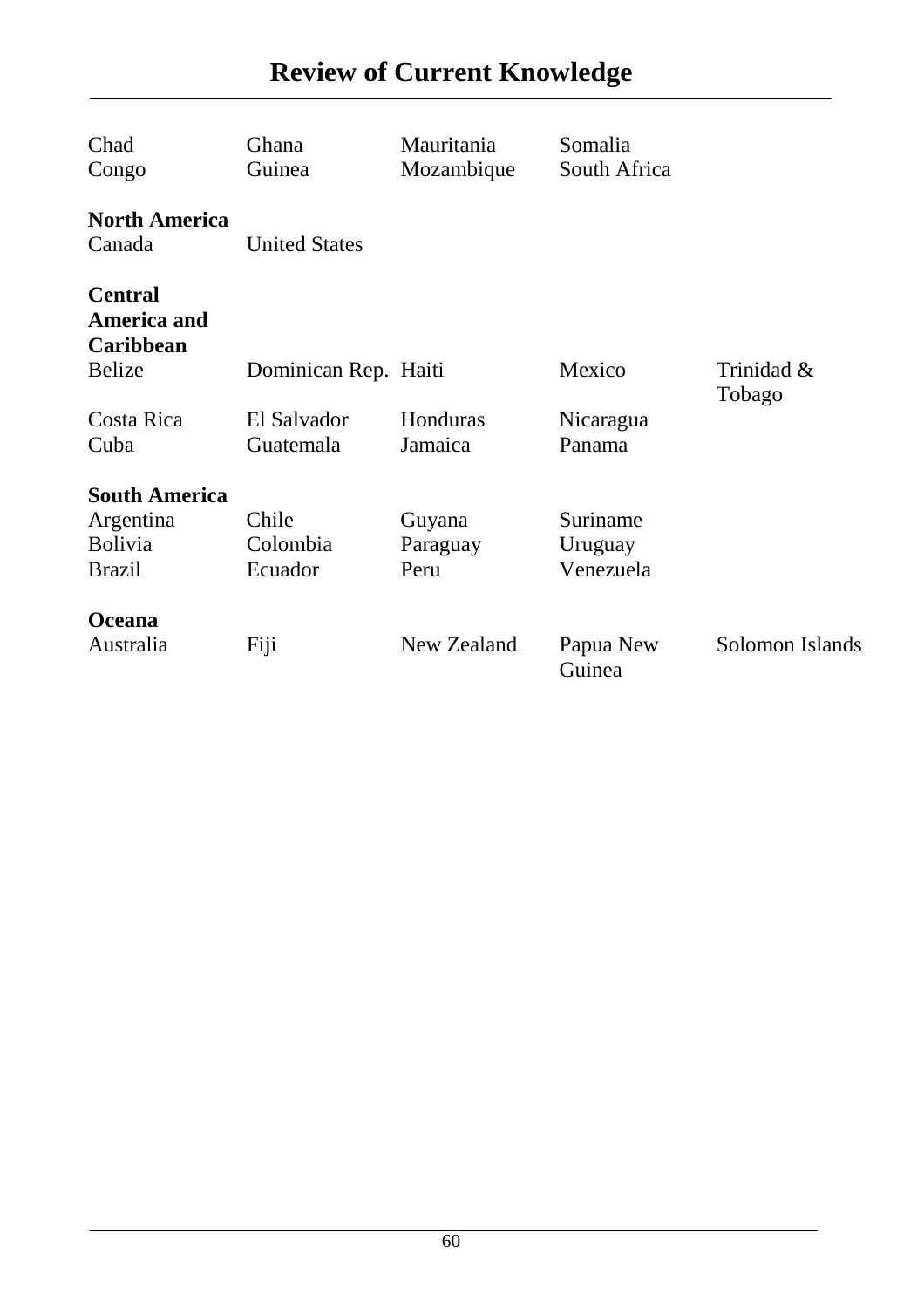| | | | | |
|---|---|---|---|---|
| Chad | Ghana | Mauritania | Somalia | |
| Congo | Guinea | Mozambique | South Africa | |

**North America**

| | |
|---|---|
| Canada | United States |

**Central America and Caribbean**

| | | | | |
|---|---|---|---|---|
| Belize | Dominican Rep. | Haiti | Mexico | Trinidad & Tobago |
| Costa Rica | El Salvador | Honduras | Nicaragua | |
| Cuba | Guatemala | Jamaica | Panama | |

**South America**

| | | | |
|---|---|---|---|
| Argentina | Chile | Guyana | Suriname |
| Bolivia | Colombia | Paraguay | Uruguay |
| Brazil | Ecuador | Peru | Venezuela |

**Oceana**

| | | | | |
|---|---|---|---|---|
| Australia | Fiji | New Zealand | Papua New Guinea | Solomon Islands |